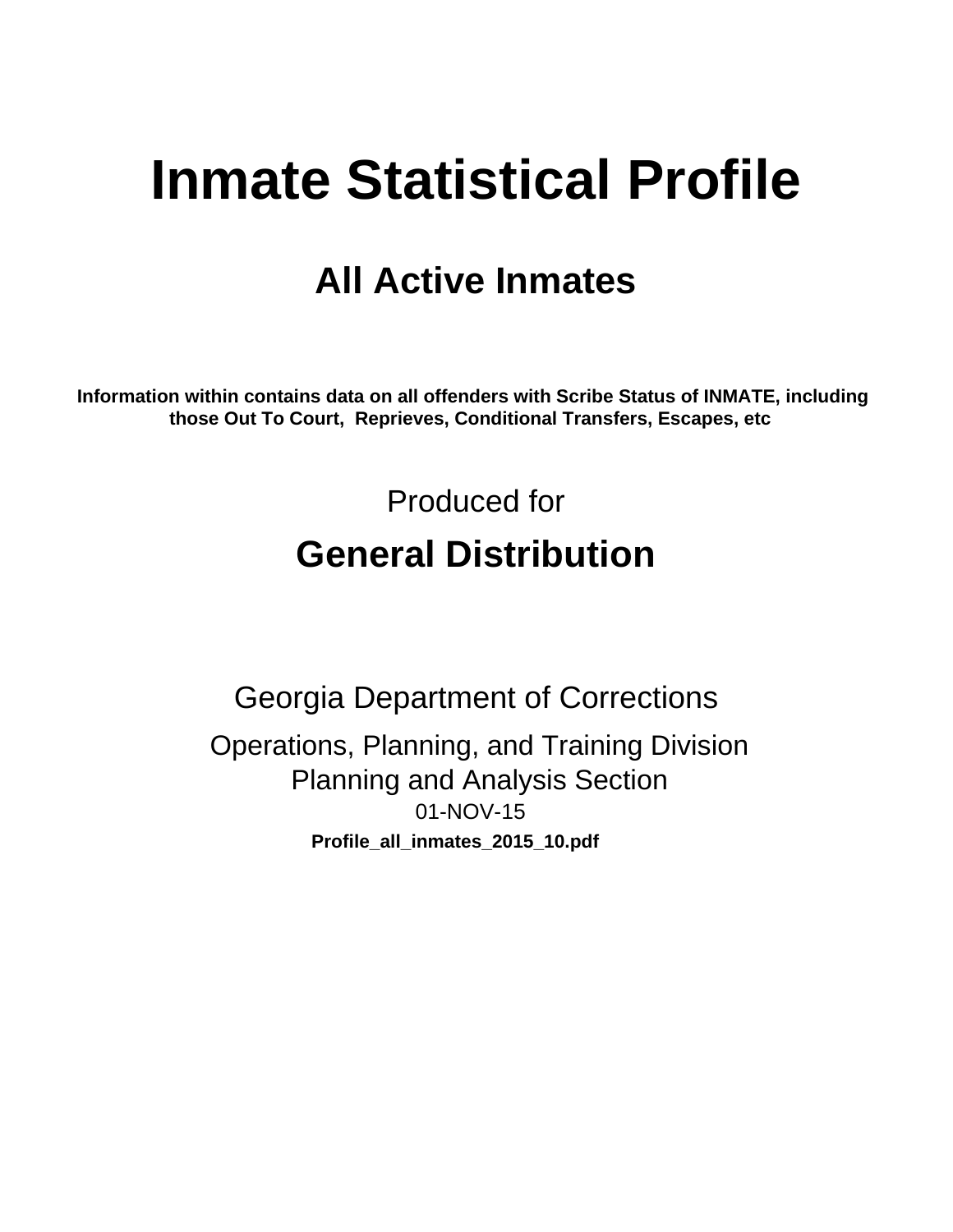# Inmate Statistical Profile

## All Active Inmates

**Information within contains data on all offenders with Scribe Status of INMATE, including those Out To Court, Reprieves, Conditional Transfers, Escapes, etc**

Produced for

## General Distribution

Georgia Department of Corrections

Operations, Planning, and Training Division
Planning and Analysis Section
01-NOV-15

**Profile_all_inmates_2015_10.pdf**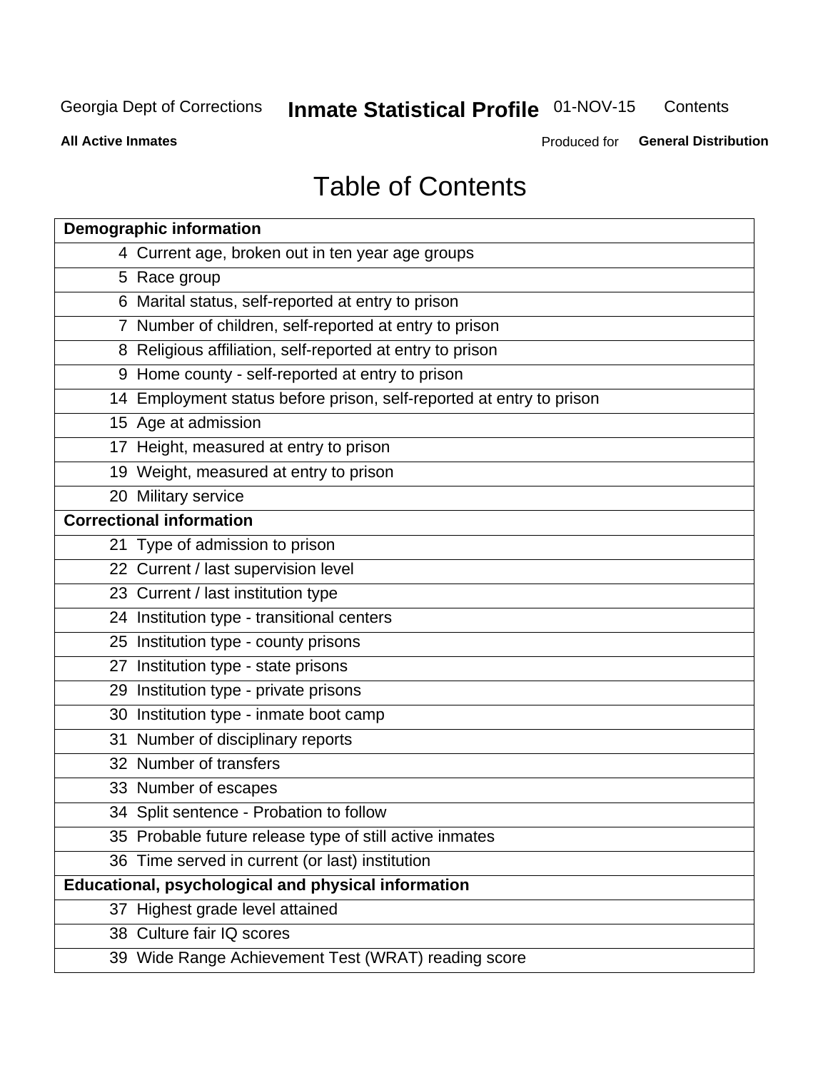Georgia Dept of Corrections **Inmate Statistical Profile** 01-NOV-15 Contents

**All Active Inmates** Produced for **General Distribution**

# Table of Contents

| **Demographic information** | |
|---|---|
| 4 | Current age, broken out in ten year age groups |
| 5 | Race group |
| 6 | Marital status, self-reported at entry to prison |
| 7 | Number of children, self-reported at entry to prison |
| 8 | Religious affiliation, self-reported at entry to prison |
| 9 | Home county - self-reported at entry to prison |
| 14 | Employment status before prison, self-reported at entry to prison |
| 15 | Age at admission |
| 17 | Height, measured at entry to prison |
| 19 | Weight, measured at entry to prison |
| 20 | Military service |
| **Correctional information** | |
| 21 | Type of admission to prison |
| 22 | Current / last supervision level |
| 23 | Current / last institution type |
| 24 | Institution type - transitional centers |
| 25 | Institution type - county prisons |
| 27 | Institution type - state prisons |
| 29 | Institution type - private prisons |
| 30 | Institution type - inmate boot camp |
| 31 | Number of disciplinary reports |
| 32 | Number of transfers |
| 33 | Number of escapes |
| 34 | Split sentence - Probation to follow |
| 35 | Probable future release type of still active inmates |
| 36 | Time served in current (or last) institution |
| **Educational, psychological and physical information** | |
| 37 | Highest grade level attained |
| 38 | Culture fair IQ scores |
| 39 | Wide Range Achievement Test (WRAT) reading score |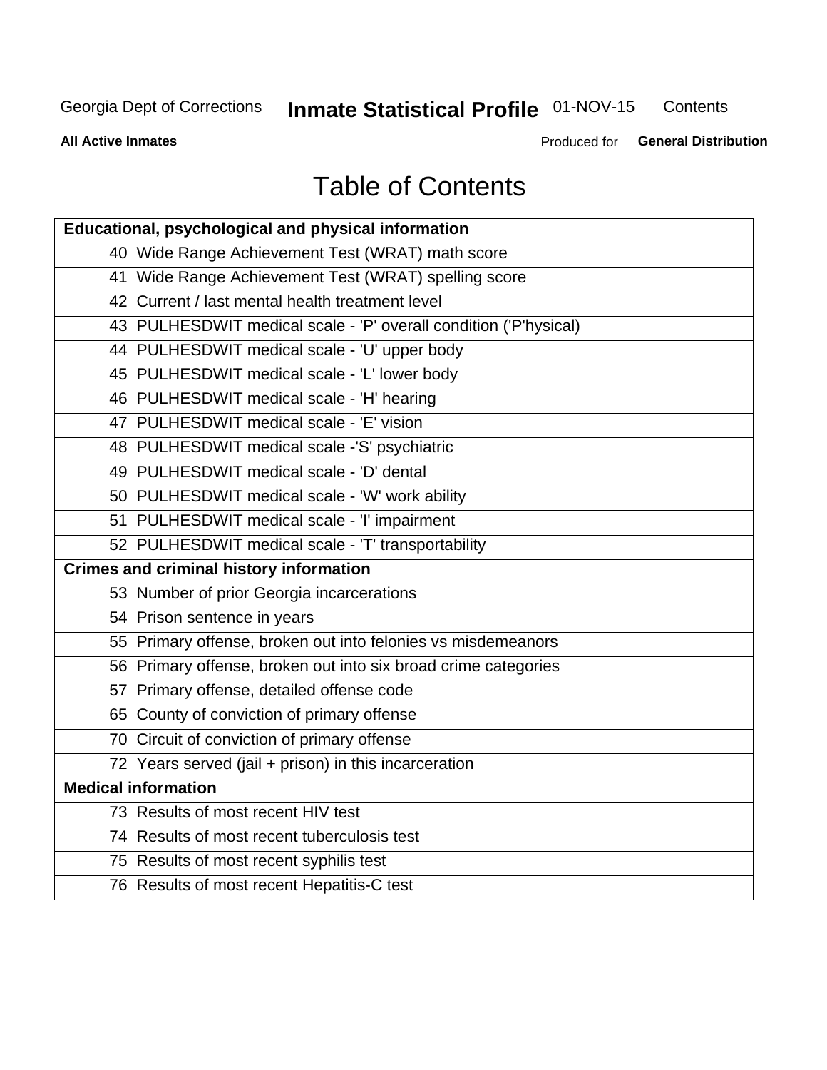# Table of Contents

| Educational, psychological and physical information |
|---|
| 40 Wide Range Achievement Test (WRAT) math score |
| 41 Wide Range Achievement Test (WRAT) spelling score |
| 42 Current / last mental health treatment level |
| 43 PULHESDWIT medical scale - 'P' overall condition ('P'hysical) |
| 44 PULHESDWIT medical scale - 'U' upper body |
| 45 PULHESDWIT medical scale - 'L' lower body |
| 46 PULHESDWIT medical scale - 'H' hearing |
| 47 PULHESDWIT medical scale - 'E' vision |
| 48 PULHESDWIT medical scale -'S' psychiatric |
| 49 PULHESDWIT medical scale - 'D' dental |
| 50 PULHESDWIT medical scale - 'W' work ability |
| 51 PULHESDWIT medical scale - 'I' impairment |
| 52 PULHESDWIT medical scale - 'T' transportability |
| **Crimes and criminal history information** |
| 53 Number of prior Georgia incarcerations |
| 54 Prison sentence in years |
| 55 Primary offense, broken out into felonies vs misdemeanors |
| 56 Primary offense, broken out into six broad crime categories |
| 57 Primary offense, detailed offense code |
| 65 County of conviction of primary offense |
| 70 Circuit of conviction of primary offense |
| 72 Years served (jail + prison) in this incarceration |
| **Medical information** |
| 73 Results of most recent HIV test |
| 74 Results of most recent tuberculosis test |
| 75 Results of most recent syphilis test |
| 76 Results of most recent Hepatitis-C test |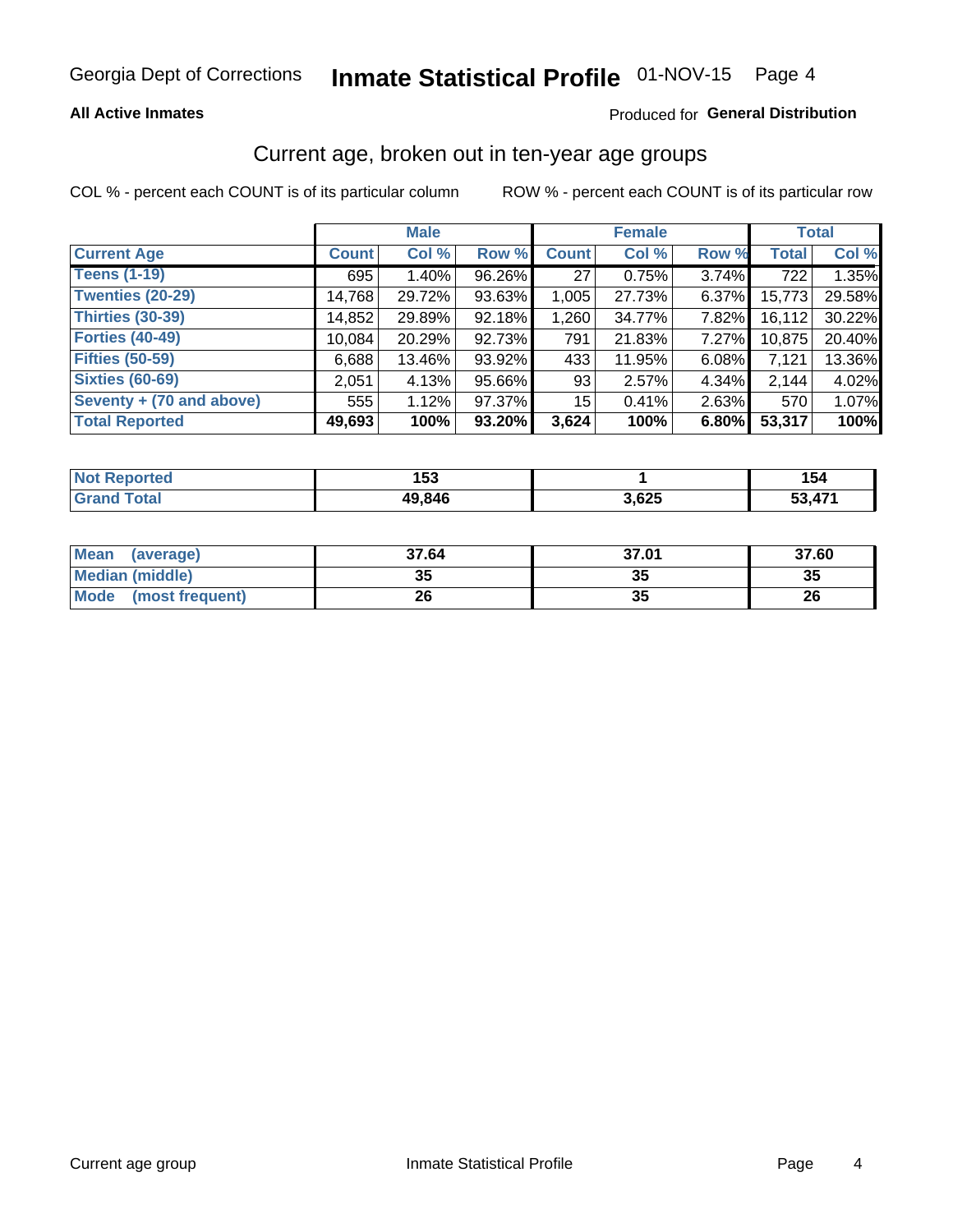Georgia Dept of Corrections **Inmate Statistical Profile** 01-NOV-15

**All Active Inmates**

Produced for **General Distribution**

## Current age, broken out in ten-year age groups

COL % - percent each COUNT is of its particular column ROW % - percent each COUNT is of its particular row

| | Male | | | Female | | | Total | |
|---|---|---|---|---|---|---|---|---|
| **Current Age** | **Count** | **Col %** | **Row %** | **Count** | **Col %** | **Row %** | **Total** | **Col %** |
| **Teens (1-19)** | 695 | 1.40% | 96.26% | 27 | 0.75% | 3.74% | 722 | 1.35% |
| **Twenties (20-29)** | 14,768 | 29.72% | 93.63% | 1,005 | 27.73% | 6.37% | 15,773 | 29.58% |
| **Thirties (30-39)** | 14,852 | 29.89% | 92.18% | 1,260 | 34.77% | 7.82% | 16,112 | 30.22% |
| **Forties (40-49)** | 10,084 | 20.29% | 92.73% | 791 | 21.83% | 7.27% | 10,875 | 20.40% |
| **Fifties (50-59)** | 6,688 | 13.46% | 93.92% | 433 | 11.95% | 6.08% | 7,121 | 13.36% |
| **Sixties (60-69)** | 2,051 | 4.13% | 95.66% | 93 | 2.57% | 4.34% | 2,144 | 4.02% |
| **Seventy + (70 and above)** | 555 | 1.12% | 97.37% | 15 | 0.41% | 2.63% | 570 | 1.07% |
| **Total Reported** | **49,693** | **100%** | **93.20%** | **3,624** | **100%** | **6.80%** | **53,317** | **100%** |

| | Male | Female | Total |
|---|---|---|---|
| **Not Reported** | **153** | **1** | **154** |
| **Grand Total** | **49,846** | **3,625** | **53,471** |

| | Male | Female | Total |
|---|---|---|---|
| **Mean (average)** | **37.64** | **37.01** | **37.60** |
| **Median (middle)** | **35** | **35** | **35** |
| **Mode (most frequent)** | **26** | **35** | **26** |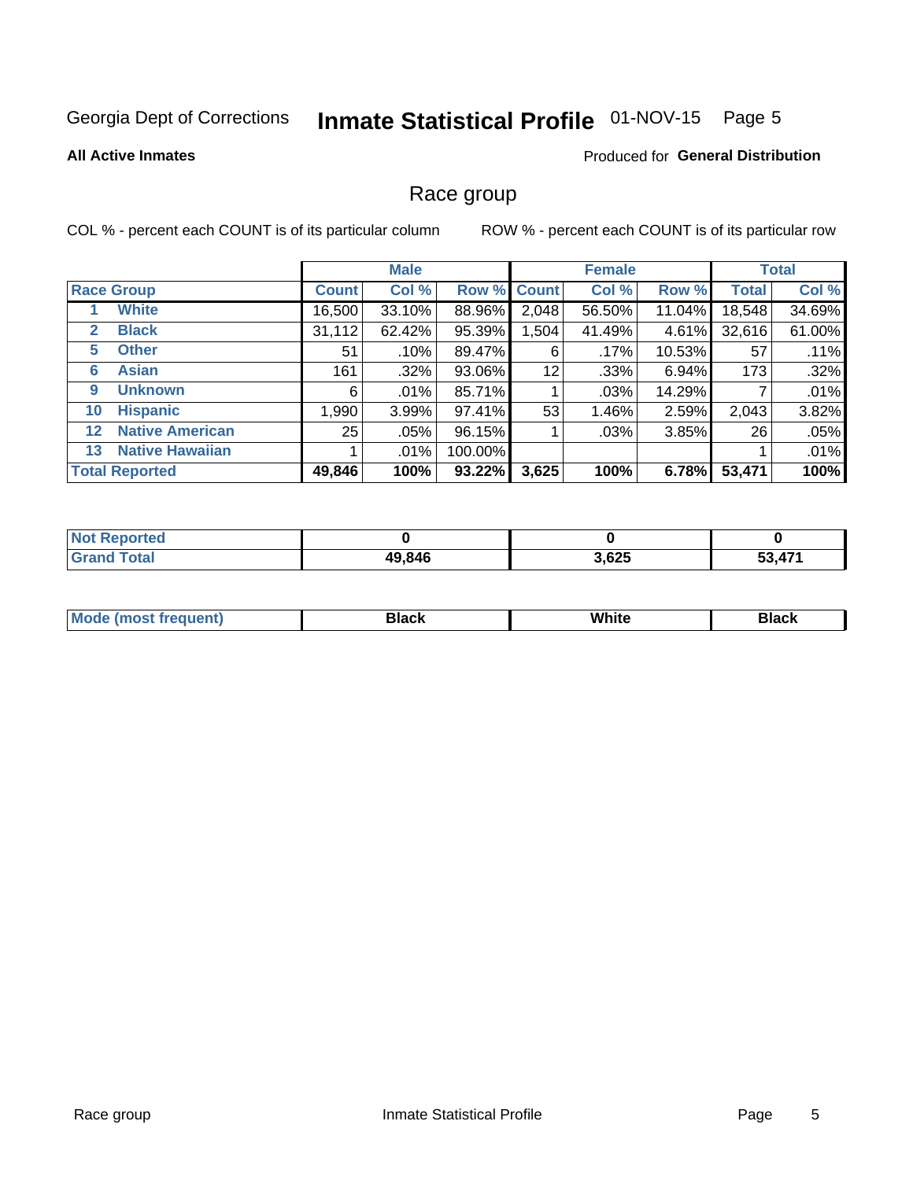Georgia Dept of Corrections **Inmate Statistical Profile** 01-NOV-15 Page 5

**All Active Inmates**

Produced for **General Distribution**

## Race group

COL % - percent each COUNT is of its particular column

ROW % - percent each COUNT is of its particular row

| | | Male | | | Female | | | Total | |
|---|---|---|---|---|---|---|---|---|---|
| **Race Group** | | **Count** | **Col %** | **Row %** | **Count** | **Col %** | **Row %** | **Total** | **Col %** |
| 1 | **White** | 16,500 | 33.10% | 88.96% | 2,048 | 56.50% | 11.04% | 18,548 | 34.69% |
| 2 | **Black** | 31,112 | 62.42% | 95.39% | 1,504 | 41.49% | 4.61% | 32,616 | 61.00% |
| 5 | **Other** | 51 | .10% | 89.47% | 6 | .17% | 10.53% | 57 | .11% |
| 6 | **Asian** | 161 | .32% | 93.06% | 12 | .33% | 6.94% | 173 | .32% |
| 9 | **Unknown** | 6 | .01% | 85.71% | 1 | .03% | 14.29% | 7 | .01% |
| 10 | **Hispanic** | 1,990 | 3.99% | 97.41% | 53 | 1.46% | 2.59% | 2,043 | 3.82% |
| 12 | **Native American** | 25 | .05% | 96.15% | 1 | .03% | 3.85% | 26 | .05% |
| 13 | **Native Hawaiian** | 1 | .01% | 100.00% | | | | 1 | .01% |
| **Total Reported** | | **49,846** | **100%** | **93.22%** | **3,625** | **100%** | **6.78%** | **53,471** | **100%** |

| | Male | Female | Total |
|---|---|---|---|
| **Not Reported** | **0** | **0** | **0** |
| **Grand Total** | **49,846** | **3,625** | **53,471** |

| | Male | Female | Total |
|---|---|---|---|
| **Mode (most frequent)** | **Black** | **White** | **Black** |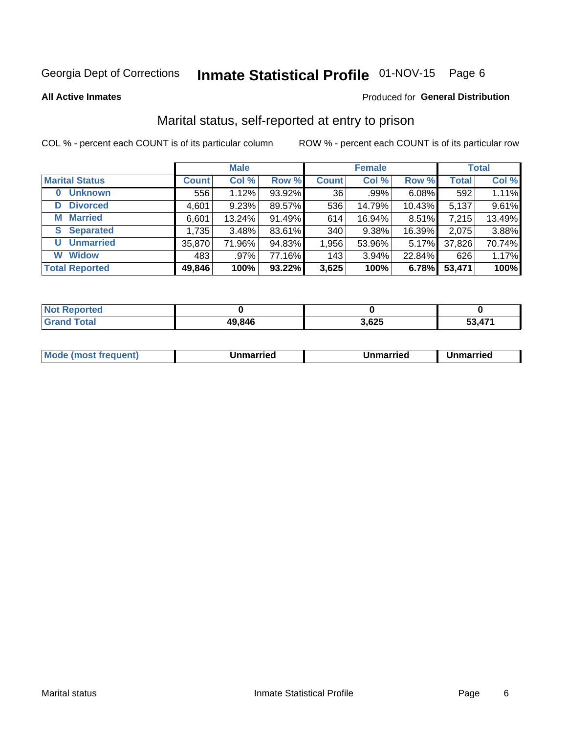Georgia Dept of Corrections **Inmate Statistical Profile** 01-NOV-15

**All Active Inmates**

Produced for **General Distribution**

## Marital status, self-reported at entry to prison

COL % - percent each COUNT is of its particular column

ROW % - percent each COUNT is of its particular row

| | Male | | | Female | | | Total | |
|---|---|---|---|---|---|---|---|---|
| **Marital Status** | **Count** | **Col %** | **Row %** | **Count** | **Col %** | **Row %** | **Total** | **Col %** |
| **0 Unknown** | 556 | 1.12% | 93.92% | 36 | .99% | 6.08% | 592 | 1.11% |
| **D Divorced** | 4,601 | 9.23% | 89.57% | 536 | 14.79% | 10.43% | 5,137 | 9.61% |
| **M Married** | 6,601 | 13.24% | 91.49% | 614 | 16.94% | 8.51% | 7,215 | 13.49% |
| **S Separated** | 1,735 | 3.48% | 83.61% | 340 | 9.38% | 16.39% | 2,075 | 3.88% |
| **U Unmarried** | 35,870 | 71.96% | 94.83% | 1,956 | 53.96% | 5.17% | 37,826 | 70.74% |
| **W Widow** | 483 | .97% | 77.16% | 143 | 3.94% | 22.84% | 626 | 1.17% |
| **Total Reported** | **49,846** | **100%** | **93.22%** | **3,625** | **100%** | **6.78%** | **53,471** | **100%** |

| | Male | Female | Total |
|---|---|---|---|
| **Not Reported** | **0** | **0** | **0** |
| **Grand Total** | **49,846** | **3,625** | **53,471** |

| | Male | Female | Total |
|---|---|---|---|
| **Mode (most frequent)** | **Unmarried** | **Unmarried** | **Unmarried** |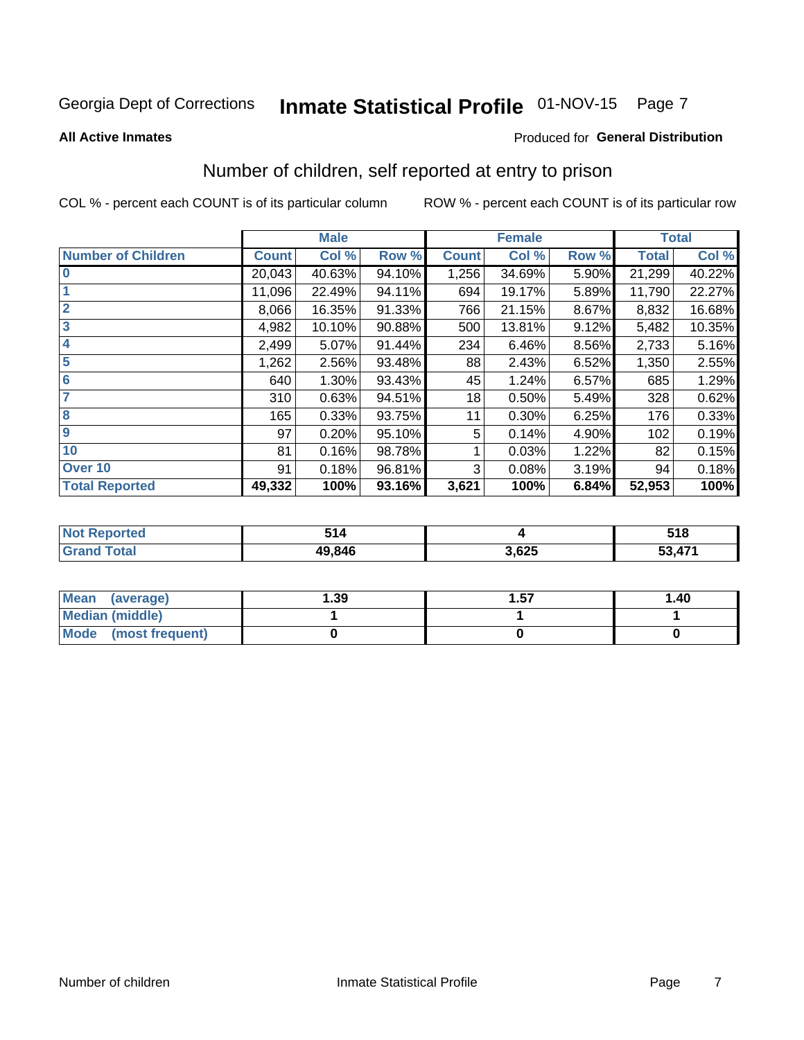Georgia Dept of Corrections **Inmate Statistical Profile** 01-NOV-15

**All Active Inmates**

Produced for **General Distribution**

## Number of children, self reported at entry to prison

COL % - percent each COUNT is of its particular column

ROW % - percent each COUNT is of its particular row

| | Male | | | Female | | | Total | |
|---|---|---|---|---|---|---|---|---|
| **Number of Children** | **Count** | **Col %** | **Row %** | **Count** | **Col %** | **Row %** | **Total** | **Col %** |
| **0** | 20,043 | 40.63% | 94.10% | 1,256 | 34.69% | 5.90% | 21,299 | 40.22% |
| **1** | 11,096 | 22.49% | 94.11% | 694 | 19.17% | 5.89% | 11,790 | 22.27% |
| **2** | 8,066 | 16.35% | 91.33% | 766 | 21.15% | 8.67% | 8,832 | 16.68% |
| **3** | 4,982 | 10.10% | 90.88% | 500 | 13.81% | 9.12% | 5,482 | 10.35% |
| **4** | 2,499 | 5.07% | 91.44% | 234 | 6.46% | 8.56% | 2,733 | 5.16% |
| **5** | 1,262 | 2.56% | 93.48% | 88 | 2.43% | 6.52% | 1,350 | 2.55% |
| **6** | 640 | 1.30% | 93.43% | 45 | 1.24% | 6.57% | 685 | 1.29% |
| **7** | 310 | 0.63% | 94.51% | 18 | 0.50% | 5.49% | 328 | 0.62% |
| **8** | 165 | 0.33% | 93.75% | 11 | 0.30% | 6.25% | 176 | 0.33% |
| **9** | 97 | 0.20% | 95.10% | 5 | 0.14% | 4.90% | 102 | 0.19% |
| **10** | 81 | 0.16% | 98.78% | 1 | 0.03% | 1.22% | 82 | 0.15% |
| **Over 10** | 91 | 0.18% | 96.81% | 3 | 0.08% | 3.19% | 94 | 0.18% |
| **Total Reported** | **49,332** | **100%** | **93.16%** | **3,621** | **100%** | **6.84%** | **52,953** | **100%** |

| | Male | Female | Total |
|---|---|---|---|
| **Not Reported** | **514** | **4** | **518** |
| **Grand Total** | **49,846** | **3,625** | **53,471** |

| | Male | Female | Total |
|---|---|---|---|
| **Mean (average)** | **1.39** | **1.57** | **1.40** |
| **Median (middle)** | **1** | **1** | **1** |
| **Mode (most frequent)** | **0** | **0** | **0** |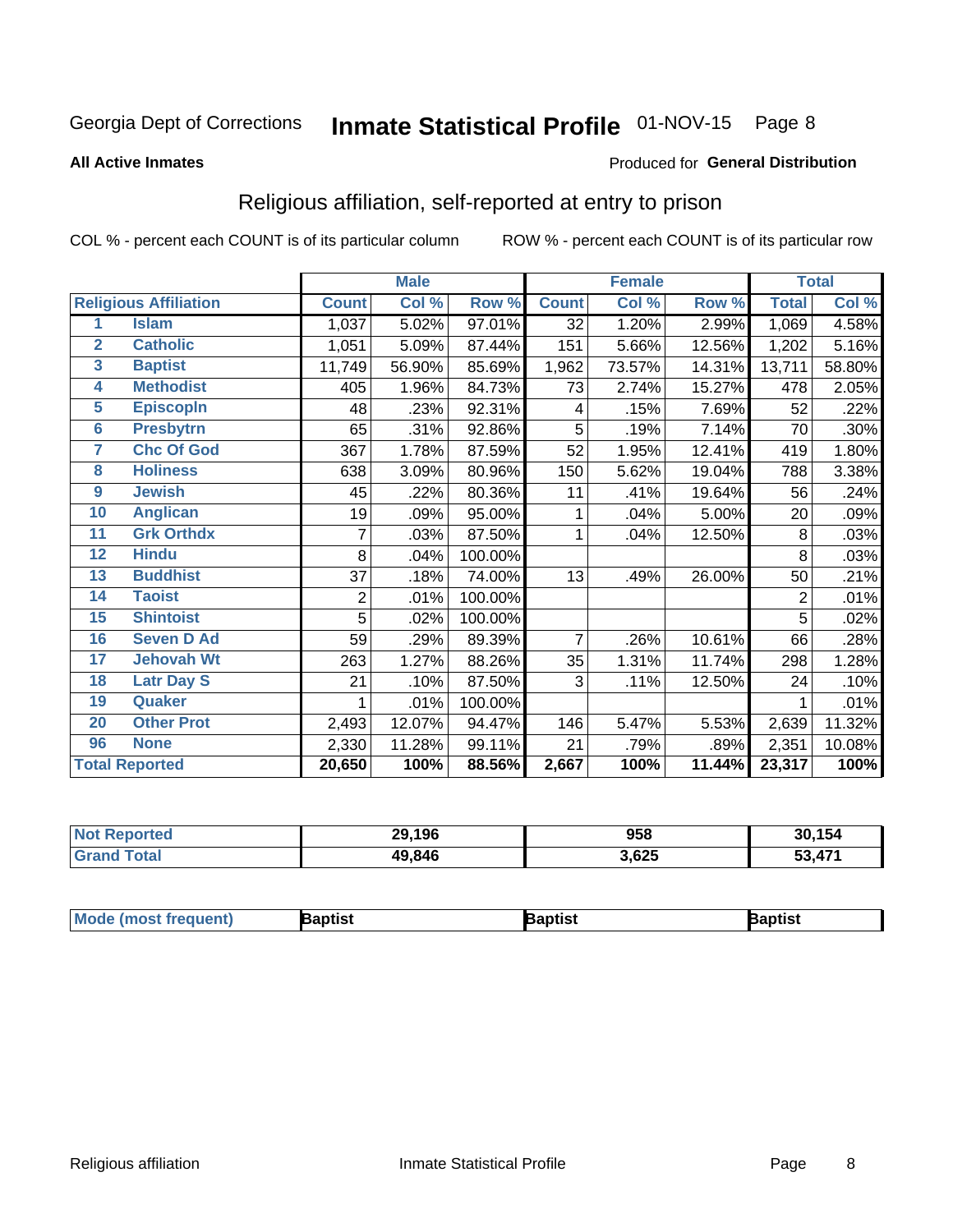Georgia Dept of Corrections **Inmate Statistical Profile** 01-NOV-15 Page 8

**All Active Inmates**

Produced for **General Distribution**

## Religious affiliation, self-reported at entry to prison

COL % - percent each COUNT is of its particular column ROW % - percent each COUNT is of its particular row

| | | Male | | | Female | | | Total | |
|---|---|---|---|---|---|---|---|---|---|
| **Religious Affiliation** | | **Count** | **Col %** | **Row %** | **Count** | **Col %** | **Row %** | **Total** | **Col %** |
| 1 | **Islam** | 1,037 | 5.02% | 97.01% | 32 | 1.20% | 2.99% | 1,069 | 4.58% |
| 2 | **Catholic** | 1,051 | 5.09% | 87.44% | 151 | 5.66% | 12.56% | 1,202 | 5.16% |
| 3 | **Baptist** | 11,749 | 56.90% | 85.69% | 1,962 | 73.57% | 14.31% | 13,711 | 58.80% |
| 4 | **Methodist** | 405 | 1.96% | 84.73% | 73 | 2.74% | 15.27% | 478 | 2.05% |
| 5 | **Episcopln** | 48 | .23% | 92.31% | 4 | .15% | 7.69% | 52 | .22% |
| 6 | **Presbytrn** | 65 | .31% | 92.86% | 5 | .19% | 7.14% | 70 | .30% |
| 7 | **Chc Of God** | 367 | 1.78% | 87.59% | 52 | 1.95% | 12.41% | 419 | 1.80% |
| 8 | **Holiness** | 638 | 3.09% | 80.96% | 150 | 5.62% | 19.04% | 788 | 3.38% |
| 9 | **Jewish** | 45 | .22% | 80.36% | 11 | .41% | 19.64% | 56 | .24% |
| 10 | **Anglican** | 19 | .09% | 95.00% | 1 | .04% | 5.00% | 20 | .09% |
| 11 | **Grk Orthdx** | 7 | .03% | 87.50% | 1 | .04% | 12.50% | 8 | .03% |
| 12 | **Hindu** | 8 | .04% | 100.00% | | | | 8 | .03% |
| 13 | **Buddhist** | 37 | .18% | 74.00% | 13 | .49% | 26.00% | 50 | .21% |
| 14 | **Taoist** | 2 | .01% | 100.00% | | | | 2 | .01% |
| 15 | **Shintoist** | 5 | .02% | 100.00% | | | | 5 | .02% |
| 16 | **Seven D Ad** | 59 | .29% | 89.39% | 7 | .26% | 10.61% | 66 | .28% |
| 17 | **Jehovah Wt** | 263 | 1.27% | 88.26% | 35 | 1.31% | 11.74% | 298 | 1.28% |
| 18 | **Latr Day S** | 21 | .10% | 87.50% | 3 | .11% | 12.50% | 24 | .10% |
| 19 | **Quaker** | 1 | .01% | 100.00% | | | | 1 | .01% |
| 20 | **Other Prot** | 2,493 | 12.07% | 94.47% | 146 | 5.47% | 5.53% | 2,639 | 11.32% |
| 96 | **None** | 2,330 | 11.28% | 99.11% | 21 | .79% | .89% | 2,351 | 10.08% |
| **Total Reported** | | **20,650** | **100%** | **88.56%** | **2,667** | **100%** | **11.44%** | **23,317** | **100%** |

| | Male | Female | Total |
|---|---|---|---|
| **Not Reported** | **29,196** | **958** | **30,154** |
| **Grand Total** | **49,846** | **3,625** | **53,471** |

| | Male | Female | Total |
|---|---|---|---|
| **Mode (most frequent)** | **Baptist** | **Baptist** | **Baptist** |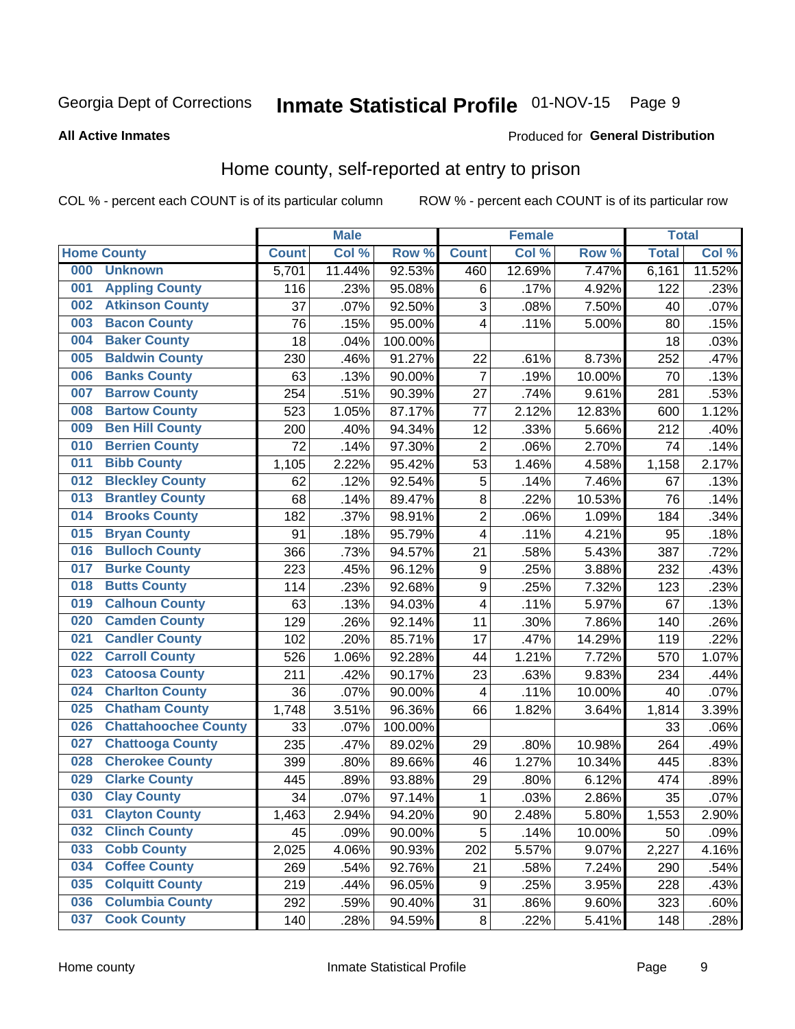Georgia Dept of Corrections **Inmate Statistical Profile** 01-NOV-15

**All Active Inmates**

Produced for **General Distribution**

## Home county, self-reported at entry to prison

COL % - percent each COUNT is of its particular column ROW % - percent each COUNT is of its particular row

| Home County | | Male | | | Female | | | Total | |
|---|---|---|---|---|---|---|---|---|---|
| | | Count | Col % | Row % | Count | Col % | Row % | Total | Col % |
| 000 | Unknown | 5,701 | 11.44% | 92.53% | 460 | 12.69% | 7.47% | 6,161 | 11.52% |
| 001 | Appling County | 116 | .23% | 95.08% | 6 | .17% | 4.92% | 122 | .23% |
| 002 | Atkinson County | 37 | .07% | 92.50% | 3 | .08% | 7.50% | 40 | .07% |
| 003 | Bacon County | 76 | .15% | 95.00% | 4 | .11% | 5.00% | 80 | .15% |
| 004 | Baker County | 18 | .04% | 100.00% | | | | 18 | .03% |
| 005 | Baldwin County | 230 | .46% | 91.27% | 22 | .61% | 8.73% | 252 | .47% |
| 006 | Banks County | 63 | .13% | 90.00% | 7 | .19% | 10.00% | 70 | .13% |
| 007 | Barrow County | 254 | .51% | 90.39% | 27 | .74% | 9.61% | 281 | .53% |
| 008 | Bartow County | 523 | 1.05% | 87.17% | 77 | 2.12% | 12.83% | 600 | 1.12% |
| 009 | Ben Hill County | 200 | .40% | 94.34% | 12 | .33% | 5.66% | 212 | .40% |
| 010 | Berrien County | 72 | .14% | 97.30% | 2 | .06% | 2.70% | 74 | .14% |
| 011 | Bibb County | 1,105 | 2.22% | 95.42% | 53 | 1.46% | 4.58% | 1,158 | 2.17% |
| 012 | Bleckley County | 62 | .12% | 92.54% | 5 | .14% | 7.46% | 67 | .13% |
| 013 | Brantley County | 68 | .14% | 89.47% | 8 | .22% | 10.53% | 76 | .14% |
| 014 | Brooks County | 182 | .37% | 98.91% | 2 | .06% | 1.09% | 184 | .34% |
| 015 | Bryan County | 91 | .18% | 95.79% | 4 | .11% | 4.21% | 95 | .18% |
| 016 | Bulloch County | 366 | .73% | 94.57% | 21 | .58% | 5.43% | 387 | .72% |
| 017 | Burke County | 223 | .45% | 96.12% | 9 | .25% | 3.88% | 232 | .43% |
| 018 | Butts County | 114 | .23% | 92.68% | 9 | .25% | 7.32% | 123 | .23% |
| 019 | Calhoun County | 63 | .13% | 94.03% | 4 | .11% | 5.97% | 67 | .13% |
| 020 | Camden County | 129 | .26% | 92.14% | 11 | .30% | 7.86% | 140 | .26% |
| 021 | Candler County | 102 | .20% | 85.71% | 17 | .47% | 14.29% | 119 | .22% |
| 022 | Carroll County | 526 | 1.06% | 92.28% | 44 | 1.21% | 7.72% | 570 | 1.07% |
| 023 | Catoosa County | 211 | .42% | 90.17% | 23 | .63% | 9.83% | 234 | .44% |
| 024 | Charlton County | 36 | .07% | 90.00% | 4 | .11% | 10.00% | 40 | .07% |
| 025 | Chatham County | 1,748 | 3.51% | 96.36% | 66 | 1.82% | 3.64% | 1,814 | 3.39% |
| 026 | Chattahoochee County | 33 | .07% | 100.00% | | | | 33 | .06% |
| 027 | Chattooga County | 235 | .47% | 89.02% | 29 | .80% | 10.98% | 264 | .49% |
| 028 | Cherokee County | 399 | .80% | 89.66% | 46 | 1.27% | 10.34% | 445 | .83% |
| 029 | Clarke County | 445 | .89% | 93.88% | 29 | .80% | 6.12% | 474 | .89% |
| 030 | Clay County | 34 | .07% | 97.14% | 1 | .03% | 2.86% | 35 | .07% |
| 031 | Clayton County | 1,463 | 2.94% | 94.20% | 90 | 2.48% | 5.80% | 1,553 | 2.90% |
| 032 | Clinch County | 45 | .09% | 90.00% | 5 | .14% | 10.00% | 50 | .09% |
| 033 | Cobb County | 2,025 | 4.06% | 90.93% | 202 | 5.57% | 9.07% | 2,227 | 4.16% |
| 034 | Coffee County | 269 | .54% | 92.76% | 21 | .58% | 7.24% | 290 | .54% |
| 035 | Colquitt County | 219 | .44% | 96.05% | 9 | .25% | 3.95% | 228 | .43% |
| 036 | Columbia County | 292 | .59% | 90.40% | 31 | .86% | 9.60% | 323 | .60% |
| 037 | Cook County | 140 | .28% | 94.59% | 8 | .22% | 5.41% | 148 | .28% |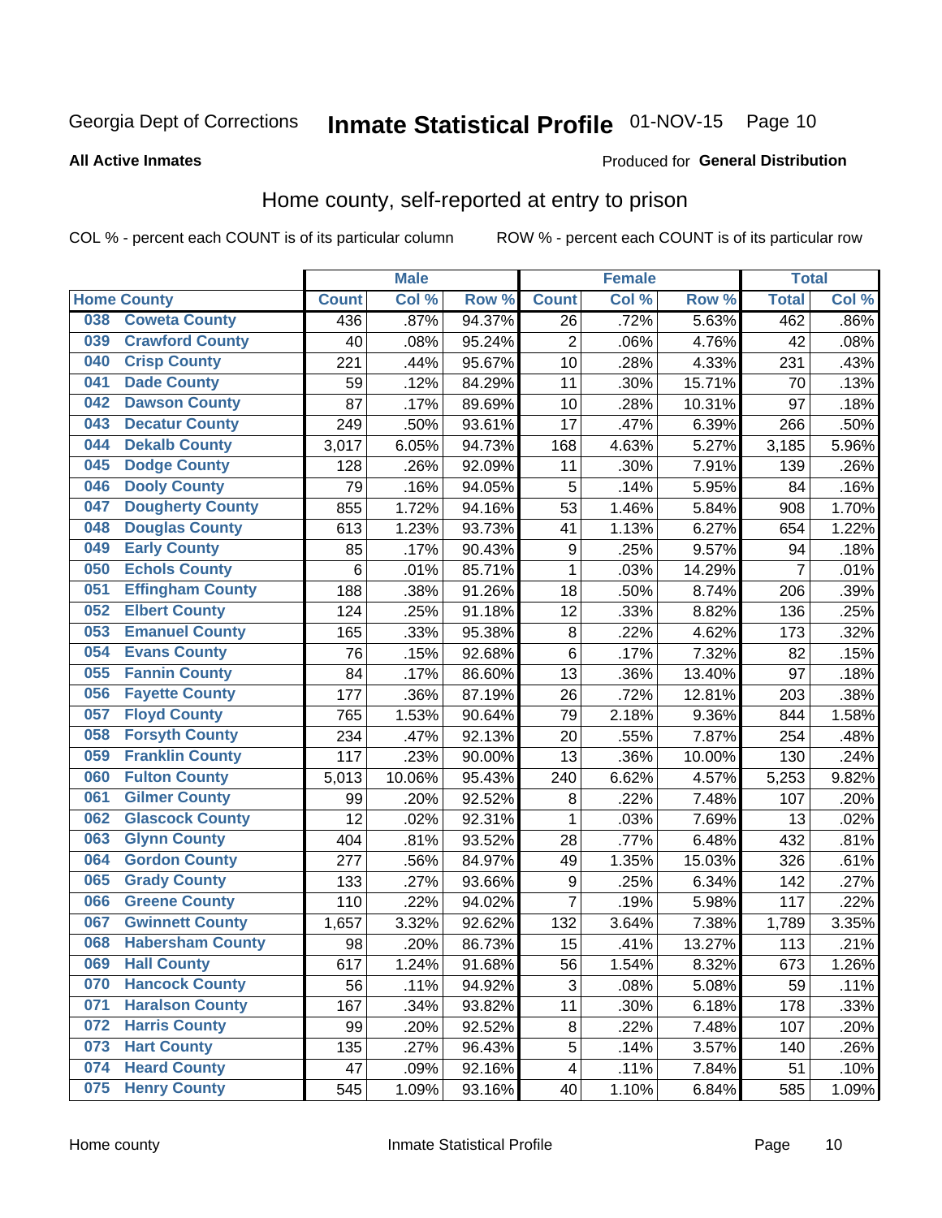Georgia Dept of Corrections **Inmate Statistical Profile** 01-NOV-15 Page 10

**All Active Inmates** Produced for **General Distribution**

## Home county, self-reported at entry to prison

COL % - percent each COUNT is of its particular column ROW % - percent each COUNT is of its particular row

| Home County | | Male | | | Female | | | Total | |
|---|---|---|---|---|---|---|---|---|---|
| | | Count | Col % | Row % | Count | Col % | Row % | Total | Col % |
| 038 | Coweta County | 436 | .87% | 94.37% | 26 | .72% | 5.63% | 462 | .86% |
| 039 | Crawford County | 40 | .08% | 95.24% | 2 | .06% | 4.76% | 42 | .08% |
| 040 | Crisp County | 221 | .44% | 95.67% | 10 | .28% | 4.33% | 231 | .43% |
| 041 | Dade County | 59 | .12% | 84.29% | 11 | .30% | 15.71% | 70 | .13% |
| 042 | Dawson County | 87 | .17% | 89.69% | 10 | .28% | 10.31% | 97 | .18% |
| 043 | Decatur County | 249 | .50% | 93.61% | 17 | .47% | 6.39% | 266 | .50% |
| 044 | Dekalb County | 3,017 | 6.05% | 94.73% | 168 | 4.63% | 5.27% | 3,185 | 5.96% |
| 045 | Dodge County | 128 | .26% | 92.09% | 11 | .30% | 7.91% | 139 | .26% |
| 046 | Dooly County | 79 | .16% | 94.05% | 5 | .14% | 5.95% | 84 | .16% |
| 047 | Dougherty County | 855 | 1.72% | 94.16% | 53 | 1.46% | 5.84% | 908 | 1.70% |
| 048 | Douglas County | 613 | 1.23% | 93.73% | 41 | 1.13% | 6.27% | 654 | 1.22% |
| 049 | Early County | 85 | .17% | 90.43% | 9 | .25% | 9.57% | 94 | .18% |
| 050 | Echols County | 6 | .01% | 85.71% | 1 | .03% | 14.29% | 7 | .01% |
| 051 | Effingham County | 188 | .38% | 91.26% | 18 | .50% | 8.74% | 206 | .39% |
| 052 | Elbert County | 124 | .25% | 91.18% | 12 | .33% | 8.82% | 136 | .25% |
| 053 | Emanuel County | 165 | .33% | 95.38% | 8 | .22% | 4.62% | 173 | .32% |
| 054 | Evans County | 76 | .15% | 92.68% | 6 | .17% | 7.32% | 82 | .15% |
| 055 | Fannin County | 84 | .17% | 86.60% | 13 | .36% | 13.40% | 97 | .18% |
| 056 | Fayette County | 177 | .36% | 87.19% | 26 | .72% | 12.81% | 203 | .38% |
| 057 | Floyd County | 765 | 1.53% | 90.64% | 79 | 2.18% | 9.36% | 844 | 1.58% |
| 058 | Forsyth County | 234 | .47% | 92.13% | 20 | .55% | 7.87% | 254 | .48% |
| 059 | Franklin County | 117 | .23% | 90.00% | 13 | .36% | 10.00% | 130 | .24% |
| 060 | Fulton County | 5,013 | 10.06% | 95.43% | 240 | 6.62% | 4.57% | 5,253 | 9.82% |
| 061 | Gilmer County | 99 | .20% | 92.52% | 8 | .22% | 7.48% | 107 | .20% |
| 062 | Glascock County | 12 | .02% | 92.31% | 1 | .03% | 7.69% | 13 | .02% |
| 063 | Glynn County | 404 | .81% | 93.52% | 28 | .77% | 6.48% | 432 | .81% |
| 064 | Gordon County | 277 | .56% | 84.97% | 49 | 1.35% | 15.03% | 326 | .61% |
| 065 | Grady County | 133 | .27% | 93.66% | 9 | .25% | 6.34% | 142 | .27% |
| 066 | Greene County | 110 | .22% | 94.02% | 7 | .19% | 5.98% | 117 | .22% |
| 067 | Gwinnett County | 1,657 | 3.32% | 92.62% | 132 | 3.64% | 7.38% | 1,789 | 3.35% |
| 068 | Habersham County | 98 | .20% | 86.73% | 15 | .41% | 13.27% | 113 | .21% |
| 069 | Hall County | 617 | 1.24% | 91.68% | 56 | 1.54% | 8.32% | 673 | 1.26% |
| 070 | Hancock County | 56 | .11% | 94.92% | 3 | .08% | 5.08% | 59 | .11% |
| 071 | Haralson County | 167 | .34% | 93.82% | 11 | .30% | 6.18% | 178 | .33% |
| 072 | Harris County | 99 | .20% | 92.52% | 8 | .22% | 7.48% | 107 | .20% |
| 073 | Hart County | 135 | .27% | 96.43% | 5 | .14% | 3.57% | 140 | .26% |
| 074 | Heard County | 47 | .09% | 92.16% | 4 | .11% | 7.84% | 51 | .10% |
| 075 | Henry County | 545 | 1.09% | 93.16% | 40 | 1.10% | 6.84% | 585 | 1.09% |

Home county Inmate Statistical Profile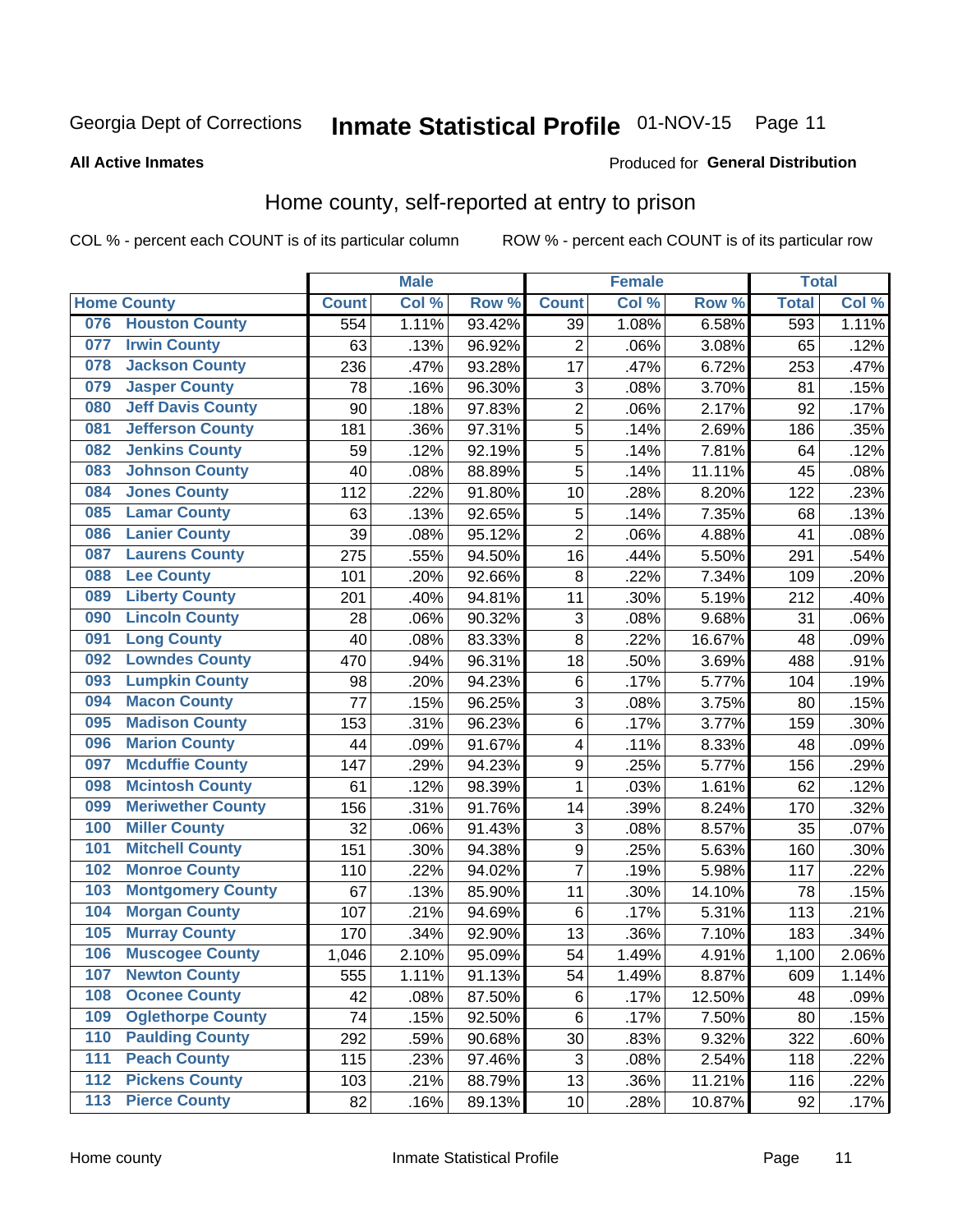Georgia Dept of Corrections **Inmate Statistical Profile** 01-NOV-15

**All Active Inmates**

Produced for **General Distribution**

## Home county, self-reported at entry to prison

COL % - percent each COUNT is of its particular column ROW % - percent each COUNT is of its particular row

| Home County | | Male | | | Female | | | Total | |
|---|---|---|---|---|---|---|---|---|---|
| | | Count | Col % | Row % | Count | Col % | Row % | Total | Col % |
| 076 | Houston County | 554 | 1.11% | 93.42% | 39 | 1.08% | 6.58% | 593 | 1.11% |
| 077 | Irwin County | 63 | .13% | 96.92% | 2 | .06% | 3.08% | 65 | .12% |
| 078 | Jackson County | 236 | .47% | 93.28% | 17 | .47% | 6.72% | 253 | .47% |
| 079 | Jasper County | 78 | .16% | 96.30% | 3 | .08% | 3.70% | 81 | .15% |
| 080 | Jeff Davis County | 90 | .18% | 97.83% | 2 | .06% | 2.17% | 92 | .17% |
| 081 | Jefferson County | 181 | .36% | 97.31% | 5 | .14% | 2.69% | 186 | .35% |
| 082 | Jenkins County | 59 | .12% | 92.19% | 5 | .14% | 7.81% | 64 | .12% |
| 083 | Johnson County | 40 | .08% | 88.89% | 5 | .14% | 11.11% | 45 | .08% |
| 084 | Jones County | 112 | .22% | 91.80% | 10 | .28% | 8.20% | 122 | .23% |
| 085 | Lamar County | 63 | .13% | 92.65% | 5 | .14% | 7.35% | 68 | .13% |
| 086 | Lanier County | 39 | .08% | 95.12% | 2 | .06% | 4.88% | 41 | .08% |
| 087 | Laurens County | 275 | .55% | 94.50% | 16 | .44% | 5.50% | 291 | .54% |
| 088 | Lee County | 101 | .20% | 92.66% | 8 | .22% | 7.34% | 109 | .20% |
| 089 | Liberty County | 201 | .40% | 94.81% | 11 | .30% | 5.19% | 212 | .40% |
| 090 | Lincoln County | 28 | .06% | 90.32% | 3 | .08% | 9.68% | 31 | .06% |
| 091 | Long County | 40 | .08% | 83.33% | 8 | .22% | 16.67% | 48 | .09% |
| 092 | Lowndes County | 470 | .94% | 96.31% | 18 | .50% | 3.69% | 488 | .91% |
| 093 | Lumpkin County | 98 | .20% | 94.23% | 6 | .17% | 5.77% | 104 | .19% |
| 094 | Macon County | 77 | .15% | 96.25% | 3 | .08% | 3.75% | 80 | .15% |
| 095 | Madison County | 153 | .31% | 96.23% | 6 | .17% | 3.77% | 159 | .30% |
| 096 | Marion County | 44 | .09% | 91.67% | 4 | .11% | 8.33% | 48 | .09% |
| 097 | Mcduffie County | 147 | .29% | 94.23% | 9 | .25% | 5.77% | 156 | .29% |
| 098 | Mcintosh County | 61 | .12% | 98.39% | 1 | .03% | 1.61% | 62 | .12% |
| 099 | Meriwether County | 156 | .31% | 91.76% | 14 | .39% | 8.24% | 170 | .32% |
| 100 | Miller County | 32 | .06% | 91.43% | 3 | .08% | 8.57% | 35 | .07% |
| 101 | Mitchell County | 151 | .30% | 94.38% | 9 | .25% | 5.63% | 160 | .30% |
| 102 | Monroe County | 110 | .22% | 94.02% | 7 | .19% | 5.98% | 117 | .22% |
| 103 | Montgomery County | 67 | .13% | 85.90% | 11 | .30% | 14.10% | 78 | .15% |
| 104 | Morgan County | 107 | .21% | 94.69% | 6 | .17% | 5.31% | 113 | .21% |
| 105 | Murray County | 170 | .34% | 92.90% | 13 | .36% | 7.10% | 183 | .34% |
| 106 | Muscogee County | 1,046 | 2.10% | 95.09% | 54 | 1.49% | 4.91% | 1,100 | 2.06% |
| 107 | Newton County | 555 | 1.11% | 91.13% | 54 | 1.49% | 8.87% | 609 | 1.14% |
| 108 | Oconee County | 42 | .08% | 87.50% | 6 | .17% | 12.50% | 48 | .09% |
| 109 | Oglethorpe County | 74 | .15% | 92.50% | 6 | .17% | 7.50% | 80 | .15% |
| 110 | Paulding County | 292 | .59% | 90.68% | 30 | .83% | 9.32% | 322 | .60% |
| 111 | Peach County | 115 | .23% | 97.46% | 3 | .08% | 2.54% | 118 | .22% |
| 112 | Pickens County | 103 | .21% | 88.79% | 13 | .36% | 11.21% | 116 | .22% |
| 113 | Pierce County | 82 | .16% | 89.13% | 10 | .28% | 10.87% | 92 | .17% |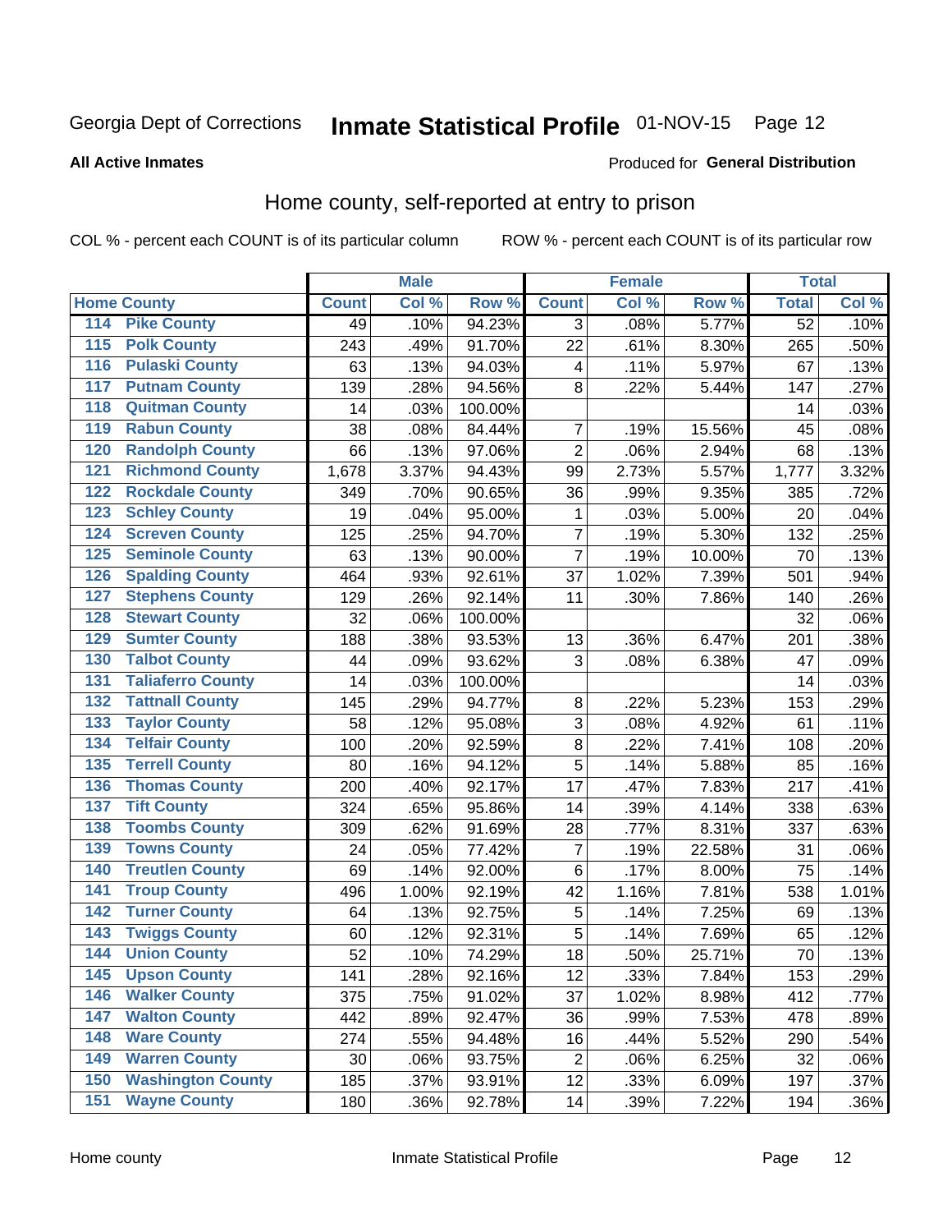Georgia Dept of Corrections **Inmate Statistical Profile** 01-NOV-15 Page 12

**All Active Inmates**

Produced for **General Distribution**

# Home county, self-reported at entry to prison

COL % - percent each COUNT is of its particular column ROW % - percent each COUNT is of its particular row

| Home County | | Male | | | Female | | | Total | |
|---|---|---|---|---|---|---|---|---|---|
| | | Count | Col % | Row % | Count | Col % | Row % | Total | Col % |
| 114 | Pike County | 49 | .10% | 94.23% | 3 | .08% | 5.77% | 52 | .10% |
| 115 | Polk County | 243 | .49% | 91.70% | 22 | .61% | 8.30% | 265 | .50% |
| 116 | Pulaski County | 63 | .13% | 94.03% | 4 | .11% | 5.97% | 67 | .13% |
| 117 | Putnam County | 139 | .28% | 94.56% | 8 | .22% | 5.44% | 147 | .27% |
| 118 | Quitman County | 14 | .03% | 100.00% | | | | 14 | .03% |
| 119 | Rabun County | 38 | .08% | 84.44% | 7 | .19% | 15.56% | 45 | .08% |
| 120 | Randolph County | 66 | .13% | 97.06% | 2 | .06% | 2.94% | 68 | .13% |
| 121 | Richmond County | 1,678 | 3.37% | 94.43% | 99 | 2.73% | 5.57% | 1,777 | 3.32% |
| 122 | Rockdale County | 349 | .70% | 90.65% | 36 | .99% | 9.35% | 385 | .72% |
| 123 | Schley County | 19 | .04% | 95.00% | 1 | .03% | 5.00% | 20 | .04% |
| 124 | Screven County | 125 | .25% | 94.70% | 7 | .19% | 5.30% | 132 | .25% |
| 125 | Seminole County | 63 | .13% | 90.00% | 7 | .19% | 10.00% | 70 | .13% |
| 126 | Spalding County | 464 | .93% | 92.61% | 37 | 1.02% | 7.39% | 501 | .94% |
| 127 | Stephens County | 129 | .26% | 92.14% | 11 | .30% | 7.86% | 140 | .26% |
| 128 | Stewart County | 32 | .06% | 100.00% | | | | 32 | .06% |
| 129 | Sumter County | 188 | .38% | 93.53% | 13 | .36% | 6.47% | 201 | .38% |
| 130 | Talbot County | 44 | .09% | 93.62% | 3 | .08% | 6.38% | 47 | .09% |
| 131 | Taliaferro County | 14 | .03% | 100.00% | | | | 14 | .03% |
| 132 | Tattnall County | 145 | .29% | 94.77% | 8 | .22% | 5.23% | 153 | .29% |
| 133 | Taylor County | 58 | .12% | 95.08% | 3 | .08% | 4.92% | 61 | .11% |
| 134 | Telfair County | 100 | .20% | 92.59% | 8 | .22% | 7.41% | 108 | .20% |
| 135 | Terrell County | 80 | .16% | 94.12% | 5 | .14% | 5.88% | 85 | .16% |
| 136 | Thomas County | 200 | .40% | 92.17% | 17 | .47% | 7.83% | 217 | .41% |
| 137 | Tift County | 324 | .65% | 95.86% | 14 | .39% | 4.14% | 338 | .63% |
| 138 | Toombs County | 309 | .62% | 91.69% | 28 | .77% | 8.31% | 337 | .63% |
| 139 | Towns County | 24 | .05% | 77.42% | 7 | .19% | 22.58% | 31 | .06% |
| 140 | Treutlen County | 69 | .14% | 92.00% | 6 | .17% | 8.00% | 75 | .14% |
| 141 | Troup County | 496 | 1.00% | 92.19% | 42 | 1.16% | 7.81% | 538 | 1.01% |
| 142 | Turner County | 64 | .13% | 92.75% | 5 | .14% | 7.25% | 69 | .13% |
| 143 | Twiggs County | 60 | .12% | 92.31% | 5 | .14% | 7.69% | 65 | .12% |
| 144 | Union County | 52 | .10% | 74.29% | 18 | .50% | 25.71% | 70 | .13% |
| 145 | Upson County | 141 | .28% | 92.16% | 12 | .33% | 7.84% | 153 | .29% |
| 146 | Walker County | 375 | .75% | 91.02% | 37 | 1.02% | 8.98% | 412 | .77% |
| 147 | Walton County | 442 | .89% | 92.47% | 36 | .99% | 7.53% | 478 | .89% |
| 148 | Ware County | 274 | .55% | 94.48% | 16 | .44% | 5.52% | 290 | .54% |
| 149 | Warren County | 30 | .06% | 93.75% | 2 | .06% | 6.25% | 32 | .06% |
| 150 | Washington County | 185 | .37% | 93.91% | 12 | .33% | 6.09% | 197 | .37% |
| 151 | Wayne County | 180 | .36% | 92.78% | 14 | .39% | 7.22% | 194 | .36% |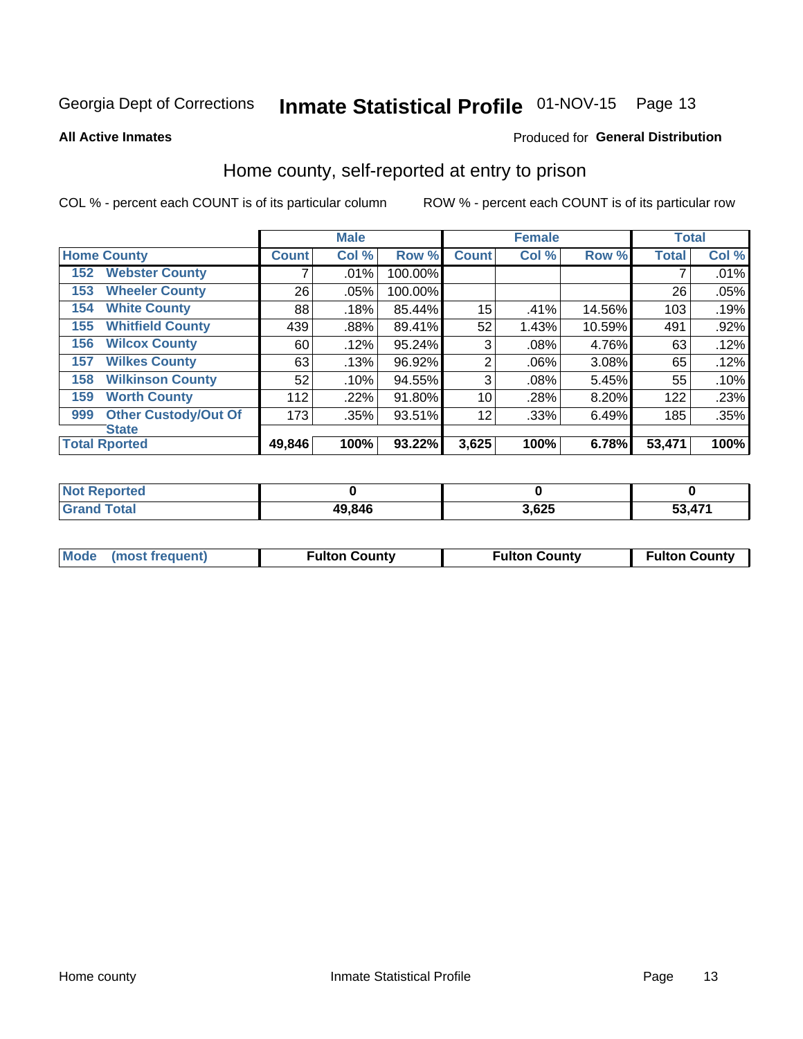Georgia Dept of Corrections **Inmate Statistical Profile** 01-NOV-15

**All Active Inmates**

Produced for **General Distribution**

## Home county, self-reported at entry to prison

COL % - percent each COUNT is of its particular column

ROW % - percent each COUNT is of its particular row

| | | Male | | | Female | | | Total | |
|---|---|---|---|---|---|---|---|---|---|
| **Home County** | | **Count** | **Col %** | **Row %** | **Count** | **Col %** | **Row %** | **Total** | **Col %** |
| 152 | Webster County | 7 | .01% | 100.00% | | | | 7 | .01% |
| 153 | Wheeler County | 26 | .05% | 100.00% | | | | 26 | .05% |
| 154 | White County | 88 | .18% | 85.44% | 15 | .41% | 14.56% | 103 | .19% |
| 155 | Whitfield County | 439 | .88% | 89.41% | 52 | 1.43% | 10.59% | 491 | .92% |
| 156 | Wilcox County | 60 | .12% | 95.24% | 3 | .08% | 4.76% | 63 | .12% |
| 157 | Wilkes County | 63 | .13% | 96.92% | 2 | .06% | 3.08% | 65 | .12% |
| 158 | Wilkinson County | 52 | .10% | 94.55% | 3 | .08% | 5.45% | 55 | .10% |
| 159 | Worth County | 112 | .22% | 91.80% | 10 | .28% | 8.20% | 122 | .23% |
| 999 | Other Custody/Out Of State | 173 | .35% | 93.51% | 12 | .33% | 6.49% | 185 | .35% |
| **Total Rported** | | **49,846** | **100%** | **93.22%** | **3,625** | **100%** | **6.78%** | **53,471** | **100%** |

| | Male | Female | Total |
|---|---|---|---|
| **Not Reported** | **0** | **0** | **0** |
| **Grand Total** | **49,846** | **3,625** | **53,471** |

| | Male | Female | Total |
|---|---|---|---|
| **Mode (most frequent)** | **Fulton County** | **Fulton County** | **Fulton County** |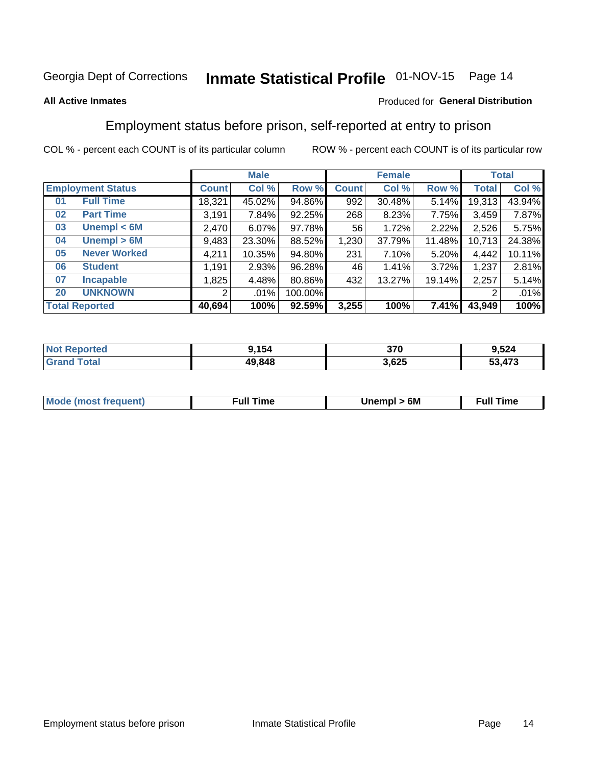Georgia Dept of Corrections **Inmate Statistical Profile** 01-NOV-15

**All Active Inmates**

Produced for **General Distribution**

## Employment status before prison, self-reported at entry to prison

COL % - percent each COUNT is of its particular column ROW % - percent each COUNT is of its particular row

| Employment Status | | Male | | | Female | | | Total | |
|---|---|---|---|---|---|---|---|---|---|
| | | Count | Col % | Row % | Count | Col % | Row % | Total | Col % |
| 01 | Full Time | 18,321 | 45.02% | 94.86% | 992 | 30.48% | 5.14% | 19,313 | 43.94% |
| 02 | Part Time | 3,191 | 7.84% | 92.25% | 268 | 8.23% | 7.75% | 3,459 | 7.87% |
| 03 | Unempl < 6M | 2,470 | 6.07% | 97.78% | 56 | 1.72% | 2.22% | 2,526 | 5.75% |
| 04 | Unempl > 6M | 9,483 | 23.30% | 88.52% | 1,230 | 37.79% | 11.48% | 10,713 | 24.38% |
| 05 | Never Worked | 4,211 | 10.35% | 94.80% | 231 | 7.10% | 5.20% | 4,442 | 10.11% |
| 06 | Student | 1,191 | 2.93% | 96.28% | 46 | 1.41% | 3.72% | 1,237 | 2.81% |
| 07 | Incapable | 1,825 | 4.48% | 80.86% | 432 | 13.27% | 19.14% | 2,257 | 5.14% |
| 20 | UNKNOWN | 2 | .01% | 100.00% | | | | 2 | .01% |
| **Total Reported** | | **40,694** | **100%** | **92.59%** | **3,255** | **100%** | **7.41%** | **43,949** | **100%** |

| | Male | Female | Total |
|---|---|---|---|
| Not Reported | 9,154 | 370 | 9,524 |
| Grand Total | 49,848 | 3,625 | 53,473 |

| | Male | Female | Total |
|---|---|---|---|
| Mode (most frequent) | Full Time | Unempl > 6M | Full Time |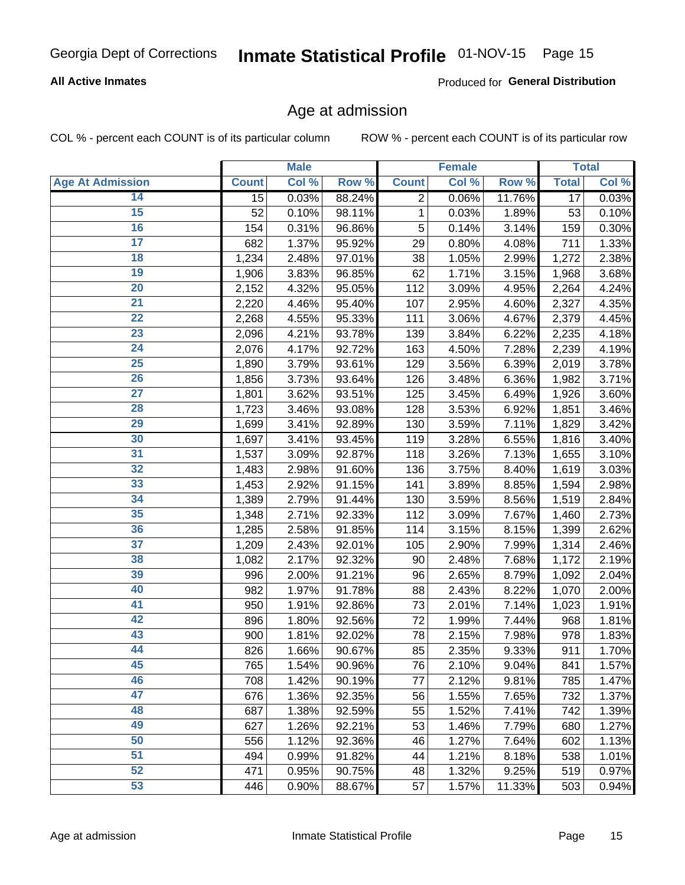Georgia Dept of Corrections **Inmate Statistical Profile** 01-NOV-15

**All Active Inmates**

Produced for **General Distribution**

## Age at admission

COL % - percent each COUNT is of its particular column    ROW % - percent each COUNT is of its particular row

| | Male | | | Female | | | Total | |
|---|---|---|---|---|---|---|---|---|
| **Age At Admission** | **Count** | **Col %** | **Row %** | **Count** | **Col %** | **Row %** | **Total** | **Col %** |
| 14 | 15 | 0.03% | 88.24% | 2 | 0.06% | 11.76% | 17 | 0.03% |
| 15 | 52 | 0.10% | 98.11% | 1 | 0.03% | 1.89% | 53 | 0.10% |
| 16 | 154 | 0.31% | 96.86% | 5 | 0.14% | 3.14% | 159 | 0.30% |
| 17 | 682 | 1.37% | 95.92% | 29 | 0.80% | 4.08% | 711 | 1.33% |
| 18 | 1,234 | 2.48% | 97.01% | 38 | 1.05% | 2.99% | 1,272 | 2.38% |
| 19 | 1,906 | 3.83% | 96.85% | 62 | 1.71% | 3.15% | 1,968 | 3.68% |
| 20 | 2,152 | 4.32% | 95.05% | 112 | 3.09% | 4.95% | 2,264 | 4.24% |
| 21 | 2,220 | 4.46% | 95.40% | 107 | 2.95% | 4.60% | 2,327 | 4.35% |
| 22 | 2,268 | 4.55% | 95.33% | 111 | 3.06% | 4.67% | 2,379 | 4.45% |
| 23 | 2,096 | 4.21% | 93.78% | 139 | 3.84% | 6.22% | 2,235 | 4.18% |
| 24 | 2,076 | 4.17% | 92.72% | 163 | 4.50% | 7.28% | 2,239 | 4.19% |
| 25 | 1,890 | 3.79% | 93.61% | 129 | 3.56% | 6.39% | 2,019 | 3.78% |
| 26 | 1,856 | 3.73% | 93.64% | 126 | 3.48% | 6.36% | 1,982 | 3.71% |
| 27 | 1,801 | 3.62% | 93.51% | 125 | 3.45% | 6.49% | 1,926 | 3.60% |
| 28 | 1,723 | 3.46% | 93.08% | 128 | 3.53% | 6.92% | 1,851 | 3.46% |
| 29 | 1,699 | 3.41% | 92.89% | 130 | 3.59% | 7.11% | 1,829 | 3.42% |
| 30 | 1,697 | 3.41% | 93.45% | 119 | 3.28% | 6.55% | 1,816 | 3.40% |
| 31 | 1,537 | 3.09% | 92.87% | 118 | 3.26% | 7.13% | 1,655 | 3.10% |
| 32 | 1,483 | 2.98% | 91.60% | 136 | 3.75% | 8.40% | 1,619 | 3.03% |
| 33 | 1,453 | 2.92% | 91.15% | 141 | 3.89% | 8.85% | 1,594 | 2.98% |
| 34 | 1,389 | 2.79% | 91.44% | 130 | 3.59% | 8.56% | 1,519 | 2.84% |
| 35 | 1,348 | 2.71% | 92.33% | 112 | 3.09% | 7.67% | 1,460 | 2.73% |
| 36 | 1,285 | 2.58% | 91.85% | 114 | 3.15% | 8.15% | 1,399 | 2.62% |
| 37 | 1,209 | 2.43% | 92.01% | 105 | 2.90% | 7.99% | 1,314 | 2.46% |
| 38 | 1,082 | 2.17% | 92.32% | 90 | 2.48% | 7.68% | 1,172 | 2.19% |
| 39 | 996 | 2.00% | 91.21% | 96 | 2.65% | 8.79% | 1,092 | 2.04% |
| 40 | 982 | 1.97% | 91.78% | 88 | 2.43% | 8.22% | 1,070 | 2.00% |
| 41 | 950 | 1.91% | 92.86% | 73 | 2.01% | 7.14% | 1,023 | 1.91% |
| 42 | 896 | 1.80% | 92.56% | 72 | 1.99% | 7.44% | 968 | 1.81% |
| 43 | 900 | 1.81% | 92.02% | 78 | 2.15% | 7.98% | 978 | 1.83% |
| 44 | 826 | 1.66% | 90.67% | 85 | 2.35% | 9.33% | 911 | 1.70% |
| 45 | 765 | 1.54% | 90.96% | 76 | 2.10% | 9.04% | 841 | 1.57% |
| 46 | 708 | 1.42% | 90.19% | 77 | 2.12% | 9.81% | 785 | 1.47% |
| 47 | 676 | 1.36% | 92.35% | 56 | 1.55% | 7.65% | 732 | 1.37% |
| 48 | 687 | 1.38% | 92.59% | 55 | 1.52% | 7.41% | 742 | 1.39% |
| 49 | 627 | 1.26% | 92.21% | 53 | 1.46% | 7.79% | 680 | 1.27% |
| 50 | 556 | 1.12% | 92.36% | 46 | 1.27% | 7.64% | 602 | 1.13% |
| 51 | 494 | 0.99% | 91.82% | 44 | 1.21% | 8.18% | 538 | 1.01% |
| 52 | 471 | 0.95% | 90.75% | 48 | 1.32% | 9.25% | 519 | 0.97% |
| 53 | 446 | 0.90% | 88.67% | 57 | 1.57% | 11.33% | 503 | 0.94% |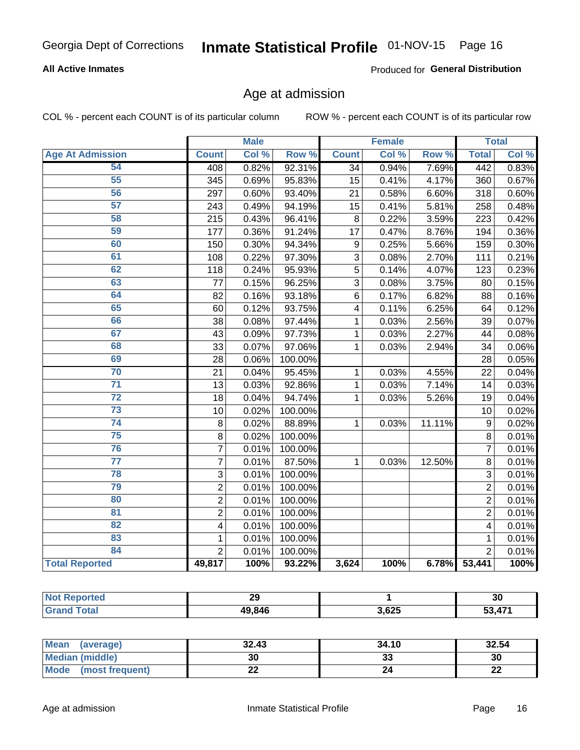Georgia Dept of Corrections **Inmate Statistical Profile** 01-NOV-15

**All Active Inmates** Produced for **General Distribution**

## Age at admission

COL % - percent each COUNT is of its particular column ROW % - percent each COUNT is of its particular row

| | Male | | | Female | | | Total | |
|---|---|---|---|---|---|---|---|---|
| **Age At Admission** | **Count** | **Col %** | **Row %** | **Count** | **Col %** | **Row %** | **Total** | **Col %** |
| 54 | 408 | 0.82% | 92.31% | 34 | 0.94% | 7.69% | 442 | 0.83% |
| 55 | 345 | 0.69% | 95.83% | 15 | 0.41% | 4.17% | 360 | 0.67% |
| 56 | 297 | 0.60% | 93.40% | 21 | 0.58% | 6.60% | 318 | 0.60% |
| 57 | 243 | 0.49% | 94.19% | 15 | 0.41% | 5.81% | 258 | 0.48% |
| 58 | 215 | 0.43% | 96.41% | 8 | 0.22% | 3.59% | 223 | 0.42% |
| 59 | 177 | 0.36% | 91.24% | 17 | 0.47% | 8.76% | 194 | 0.36% |
| 60 | 150 | 0.30% | 94.34% | 9 | 0.25% | 5.66% | 159 | 0.30% |
| 61 | 108 | 0.22% | 97.30% | 3 | 0.08% | 2.70% | 111 | 0.21% |
| 62 | 118 | 0.24% | 95.93% | 5 | 0.14% | 4.07% | 123 | 0.23% |
| 63 | 77 | 0.15% | 96.25% | 3 | 0.08% | 3.75% | 80 | 0.15% |
| 64 | 82 | 0.16% | 93.18% | 6 | 0.17% | 6.82% | 88 | 0.16% |
| 65 | 60 | 0.12% | 93.75% | 4 | 0.11% | 6.25% | 64 | 0.12% |
| 66 | 38 | 0.08% | 97.44% | 1 | 0.03% | 2.56% | 39 | 0.07% |
| 67 | 43 | 0.09% | 97.73% | 1 | 0.03% | 2.27% | 44 | 0.08% |
| 68 | 33 | 0.07% | 97.06% | 1 | 0.03% | 2.94% | 34 | 0.06% |
| 69 | 28 | 0.06% | 100.00% | | | | 28 | 0.05% |
| 70 | 21 | 0.04% | 95.45% | 1 | 0.03% | 4.55% | 22 | 0.04% |
| 71 | 13 | 0.03% | 92.86% | 1 | 0.03% | 7.14% | 14 | 0.03% |
| 72 | 18 | 0.04% | 94.74% | 1 | 0.03% | 5.26% | 19 | 0.04% |
| 73 | 10 | 0.02% | 100.00% | | | | 10 | 0.02% |
| 74 | 8 | 0.02% | 88.89% | 1 | 0.03% | 11.11% | 9 | 0.02% |
| 75 | 8 | 0.02% | 100.00% | | | | 8 | 0.01% |
| 76 | 7 | 0.01% | 100.00% | | | | 7 | 0.01% |
| 77 | 7 | 0.01% | 87.50% | 1 | 0.03% | 12.50% | 8 | 0.01% |
| 78 | 3 | 0.01% | 100.00% | | | | 3 | 0.01% |
| 79 | 2 | 0.01% | 100.00% | | | | 2 | 0.01% |
| 80 | 2 | 0.01% | 100.00% | | | | 2 | 0.01% |
| 81 | 2 | 0.01% | 100.00% | | | | 2 | 0.01% |
| 82 | 4 | 0.01% | 100.00% | | | | 4 | 0.01% |
| 83 | 1 | 0.01% | 100.00% | | | | 1 | 0.01% |
| 84 | 2 | 0.01% | 100.00% | | | | 2 | 0.01% |
| **Total Reported** | **49,817** | **100%** | **93.22%** | **3,624** | **100%** | **6.78%** | **53,441** | **100%** |

| | Male | Female | Total |
|---|---|---|---|
| **Not Reported** | **29** | **1** | **30** |
| **Grand Total** | **49,846** | **3,625** | **53,471** |

| | Male | Female | Total |
|---|---|---|---|
| **Mean (average)** | **32.43** | **34.10** | **32.54** |
| **Median (middle)** | **30** | **33** | **30** |
| **Mode (most frequent)** | **22** | **24** | **22** |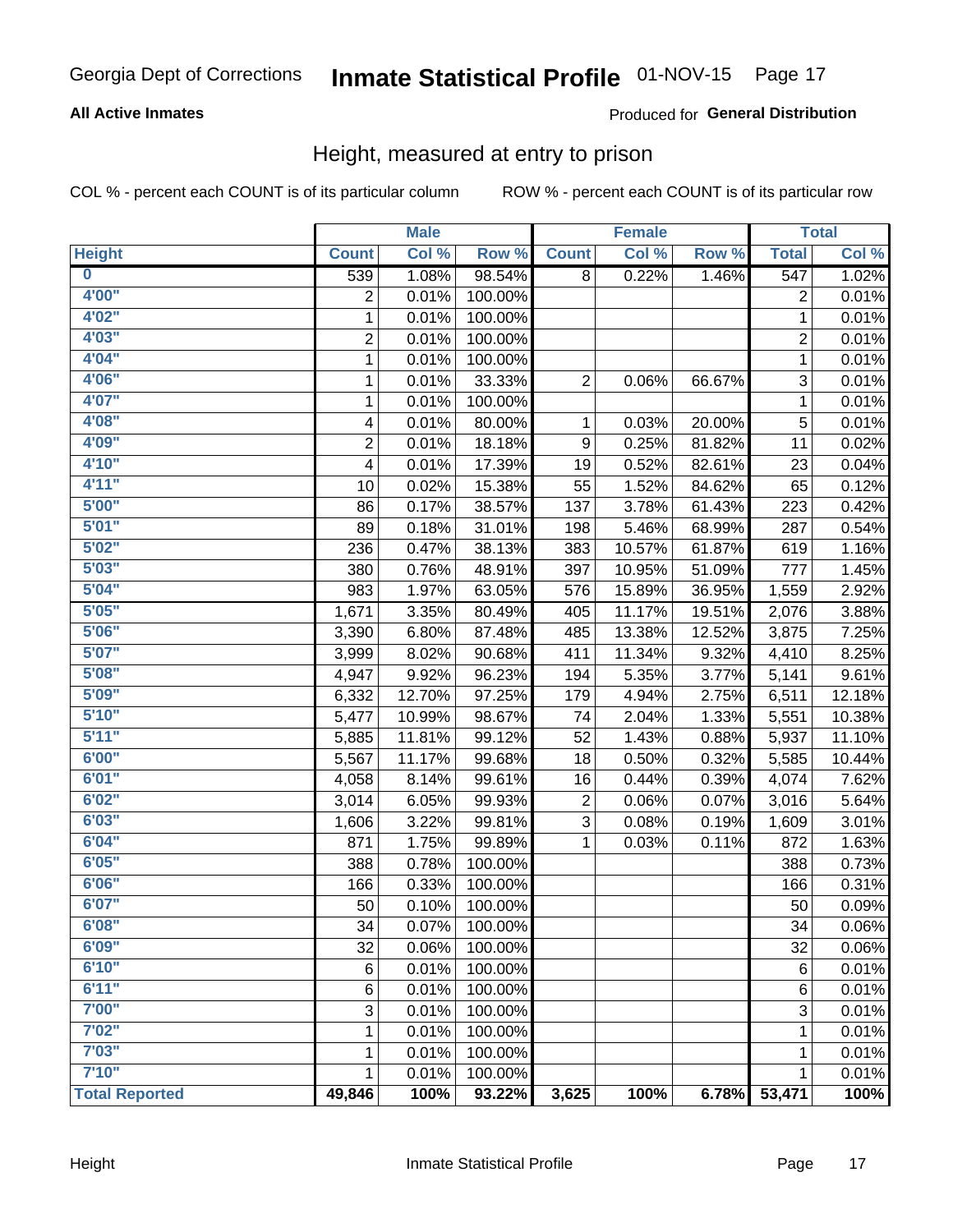Georgia Dept of Corrections **Inmate Statistical Profile** 01-NOV-15

**All Active Inmates**

Produced for **General Distribution**

## Height, measured at entry to prison

COL % - percent each COUNT is of its particular column ROW % - percent each COUNT is of its particular row

| | Male | | | Female | | | Total | |
|---|---|---|---|---|---|---|---|---|
| **Height** | **Count** | **Col %** | **Row %** | **Count** | **Col %** | **Row %** | **Total** | **Col %** |
| **0** | 539 | 1.08% | 98.54% | 8 | 0.22% | 1.46% | 547 | 1.02% |
| **4'00"** | 2 | 0.01% | 100.00% | | | | 2 | 0.01% |
| **4'02"** | 1 | 0.01% | 100.00% | | | | 1 | 0.01% |
| **4'03"** | 2 | 0.01% | 100.00% | | | | 2 | 0.01% |
| **4'04"** | 1 | 0.01% | 100.00% | | | | 1 | 0.01% |
| **4'06"** | 1 | 0.01% | 33.33% | 2 | 0.06% | 66.67% | 3 | 0.01% |
| **4'07"** | 1 | 0.01% | 100.00% | | | | 1 | 0.01% |
| **4'08"** | 4 | 0.01% | 80.00% | 1 | 0.03% | 20.00% | 5 | 0.01% |
| **4'09"** | 2 | 0.01% | 18.18% | 9 | 0.25% | 81.82% | 11 | 0.02% |
| **4'10"** | 4 | 0.01% | 17.39% | 19 | 0.52% | 82.61% | 23 | 0.04% |
| **4'11"** | 10 | 0.02% | 15.38% | 55 | 1.52% | 84.62% | 65 | 0.12% |
| **5'00"** | 86 | 0.17% | 38.57% | 137 | 3.78% | 61.43% | 223 | 0.42% |
| **5'01"** | 89 | 0.18% | 31.01% | 198 | 5.46% | 68.99% | 287 | 0.54% |
| **5'02"** | 236 | 0.47% | 38.13% | 383 | 10.57% | 61.87% | 619 | 1.16% |
| **5'03"** | 380 | 0.76% | 48.91% | 397 | 10.95% | 51.09% | 777 | 1.45% |
| **5'04"** | 983 | 1.97% | 63.05% | 576 | 15.89% | 36.95% | 1,559 | 2.92% |
| **5'05"** | 1,671 | 3.35% | 80.49% | 405 | 11.17% | 19.51% | 2,076 | 3.88% |
| **5'06"** | 3,390 | 6.80% | 87.48% | 485 | 13.38% | 12.52% | 3,875 | 7.25% |
| **5'07"** | 3,999 | 8.02% | 90.68% | 411 | 11.34% | 9.32% | 4,410 | 8.25% |
| **5'08"** | 4,947 | 9.92% | 96.23% | 194 | 5.35% | 3.77% | 5,141 | 9.61% |
| **5'09"** | 6,332 | 12.70% | 97.25% | 179 | 4.94% | 2.75% | 6,511 | 12.18% |
| **5'10"** | 5,477 | 10.99% | 98.67% | 74 | 2.04% | 1.33% | 5,551 | 10.38% |
| **5'11"** | 5,885 | 11.81% | 99.12% | 52 | 1.43% | 0.88% | 5,937 | 11.10% |
| **6'00"** | 5,567 | 11.17% | 99.68% | 18 | 0.50% | 0.32% | 5,585 | 10.44% |
| **6'01"** | 4,058 | 8.14% | 99.61% | 16 | 0.44% | 0.39% | 4,074 | 7.62% |
| **6'02"** | 3,014 | 6.05% | 99.93% | 2 | 0.06% | 0.07% | 3,016 | 5.64% |
| **6'03"** | 1,606 | 3.22% | 99.81% | 3 | 0.08% | 0.19% | 1,609 | 3.01% |
| **6'04"** | 871 | 1.75% | 99.89% | 1 | 0.03% | 0.11% | 872 | 1.63% |
| **6'05"** | 388 | 0.78% | 100.00% | | | | 388 | 0.73% |
| **6'06"** | 166 | 0.33% | 100.00% | | | | 166 | 0.31% |
| **6'07"** | 50 | 0.10% | 100.00% | | | | 50 | 0.09% |
| **6'08"** | 34 | 0.07% | 100.00% | | | | 34 | 0.06% |
| **6'09"** | 32 | 0.06% | 100.00% | | | | 32 | 0.06% |
| **6'10"** | 6 | 0.01% | 100.00% | | | | 6 | 0.01% |
| **6'11"** | 6 | 0.01% | 100.00% | | | | 6 | 0.01% |
| **7'00"** | 3 | 0.01% | 100.00% | | | | 3 | 0.01% |
| **7'02"** | 1 | 0.01% | 100.00% | | | | 1 | 0.01% |
| **7'03"** | 1 | 0.01% | 100.00% | | | | 1 | 0.01% |
| **7'10"** | 1 | 0.01% | 100.00% | | | | 1 | 0.01% |
| **Total Reported** | **49,846** | **100%** | **93.22%** | **3,625** | **100%** | **6.78%** | **53,471** | **100%** |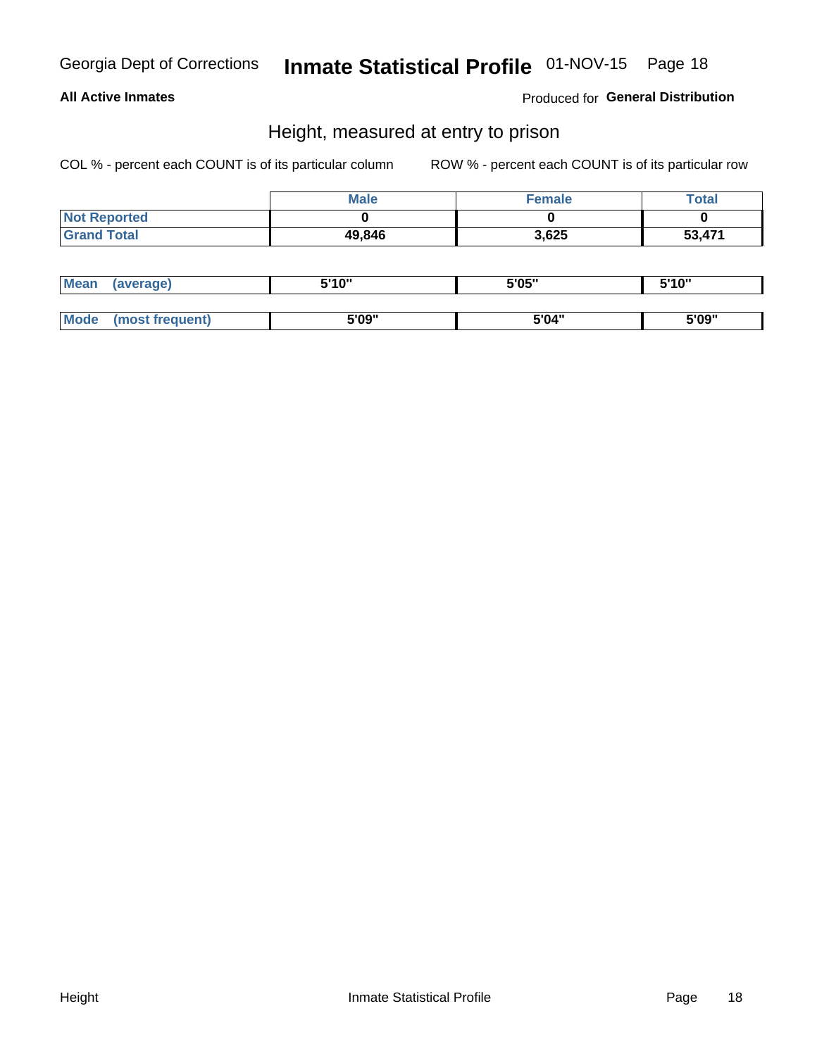Georgia Dept of Corrections **Inmate Statistical Profile** 01-NOV-15

**All Active Inmates**

Produced for **General Distribution**

## Height, measured at entry to prison

COL % - percent each COUNT is of its particular column

ROW % - percent each COUNT is of its particular row

| | Male | Female | Total |
|---|---|---|---|
| Not Reported | 0 | 0 | 0 |
| Grand Total | 49,846 | 3,625 | 53,471 |

| | Male | Female | Total |
|---|---|---|---|
| Mean (average) | 5'10" | 5'05" | 5'10" |
| Mode (most frequent) | 5'09" | 5'04" | 5'09" |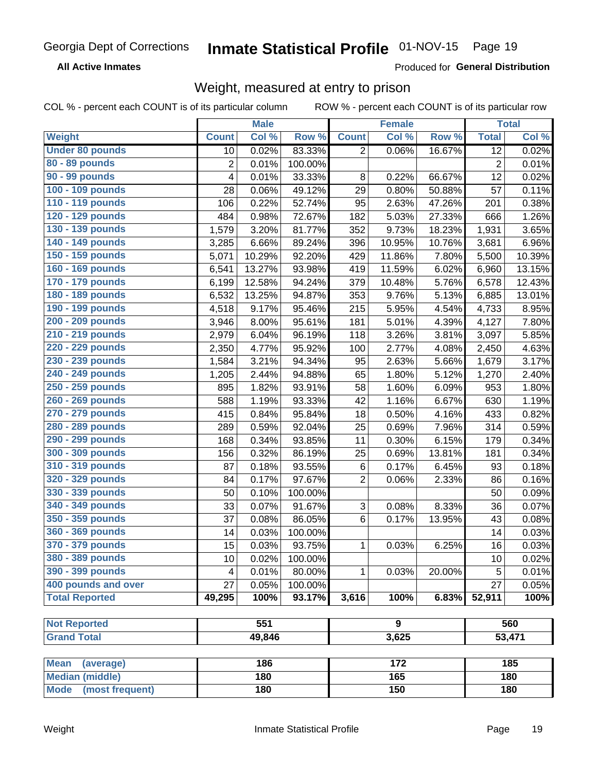Georgia Dept of Corrections **Inmate Statistical Profile** 01-NOV-15

**All Active Inmates**

Produced for **General Distribution**

## Weight, measured at entry to prison

COL % - percent each COUNT is of its particular column ROW % - percent each COUNT is of its particular row

| | Male | | | Female | | | Total | |
|---|---|---|---|---|---|---|---|---|
| **Weight** | **Count** | **Col %** | **Row %** | **Count** | **Col %** | **Row %** | **Total** | **Col %** |
| **Under 80 pounds** | 10 | 0.02% | 83.33% | 2 | 0.06% | 16.67% | 12 | 0.02% |
| **80 - 89 pounds** | 2 | 0.01% | 100.00% | | | | 2 | 0.01% |
| **90 - 99 pounds** | 4 | 0.01% | 33.33% | 8 | 0.22% | 66.67% | 12 | 0.02% |
| **100 - 109 pounds** | 28 | 0.06% | 49.12% | 29 | 0.80% | 50.88% | 57 | 0.11% |
| **110 - 119 pounds** | 106 | 0.22% | 52.74% | 95 | 2.63% | 47.26% | 201 | 0.38% |
| **120 - 129 pounds** | 484 | 0.98% | 72.67% | 182 | 5.03% | 27.33% | 666 | 1.26% |
| **130 - 139 pounds** | 1,579 | 3.20% | 81.77% | 352 | 9.73% | 18.23% | 1,931 | 3.65% |
| **140 - 149 pounds** | 3,285 | 6.66% | 89.24% | 396 | 10.95% | 10.76% | 3,681 | 6.96% |
| **150 - 159 pounds** | 5,071 | 10.29% | 92.20% | 429 | 11.86% | 7.80% | 5,500 | 10.39% |
| **160 - 169 pounds** | 6,541 | 13.27% | 93.98% | 419 | 11.59% | 6.02% | 6,960 | 13.15% |
| **170 - 179 pounds** | 6,199 | 12.58% | 94.24% | 379 | 10.48% | 5.76% | 6,578 | 12.43% |
| **180 - 189 pounds** | 6,532 | 13.25% | 94.87% | 353 | 9.76% | 5.13% | 6,885 | 13.01% |
| **190 - 199 pounds** | 4,518 | 9.17% | 95.46% | 215 | 5.95% | 4.54% | 4,733 | 8.95% |
| **200 - 209 pounds** | 3,946 | 8.00% | 95.61% | 181 | 5.01% | 4.39% | 4,127 | 7.80% |
| **210 - 219 pounds** | 2,979 | 6.04% | 96.19% | 118 | 3.26% | 3.81% | 3,097 | 5.85% |
| **220 - 229 pounds** | 2,350 | 4.77% | 95.92% | 100 | 2.77% | 4.08% | 2,450 | 4.63% |
| **230 - 239 pounds** | 1,584 | 3.21% | 94.34% | 95 | 2.63% | 5.66% | 1,679 | 3.17% |
| **240 - 249 pounds** | 1,205 | 2.44% | 94.88% | 65 | 1.80% | 5.12% | 1,270 | 2.40% |
| **250 - 259 pounds** | 895 | 1.82% | 93.91% | 58 | 1.60% | 6.09% | 953 | 1.80% |
| **260 - 269 pounds** | 588 | 1.19% | 93.33% | 42 | 1.16% | 6.67% | 630 | 1.19% |
| **270 - 279 pounds** | 415 | 0.84% | 95.84% | 18 | 0.50% | 4.16% | 433 | 0.82% |
| **280 - 289 pounds** | 289 | 0.59% | 92.04% | 25 | 0.69% | 7.96% | 314 | 0.59% |
| **290 - 299 pounds** | 168 | 0.34% | 93.85% | 11 | 0.30% | 6.15% | 179 | 0.34% |
| **300 - 309 pounds** | 156 | 0.32% | 86.19% | 25 | 0.69% | 13.81% | 181 | 0.34% |
| **310 - 319 pounds** | 87 | 0.18% | 93.55% | 6 | 0.17% | 6.45% | 93 | 0.18% |
| **320 - 329 pounds** | 84 | 0.17% | 97.67% | 2 | 0.06% | 2.33% | 86 | 0.16% |
| **330 - 339 pounds** | 50 | 0.10% | 100.00% | | | | 50 | 0.09% |
| **340 - 349 pounds** | 33 | 0.07% | 91.67% | 3 | 0.08% | 8.33% | 36 | 0.07% |
| **350 - 359 pounds** | 37 | 0.08% | 86.05% | 6 | 0.17% | 13.95% | 43 | 0.08% |
| **360 - 369 pounds** | 14 | 0.03% | 100.00% | | | | 14 | 0.03% |
| **370 - 379 pounds** | 15 | 0.03% | 93.75% | 1 | 0.03% | 6.25% | 16 | 0.03% |
| **380 - 389 pounds** | 10 | 0.02% | 100.00% | | | | 10 | 0.02% |
| **390 - 399 pounds** | 4 | 0.01% | 80.00% | 1 | 0.03% | 20.00% | 5 | 0.01% |
| **400 pounds and over** | 27 | 0.05% | 100.00% | | | | 27 | 0.05% |
| **Total Reported** | **49,295** | **100%** | **93.17%** | **3,616** | **100%** | **6.83%** | **52,911** | **100%** |

| | Male | Female | Total |
|---|---|---|---|
| **Not Reported** | **551** | **9** | **560** |
| **Grand Total** | **49,846** | **3,625** | **53,471** |

| | Male | Female | Total |
|---|---|---|---|
| **Mean (average)** | **186** | **172** | **185** |
| **Median (middle)** | **180** | **165** | **180** |
| **Mode (most frequent)** | **180** | **150** | **180** |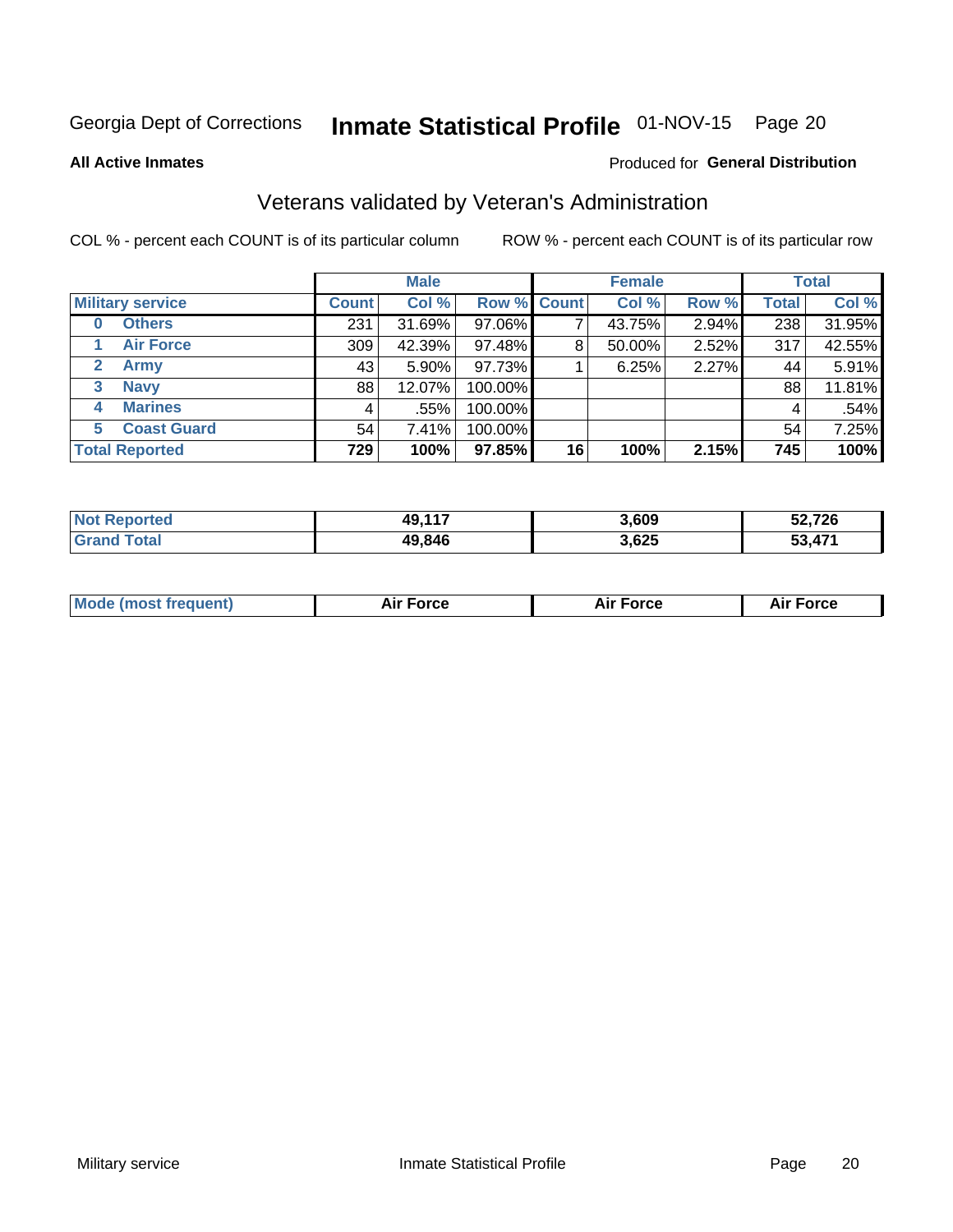Georgia Dept of Corrections **Inmate Statistical Profile** 01-NOV-15

**All Active Inmates**

Produced for **General Distribution**

## Veterans validated by Veteran's Administration

COL % - percent each COUNT is of its particular column

ROW % - percent each COUNT is of its particular row

| | Male | | | Female | | | Total | |
|---|---|---|---|---|---|---|---|---|
| **Military service** | **Count** | **Col %** | **Row %** | **Count** | **Col %** | **Row %** | **Total** | **Col %** |
| 0 Others | 231 | 31.69% | 97.06% | 7 | 43.75% | 2.94% | 238 | 31.95% |
| 1 Air Force | 309 | 42.39% | 97.48% | 8 | 50.00% | 2.52% | 317 | 42.55% |
| 2 Army | 43 | 5.90% | 97.73% | 1 | 6.25% | 2.27% | 44 | 5.91% |
| 3 Navy | 88 | 12.07% | 100.00% | | | | 88 | 11.81% |
| 4 Marines | 4 | .55% | 100.00% | | | | 4 | .54% |
| 5 Coast Guard | 54 | 7.41% | 100.00% | | | | 54 | 7.25% |
| **Total Reported** | **729** | **100%** | **97.85%** | **16** | **100%** | **2.15%** | **745** | **100%** |

| | Male | Female | Total |
|---|---|---|---|
| **Not Reported** | **49,117** | **3,609** | **52,726** |
| **Grand Total** | **49,846** | **3,625** | **53,471** |

| | Male | Female | Total |
|---|---|---|---|
| **Mode (most frequent)** | **Air Force** | **Air Force** | **Air Force** |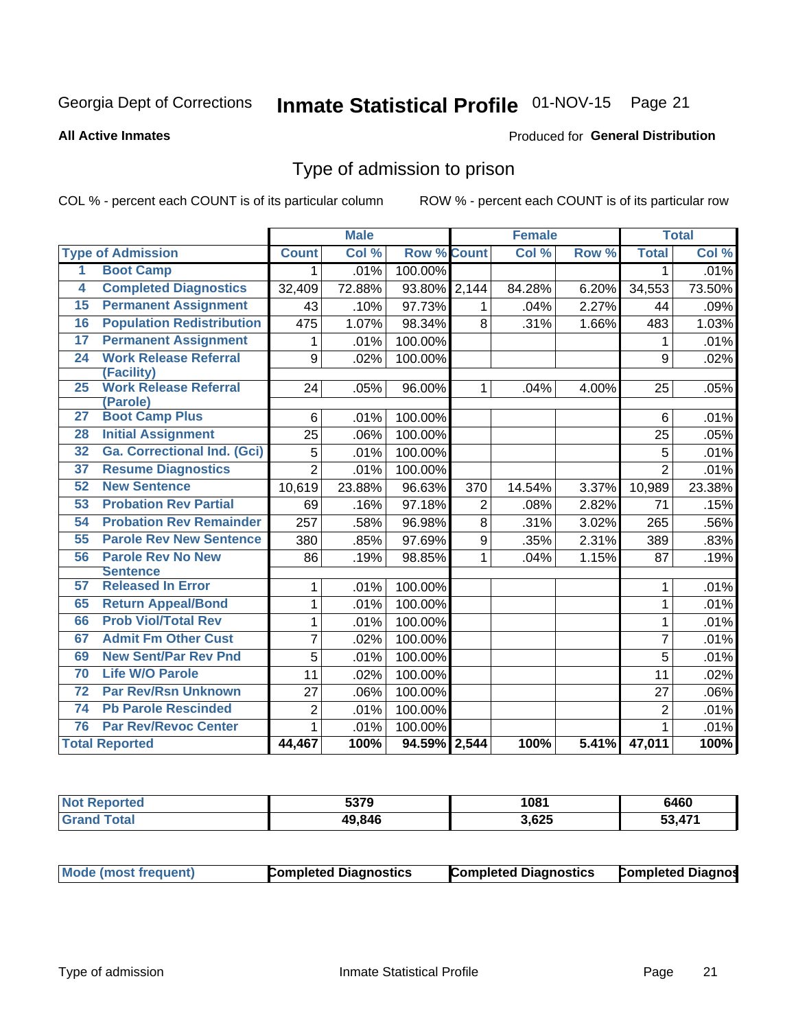Georgia Dept of Corrections **Inmate Statistical Profile** 01-NOV-15 Page 21

**All Active Inmates**

Produced for **General Distribution**

## Type of admission to prison

COL % - percent each COUNT is of its particular column ROW % - percent each COUNT is of its particular row

| | | Male | | | Female | | | Total | |
|---|---|---|---|---|---|---|---|---|---|
| **Type of Admission** | | **Count** | **Col %** | **Row %** | **Count** | **Col %** | **Row %** | **Total** | **Col %** |
| 1 | Boot Camp | 1 | .01% | 100.00% | | | | 1 | .01% |
| 4 | Completed Diagnostics | 32,409 | 72.88% | 93.80% | 2,144 | 84.28% | 6.20% | 34,553 | 73.50% |
| 15 | Permanent Assignment | 43 | .10% | 97.73% | 1 | .04% | 2.27% | 44 | .09% |
| 16 | Population Redistribution | 475 | 1.07% | 98.34% | 8 | .31% | 1.66% | 483 | 1.03% |
| 17 | Permanent Assignment | 1 | .01% | 100.00% | | | | 1 | .01% |
| 24 | Work Release Referral (Facility) | 9 | .02% | 100.00% | | | | 9 | .02% |
| 25 | Work Release Referral (Parole) | 24 | .05% | 96.00% | 1 | .04% | 4.00% | 25 | .05% |
| 27 | Boot Camp Plus | 6 | .01% | 100.00% | | | | 6 | .01% |
| 28 | Initial Assignment | 25 | .06% | 100.00% | | | | 25 | .05% |
| 32 | Ga. Correctional Ind. (Gci) | 5 | .01% | 100.00% | | | | 5 | .01% |
| 37 | Resume Diagnostics | 2 | .01% | 100.00% | | | | 2 | .01% |
| 52 | New Sentence | 10,619 | 23.88% | 96.63% | 370 | 14.54% | 3.37% | 10,989 | 23.38% |
| 53 | Probation Rev Partial | 69 | .16% | 97.18% | 2 | .08% | 2.82% | 71 | .15% |
| 54 | Probation Rev Remainder | 257 | .58% | 96.98% | 8 | .31% | 3.02% | 265 | .56% |
| 55 | Parole Rev New Sentence | 380 | .85% | 97.69% | 9 | .35% | 2.31% | 389 | .83% |
| 56 | Parole Rev No New Sentence | 86 | .19% | 98.85% | 1 | .04% | 1.15% | 87 | .19% |
| 57 | Released In Error | 1 | .01% | 100.00% | | | | 1 | .01% |
| 65 | Return Appeal/Bond | 1 | .01% | 100.00% | | | | 1 | .01% |
| 66 | Prob Viol/Total Rev | 1 | .01% | 100.00% | | | | 1 | .01% |
| 67 | Admit Fm Other Cust | 7 | .02% | 100.00% | | | | 7 | .01% |
| 69 | New Sent/Par Rev Pnd | 5 | .01% | 100.00% | | | | 5 | .01% |
| 70 | Life W/O Parole | 11 | .02% | 100.00% | | | | 11 | .02% |
| 72 | Par Rev/Rsn Unknown | 27 | .06% | 100.00% | | | | 27 | .06% |
| 74 | Pb Parole Rescinded | 2 | .01% | 100.00% | | | | 2 | .01% |
| 76 | Par Rev/Revoc Center | 1 | .01% | 100.00% | | | | 1 | .01% |
| **Total Reported** | | **44,467** | **100%** | **94.59%** | **2,544** | **100%** | **5.41%** | **47,011** | **100%** |

| | Male | Female | Total |
|---|---|---|---|
| **Not Reported** | **5379** | **1081** | **6460** |
| **Grand Total** | **49,846** | **3,625** | **53,471** |

| | Male | Female | Total |
|---|---|---|---|
| **Mode (most frequent)** | **Completed Diagnostics** | **Completed Diagnostics** | **Completed Diagnos** |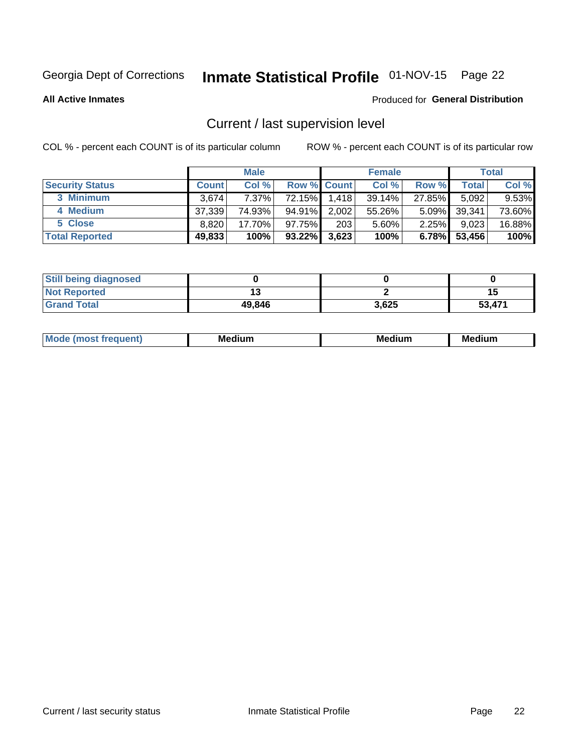Georgia Dept of Corrections **Inmate Statistical Profile** 01-NOV-15

**All Active Inmates**

Produced for **General Distribution**

## Current / last supervision level

COL % - percent each COUNT is of its particular column

ROW % - percent each COUNT is of its particular row

| | Male | | | Female | | | Total | |
|---|---|---|---|---|---|---|---|---|
| **Security Status** | **Count** | **Col %** | **Row %** | **Count** | **Col %** | **Row %** | **Total** | **Col %** |
| 3 Minimum | 3,674 | 7.37% | 72.15% | 1,418 | 39.14% | 27.85% | 5,092 | 9.53% |
| 4 Medium | 37,339 | 74.93% | 94.91% | 2,002 | 55.26% | 5.09% | 39,341 | 73.60% |
| 5 Close | 8,820 | 17.70% | 97.75% | 203 | 5.60% | 2.25% | 9,023 | 16.88% |
| **Total Reported** | **49,833** | **100%** | **93.22%** | **3,623** | **100%** | **6.78%** | **53,456** | **100%** |

| | Male | Female | Total |
|---|---|---|---|
| Still being diagnosed | 0 | 0 | 0 |
| Not Reported | 13 | 2 | 15 |
| Grand Total | 49,846 | 3,625 | 53,471 |

| | Male | Female | Total |
|---|---|---|---|
| Mode (most frequent) | Medium | Medium | Medium |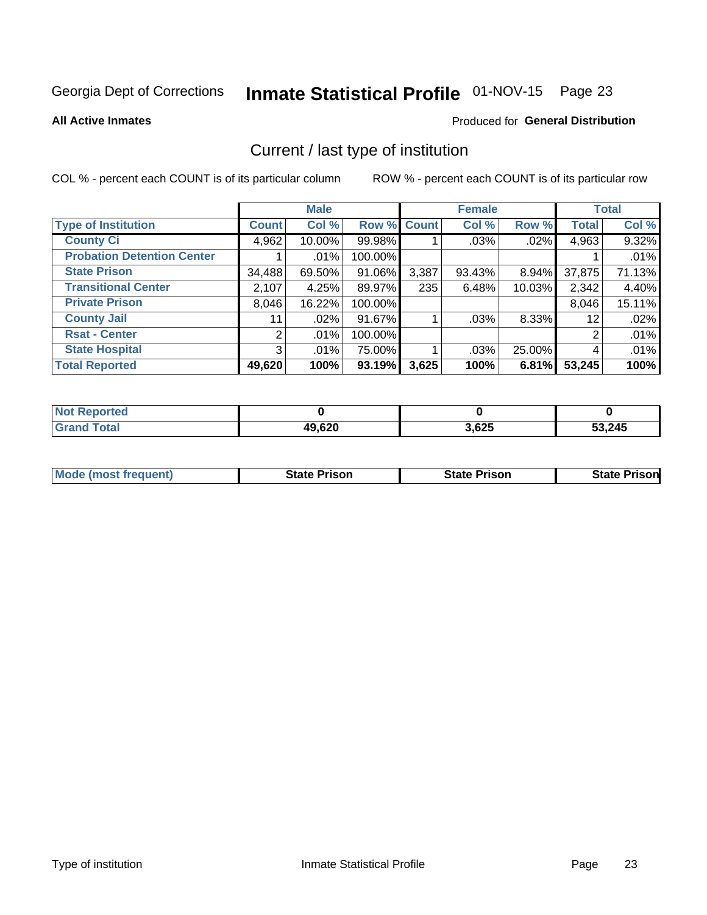Georgia Dept of Corrections **Inmate Statistical Profile** 01-NOV-15

**All Active Inmates**

Produced for **General Distribution**

## Current / last type of institution

COL % - percent each COUNT is of its particular column

ROW % - percent each COUNT is of its particular row

| | Male | | | Female | | | Total | |
|---|---|---|---|---|---|---|---|---|
| **Type of Institution** | **Count** | **Col %** | **Row %** | **Count** | **Col %** | **Row %** | **Total** | **Col %** |
| **County Ci** | 4,962 | 10.00% | 99.98% | 1 | .03% | .02% | 4,963 | 9.32% |
| **Probation Detention Center** | 1 | .01% | 100.00% | | | | 1 | .01% |
| **State Prison** | 34,488 | 69.50% | 91.06% | 3,387 | 93.43% | 8.94% | 37,875 | 71.13% |
| **Transitional Center** | 2,107 | 4.25% | 89.97% | 235 | 6.48% | 10.03% | 2,342 | 4.40% |
| **Private Prison** | 8,046 | 16.22% | 100.00% | | | | 8,046 | 15.11% |
| **County Jail** | 11 | .02% | 91.67% | 1 | .03% | 8.33% | 12 | .02% |
| **Rsat - Center** | 2 | .01% | 100.00% | | | | 2 | .01% |
| **State Hospital** | 3 | .01% | 75.00% | 1 | .03% | 25.00% | 4 | .01% |
| **Total Reported** | **49,620** | **100%** | **93.19%** | **3,625** | **100%** | **6.81%** | **53,245** | **100%** |

| | Male | Female | Total |
|---|---|---|---|
| **Not Reported** | **0** | **0** | **0** |
| **Grand Total** | **49,620** | **3,625** | **53,245** |

| | Male | Female | Total |
|---|---|---|---|
| **Mode (most frequent)** | **State Prison** | **State Prison** | **State Prison** |

Type of institution

Inmate Statistical Profile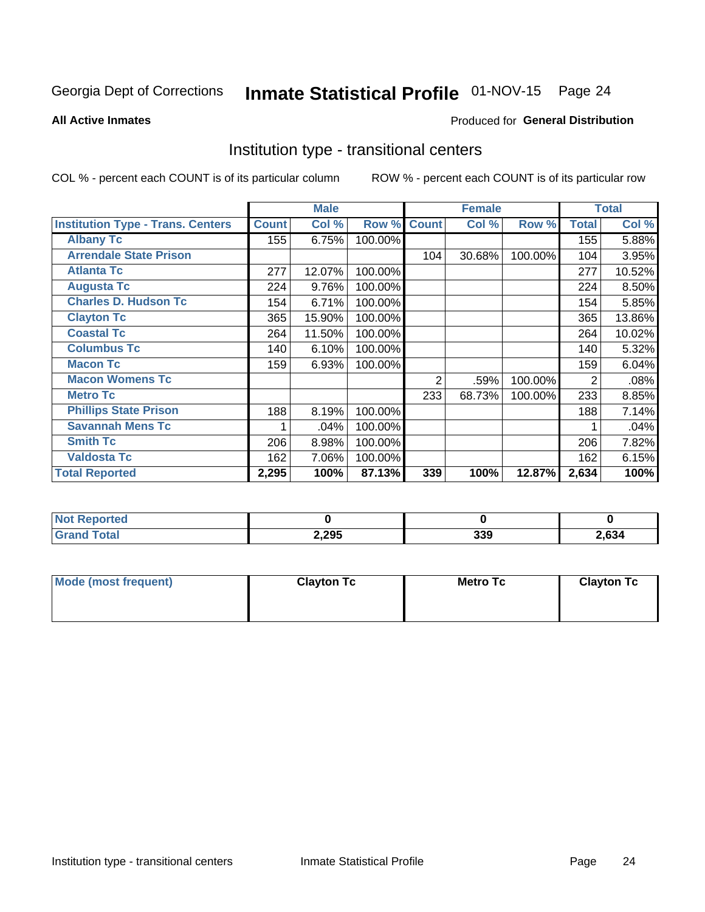Georgia Dept of Corrections **Inmate Statistical Profile** 01-NOV-15 Page 24

**All Active Inmates**

Produced for **General Distribution**

## Institution type - transitional centers

COL % - percent each COUNT is of its particular column ROW % - percent each COUNT is of its particular row

| | Male | | | Female | | | Total | |
|---|---|---|---|---|---|---|---|---|
| **Institution Type - Trans. Centers** | **Count** | **Col %** | **Row %** | **Count** | **Col %** | **Row %** | **Total** | **Col %** |
| **Albany Tc** | 155 | 6.75% | 100.00% | | | | 155 | 5.88% |
| **Arrendale State Prison** | | | | 104 | 30.68% | 100.00% | 104 | 3.95% |
| **Atlanta Tc** | 277 | 12.07% | 100.00% | | | | 277 | 10.52% |
| **Augusta Tc** | 224 | 9.76% | 100.00% | | | | 224 | 8.50% |
| **Charles D. Hudson Tc** | 154 | 6.71% | 100.00% | | | | 154 | 5.85% |
| **Clayton Tc** | 365 | 15.90% | 100.00% | | | | 365 | 13.86% |
| **Coastal Tc** | 264 | 11.50% | 100.00% | | | | 264 | 10.02% |
| **Columbus Tc** | 140 | 6.10% | 100.00% | | | | 140 | 5.32% |
| **Macon Tc** | 159 | 6.93% | 100.00% | | | | 159 | 6.04% |
| **Macon Womens Tc** | | | | 2 | .59% | 100.00% | 2 | .08% |
| **Metro Tc** | | | | 233 | 68.73% | 100.00% | 233 | 8.85% |
| **Phillips State Prison** | 188 | 8.19% | 100.00% | | | | 188 | 7.14% |
| **Savannah Mens Tc** | 1 | .04% | 100.00% | | | | 1 | .04% |
| **Smith Tc** | 206 | 8.98% | 100.00% | | | | 206 | 7.82% |
| **Valdosta Tc** | 162 | 7.06% | 100.00% | | | | 162 | 6.15% |
| **Total Reported** | **2,295** | **100%** | **87.13%** | **339** | **100%** | **12.87%** | **2,634** | **100%** |

| | Male | Female | Total |
|---|---|---|---|
| **Not Reported** | **0** | **0** | **0** |
| **Grand Total** | **2,295** | **339** | **2,634** |

| | Male | Female | Total |
|---|---|---|---|
| **Mode (most frequent)** | **Clayton Tc** | **Metro Tc** | **Clayton Tc** |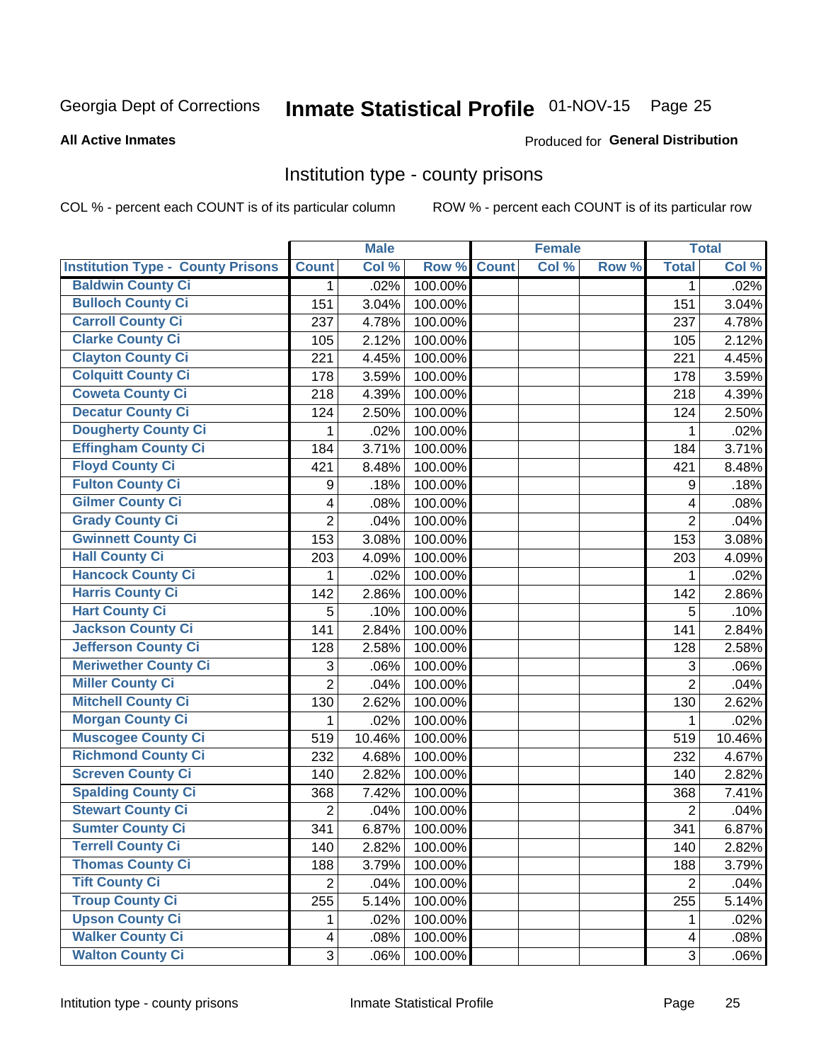Georgia Dept of Corrections **Inmate Statistical Profile** 01-NOV-15

**All Active Inmates**

Produced for **General Distribution**

## Institution type - county prisons

COL % - percent each COUNT is of its particular column    ROW % - percent each COUNT is of its particular row

| | Male | | | Female | | | Total | |
|---|---|---|---|---|---|---|---|---|
| **Institution Type - County Prisons** | **Count** | **Col %** | **Row %** | **Count** | **Col %** | **Row %** | **Total** | **Col %** |
| **Baldwin County Ci** | 1 | .02% | 100.00% | | | | 1 | .02% |
| **Bulloch County Ci** | 151 | 3.04% | 100.00% | | | | 151 | 3.04% |
| **Carroll County Ci** | 237 | 4.78% | 100.00% | | | | 237 | 4.78% |
| **Clarke County Ci** | 105 | 2.12% | 100.00% | | | | 105 | 2.12% |
| **Clayton County Ci** | 221 | 4.45% | 100.00% | | | | 221 | 4.45% |
| **Colquitt County Ci** | 178 | 3.59% | 100.00% | | | | 178 | 3.59% |
| **Coweta County Ci** | 218 | 4.39% | 100.00% | | | | 218 | 4.39% |
| **Decatur County Ci** | 124 | 2.50% | 100.00% | | | | 124 | 2.50% |
| **Dougherty County Ci** | 1 | .02% | 100.00% | | | | 1 | .02% |
| **Effingham County Ci** | 184 | 3.71% | 100.00% | | | | 184 | 3.71% |
| **Floyd County Ci** | 421 | 8.48% | 100.00% | | | | 421 | 8.48% |
| **Fulton County Ci** | 9 | .18% | 100.00% | | | | 9 | .18% |
| **Gilmer County Ci** | 4 | .08% | 100.00% | | | | 4 | .08% |
| **Grady County Ci** | 2 | .04% | 100.00% | | | | 2 | .04% |
| **Gwinnett County Ci** | 153 | 3.08% | 100.00% | | | | 153 | 3.08% |
| **Hall County Ci** | 203 | 4.09% | 100.00% | | | | 203 | 4.09% |
| **Hancock County Ci** | 1 | .02% | 100.00% | | | | 1 | .02% |
| **Harris County Ci** | 142 | 2.86% | 100.00% | | | | 142 | 2.86% |
| **Hart County Ci** | 5 | .10% | 100.00% | | | | 5 | .10% |
| **Jackson County Ci** | 141 | 2.84% | 100.00% | | | | 141 | 2.84% |
| **Jefferson County Ci** | 128 | 2.58% | 100.00% | | | | 128 | 2.58% |
| **Meriwether County Ci** | 3 | .06% | 100.00% | | | | 3 | .06% |
| **Miller County Ci** | 2 | .04% | 100.00% | | | | 2 | .04% |
| **Mitchell County Ci** | 130 | 2.62% | 100.00% | | | | 130 | 2.62% |
| **Morgan County Ci** | 1 | .02% | 100.00% | | | | 1 | .02% |
| **Muscogee County Ci** | 519 | 10.46% | 100.00% | | | | 519 | 10.46% |
| **Richmond County Ci** | 232 | 4.68% | 100.00% | | | | 232 | 4.67% |
| **Screven County Ci** | 140 | 2.82% | 100.00% | | | | 140 | 2.82% |
| **Spalding County Ci** | 368 | 7.42% | 100.00% | | | | 368 | 7.41% |
| **Stewart County Ci** | 2 | .04% | 100.00% | | | | 2 | .04% |
| **Sumter County Ci** | 341 | 6.87% | 100.00% | | | | 341 | 6.87% |
| **Terrell County Ci** | 140 | 2.82% | 100.00% | | | | 140 | 2.82% |
| **Thomas County Ci** | 188 | 3.79% | 100.00% | | | | 188 | 3.79% |
| **Tift County Ci** | 2 | .04% | 100.00% | | | | 2 | .04% |
| **Troup County Ci** | 255 | 5.14% | 100.00% | | | | 255 | 5.14% |
| **Upson County Ci** | 1 | .02% | 100.00% | | | | 1 | .02% |
| **Walker County Ci** | 4 | .08% | 100.00% | | | | 4 | .08% |
| **Walton County Ci** | 3 | .06% | 100.00% | | | | 3 | .06% |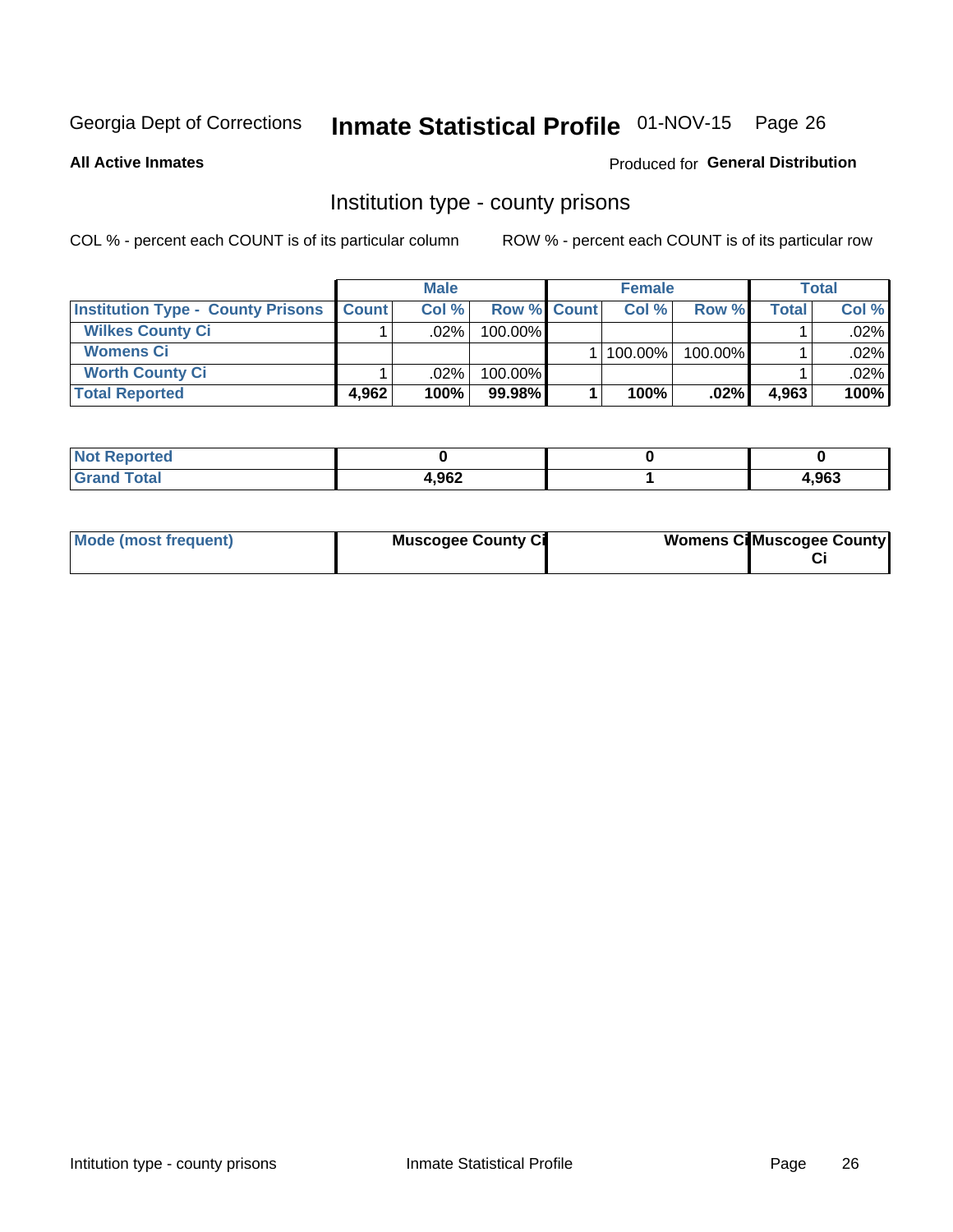Georgia Dept of Corrections **Inmate Statistical Profile** 01-NOV-15

**All Active Inmates**

Produced for **General Distribution**

## Institution type - county prisons

COL % - percent each COUNT is of its particular column

ROW % - percent each COUNT is of its particular row

| | Male | | | Female | | | Total | |
|---|---|---|---|---|---|---|---|---|
| **Institution Type - County Prisons** | **Count** | **Col %** | **Row %** | **Count** | **Col %** | **Row %** | **Total** | **Col %** |
| **Wilkes County Ci** | 1 | .02% | 100.00% | | | | 1 | .02% |
| **Womens Ci** | | | | 1 | 100.00% | 100.00% | 1 | .02% |
| **Worth County Ci** | 1 | .02% | 100.00% | | | | 1 | .02% |
| **Total Reported** | **4,962** | **100%** | **99.98%** | **1** | **100%** | **.02%** | **4,963** | **100%** |

| | Male | Female | Total |
|---|---|---|---|
| **Not Reported** | **0** | **0** | **0** |
| **Grand Total** | **4,962** | **1** | **4,963** |

| | Male | Female | Total |
|---|---|---|---|
| **Mode (most frequent)** | **Muscogee County Ci** | **Womens Ci** | **Muscogee County Ci** |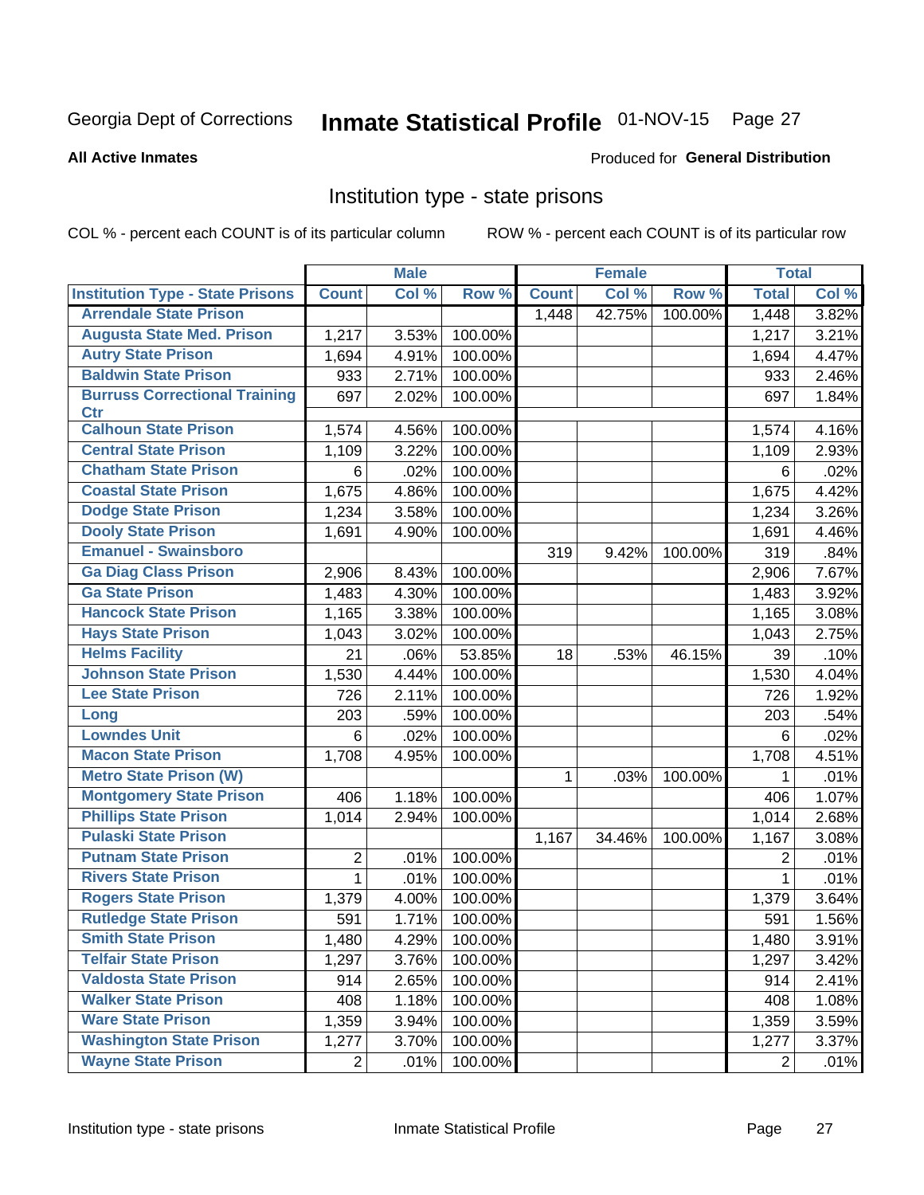Georgia Dept of Corrections **Inmate Statistical Profile** 01-NOV-15

**All Active Inmates**

Produced for **General Distribution**

## Institution type - state prisons

COL % - percent each COUNT is of its particular column    ROW % - percent each COUNT is of its particular row

| | Male | | | Female | | | Total | |
|---|---|---|---|---|---|---|---|---|
| **Institution Type - State Prisons** | **Count** | **Col %** | **Row %** | **Count** | **Col %** | **Row %** | **Total** | **Col %** |
| Arrendale State Prison | | | | 1,448 | 42.75% | 100.00% | 1,448 | 3.82% |
| Augusta State Med. Prison | 1,217 | 3.53% | 100.00% | | | | 1,217 | 3.21% |
| Autry State Prison | 1,694 | 4.91% | 100.00% | | | | 1,694 | 4.47% |
| Baldwin State Prison | 933 | 2.71% | 100.00% | | | | 933 | 2.46% |
| Burruss Correctional Training Ctr | 697 | 2.02% | 100.00% | | | | 697 | 1.84% |
| Calhoun State Prison | 1,574 | 4.56% | 100.00% | | | | 1,574 | 4.16% |
| Central State Prison | 1,109 | 3.22% | 100.00% | | | | 1,109 | 2.93% |
| Chatham State Prison | 6 | .02% | 100.00% | | | | 6 | .02% |
| Coastal State Prison | 1,675 | 4.86% | 100.00% | | | | 1,675 | 4.42% |
| Dodge State Prison | 1,234 | 3.58% | 100.00% | | | | 1,234 | 3.26% |
| Dooly State Prison | 1,691 | 4.90% | 100.00% | | | | 1,691 | 4.46% |
| Emanuel - Swainsboro | | | | 319 | 9.42% | 100.00% | 319 | .84% |
| Ga Diag Class Prison | 2,906 | 8.43% | 100.00% | | | | 2,906 | 7.67% |
| Ga State Prison | 1,483 | 4.30% | 100.00% | | | | 1,483 | 3.92% |
| Hancock State Prison | 1,165 | 3.38% | 100.00% | | | | 1,165 | 3.08% |
| Hays State Prison | 1,043 | 3.02% | 100.00% | | | | 1,043 | 2.75% |
| Helms Facility | 21 | .06% | 53.85% | 18 | .53% | 46.15% | 39 | .10% |
| Johnson State Prison | 1,530 | 4.44% | 100.00% | | | | 1,530 | 4.04% |
| Lee State Prison | 726 | 2.11% | 100.00% | | | | 726 | 1.92% |
| Long | 203 | .59% | 100.00% | | | | 203 | .54% |
| Lowndes Unit | 6 | .02% | 100.00% | | | | 6 | .02% |
| Macon State Prison | 1,708 | 4.95% | 100.00% | | | | 1,708 | 4.51% |
| Metro State Prison (W) | | | | 1 | .03% | 100.00% | 1 | .01% |
| Montgomery State Prison | 406 | 1.18% | 100.00% | | | | 406 | 1.07% |
| Phillips State Prison | 1,014 | 2.94% | 100.00% | | | | 1,014 | 2.68% |
| Pulaski State Prison | | | | 1,167 | 34.46% | 100.00% | 1,167 | 3.08% |
| Putnam State Prison | 2 | .01% | 100.00% | | | | 2 | .01% |
| Rivers State Prison | 1 | .01% | 100.00% | | | | 1 | .01% |
| Rogers State Prison | 1,379 | 4.00% | 100.00% | | | | 1,379 | 3.64% |
| Rutledge State Prison | 591 | 1.71% | 100.00% | | | | 591 | 1.56% |
| Smith State Prison | 1,480 | 4.29% | 100.00% | | | | 1,480 | 3.91% |
| Telfair State Prison | 1,297 | 3.76% | 100.00% | | | | 1,297 | 3.42% |
| Valdosta State Prison | 914 | 2.65% | 100.00% | | | | 914 | 2.41% |
| Walker State Prison | 408 | 1.18% | 100.00% | | | | 408 | 1.08% |
| Ware State Prison | 1,359 | 3.94% | 100.00% | | | | 1,359 | 3.59% |
| Washington State Prison | 1,277 | 3.70% | 100.00% | | | | 1,277 | 3.37% |
| Wayne State Prison | 2 | .01% | 100.00% | | | | 2 | .01% |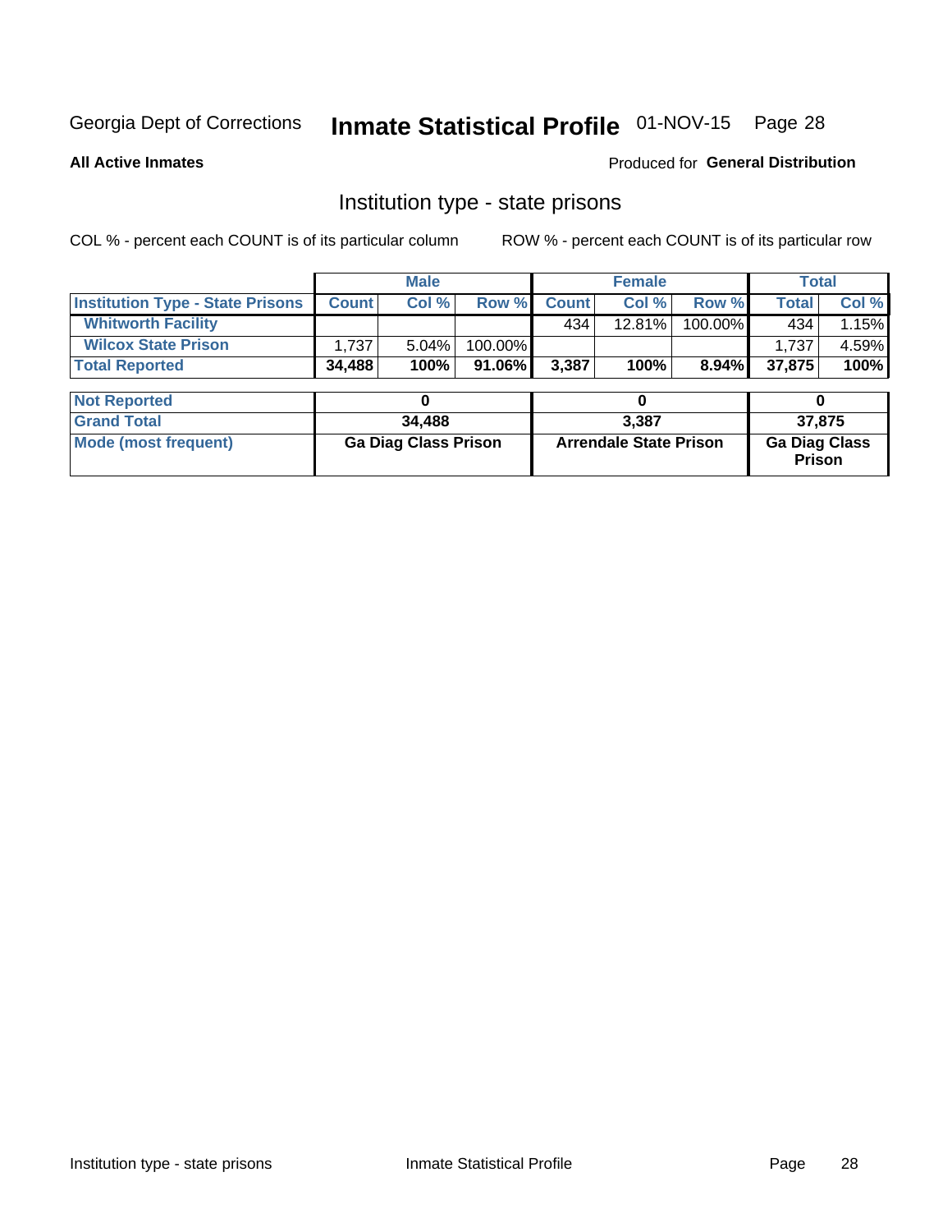Georgia Dept of Corrections **Inmate Statistical Profile** 01-NOV-15

**All Active Inmates**

Produced for **General Distribution**

## Institution type - state prisons

COL % - percent each COUNT is of its particular column ROW % - percent each COUNT is of its particular row

| | Male | | | Female | | | Total | |
|---|---|---|---|---|---|---|---|---|
| **Institution Type - State Prisons** | **Count** | **Col %** | **Row %** | **Count** | **Col %** | **Row %** | **Total** | **Col %** |
| **Whitworth Facility** | | | | 434 | 12.81% | 100.00% | 434 | 1.15% |
| **Wilcox State Prison** | 1,737 | 5.04% | 100.00% | | | | 1,737 | 4.59% |
| **Total Reported** | **34,488** | **100%** | **91.06%** | **3,387** | **100%** | **8.94%** | **37,875** | **100%** |

| | Male | Female | Total |
|---|---|---|---|
| **Not Reported** | **0** | **0** | **0** |
| **Grand Total** | **34,488** | **3,387** | **37,875** |
| **Mode (most frequent)** | **Ga Diag Class Prison** | **Arrendale State Prison** | **Ga Diag Class Prison** |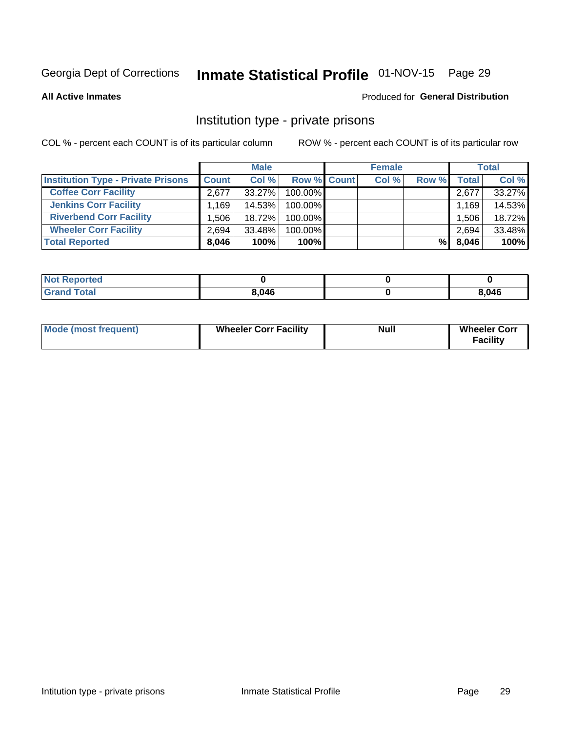Georgia Dept of Corrections **Inmate Statistical Profile** 01-NOV-15

**All Active Inmates**

Produced for **General Distribution**

## Institution type - private prisons

COL % - percent each COUNT is of its particular column

ROW % - percent each COUNT is of its particular row

| | Male | | | Female | | | Total | |
|---|---|---|---|---|---|---|---|---|
| **Institution Type - Private Prisons** | **Count** | **Col %** | **Row %** | **Count** | **Col %** | **Row %** | **Total** | **Col %** |
| **Coffee Corr Facility** | 2,677 | 33.27% | 100.00% | | | | 2,677 | 33.27% |
| **Jenkins Corr Facility** | 1,169 | 14.53% | 100.00% | | | | 1,169 | 14.53% |
| **Riverbend Corr Facility** | 1,506 | 18.72% | 100.00% | | | | 1,506 | 18.72% |
| **Wheeler Corr Facility** | 2,694 | 33.48% | 100.00% | | | | 2,694 | 33.48% |
| **Total Reported** | **8,046** | **100%** | **100%** | | | **%** | **8,046** | **100%** |

| | Male | Female | Total |
|---|---|---|---|
| **Not Reported** | **0** | **0** | **0** |
| **Grand Total** | **8,046** | **0** | **8,046** |

| | Male | Female | Total |
|---|---|---|---|
| **Mode (most frequent)** | **Wheeler Corr Facility** | **Null** | **Wheeler Corr Facility** |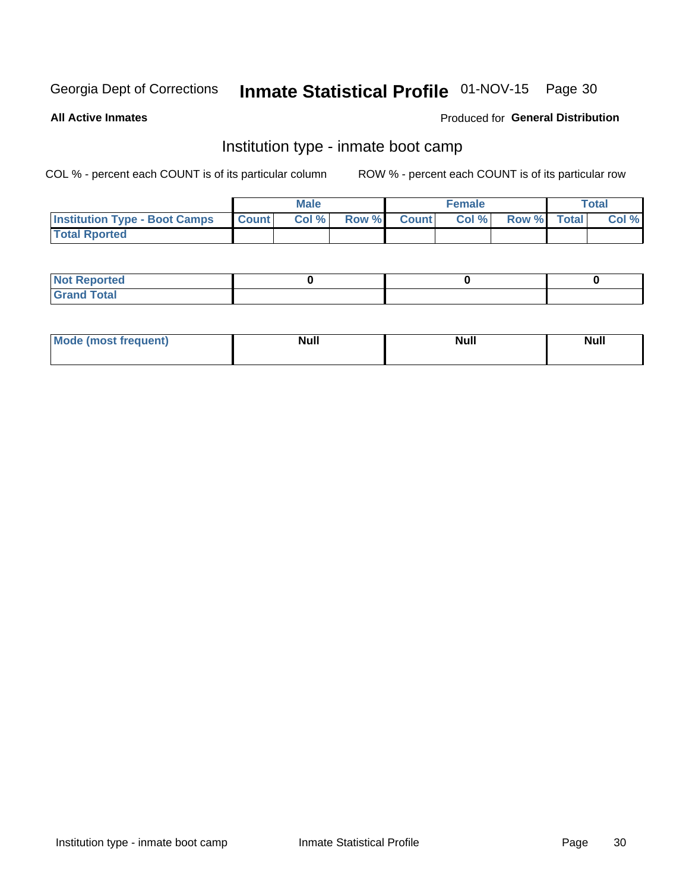Georgia Dept of Corrections **Inmate Statistical Profile** 01-NOV-15 Page 30

**All Active Inmates**

Produced for **General Distribution**

## Institution type - inmate boot camp

COL % - percent each COUNT is of its particular column ROW % - percent each COUNT is of its particular row

| | Male | | | Female | | | Total | |
|---|---|---|---|---|---|---|---|---|
| **Institution Type - Boot Camps** | **Count** | **Col %** | **Row %** | **Count** | **Col %** | **Row %** | **Total** | **Col %** |
| **Total Rported** | | | | | | | | |

| | Male | Female | Total |
|---|---|---|---|
| **Not Reported** | 0 | 0 | 0 |
| **Grand Total** | | | |

| | Male | Female | Total |
|---|---|---|---|
| **Mode (most frequent)** | **Null** | **Null** | **Null** |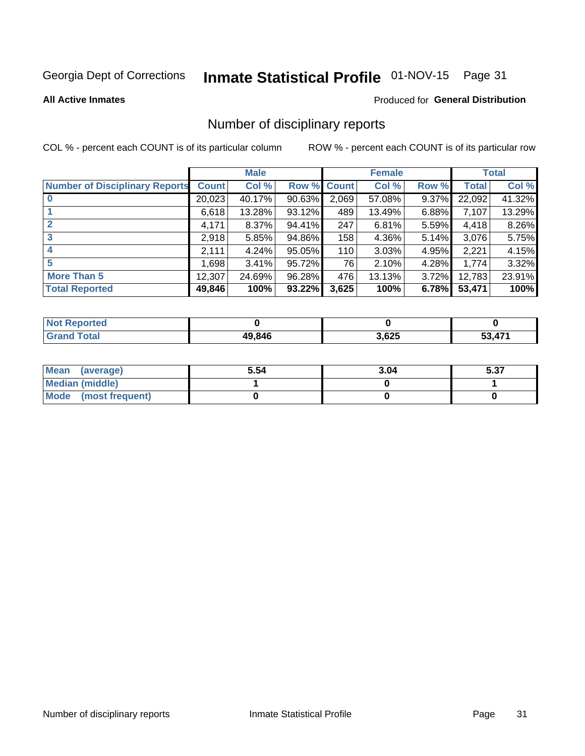Georgia Dept of Corrections **Inmate Statistical Profile** 01-NOV-15 Page 31

**All Active Inmates**

Produced for **General Distribution**

## Number of disciplinary reports

COL % - percent each COUNT is of its particular column ROW % - percent each COUNT is of its particular row

| | Male | | | Female | | | Total | |
|---|---|---|---|---|---|---|---|---|
| **Number of Disciplinary Reports** | **Count** | **Col %** | **Row %** | **Count** | **Col %** | **Row %** | **Total** | **Col %** |
| **0** | 20,023 | 40.17% | 90.63% | 2,069 | 57.08% | 9.37% | 22,092 | 41.32% |
| **1** | 6,618 | 13.28% | 93.12% | 489 | 13.49% | 6.88% | 7,107 | 13.29% |
| **2** | 4,171 | 8.37% | 94.41% | 247 | 6.81% | 5.59% | 4,418 | 8.26% |
| **3** | 2,918 | 5.85% | 94.86% | 158 | 4.36% | 5.14% | 3,076 | 5.75% |
| **4** | 2,111 | 4.24% | 95.05% | 110 | 3.03% | 4.95% | 2,221 | 4.15% |
| **5** | 1,698 | 3.41% | 95.72% | 76 | 2.10% | 4.28% | 1,774 | 3.32% |
| **More Than 5** | 12,307 | 24.69% | 96.28% | 476 | 13.13% | 3.72% | 12,783 | 23.91% |
| **Total Reported** | **49,846** | **100%** | **93.22%** | **3,625** | **100%** | **6.78%** | **53,471** | **100%** |

| | Male | Female | Total |
|---|---|---|---|
| **Not Reported** | **0** | **0** | **0** |
| **Grand Total** | **49,846** | **3,625** | **53,471** |

| | Male | Female | Total |
|---|---|---|---|
| **Mean (average)** | **5.54** | **3.04** | **5.37** |
| **Median (middle)** | **1** | **0** | **1** |
| **Mode (most frequent)** | **0** | **0** | **0** |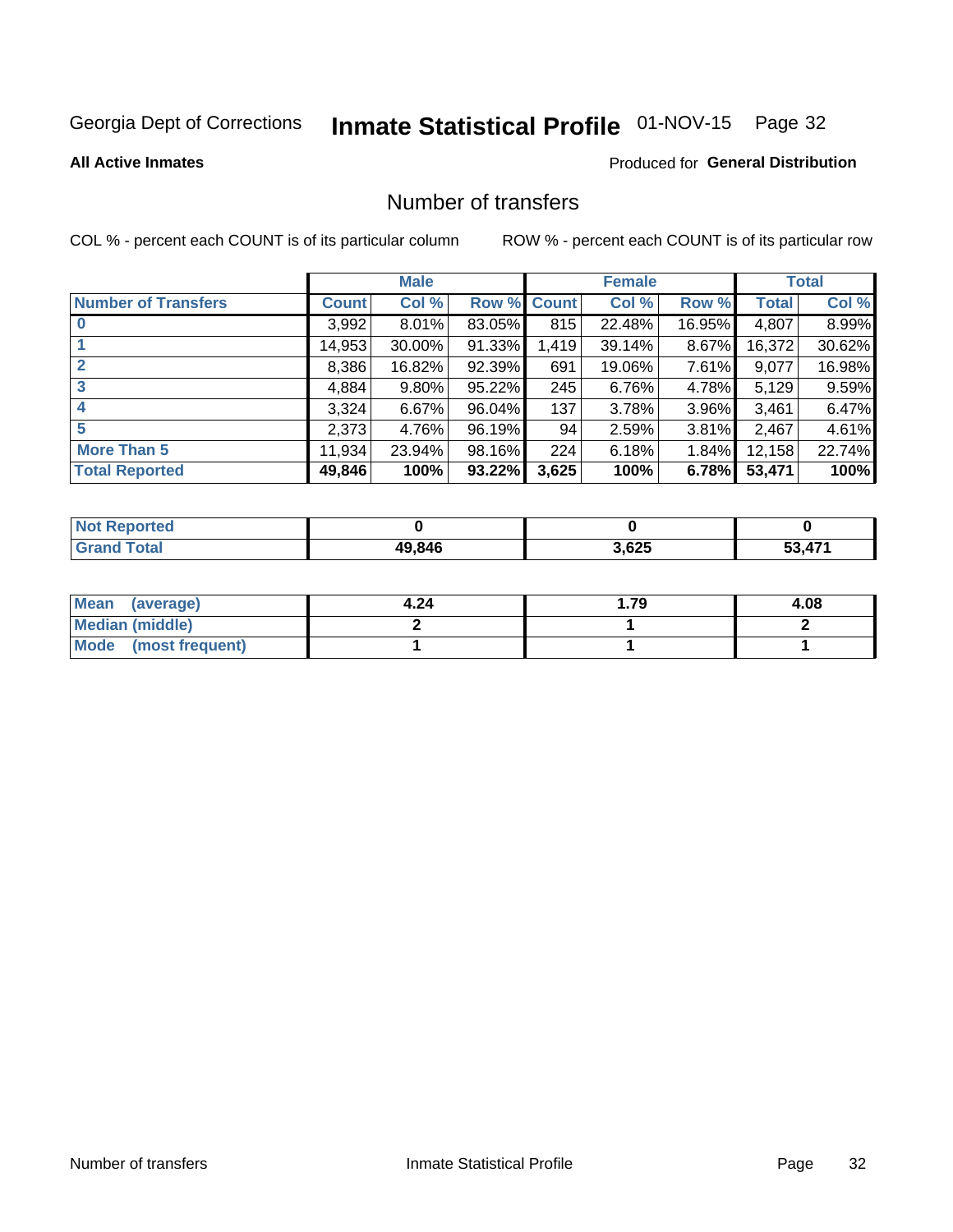Georgia Dept of Corrections **Inmate Statistical Profile** 01-NOV-15 Page 32

**All Active Inmates**

Produced for **General Distribution**

## Number of transfers

COL % - percent each COUNT is of its particular column

ROW % - percent each COUNT is of its particular row

| | Male | | | Female | | | Total | |
|---|---|---|---|---|---|---|---|---|
| **Number of Transfers** | **Count** | **Col %** | **Row %** | **Count** | **Col %** | **Row %** | **Total** | **Col %** |
| **0** | 3,992 | 8.01% | 83.05% | 815 | 22.48% | 16.95% | 4,807 | 8.99% |
| **1** | 14,953 | 30.00% | 91.33% | 1,419 | 39.14% | 8.67% | 16,372 | 30.62% |
| **2** | 8,386 | 16.82% | 92.39% | 691 | 19.06% | 7.61% | 9,077 | 16.98% |
| **3** | 4,884 | 9.80% | 95.22% | 245 | 6.76% | 4.78% | 5,129 | 9.59% |
| **4** | 3,324 | 6.67% | 96.04% | 137 | 3.78% | 3.96% | 3,461 | 6.47% |
| **5** | 2,373 | 4.76% | 96.19% | 94 | 2.59% | 3.81% | 2,467 | 4.61% |
| **More Than 5** | 11,934 | 23.94% | 98.16% | 224 | 6.18% | 1.84% | 12,158 | 22.74% |
| **Total Reported** | **49,846** | **100%** | **93.22%** | **3,625** | **100%** | **6.78%** | **53,471** | **100%** |

| | Male | Female | Total |
|---|---|---|---|
| **Not Reported** | **0** | **0** | **0** |
| **Grand Total** | **49,846** | **3,625** | **53,471** |

| | Male | Female | Total |
|---|---|---|---|
| **Mean (average)** | **4.24** | **1.79** | **4.08** |
| **Median (middle)** | **2** | **1** | **2** |
| **Mode (most frequent)** | **1** | **1** | **1** |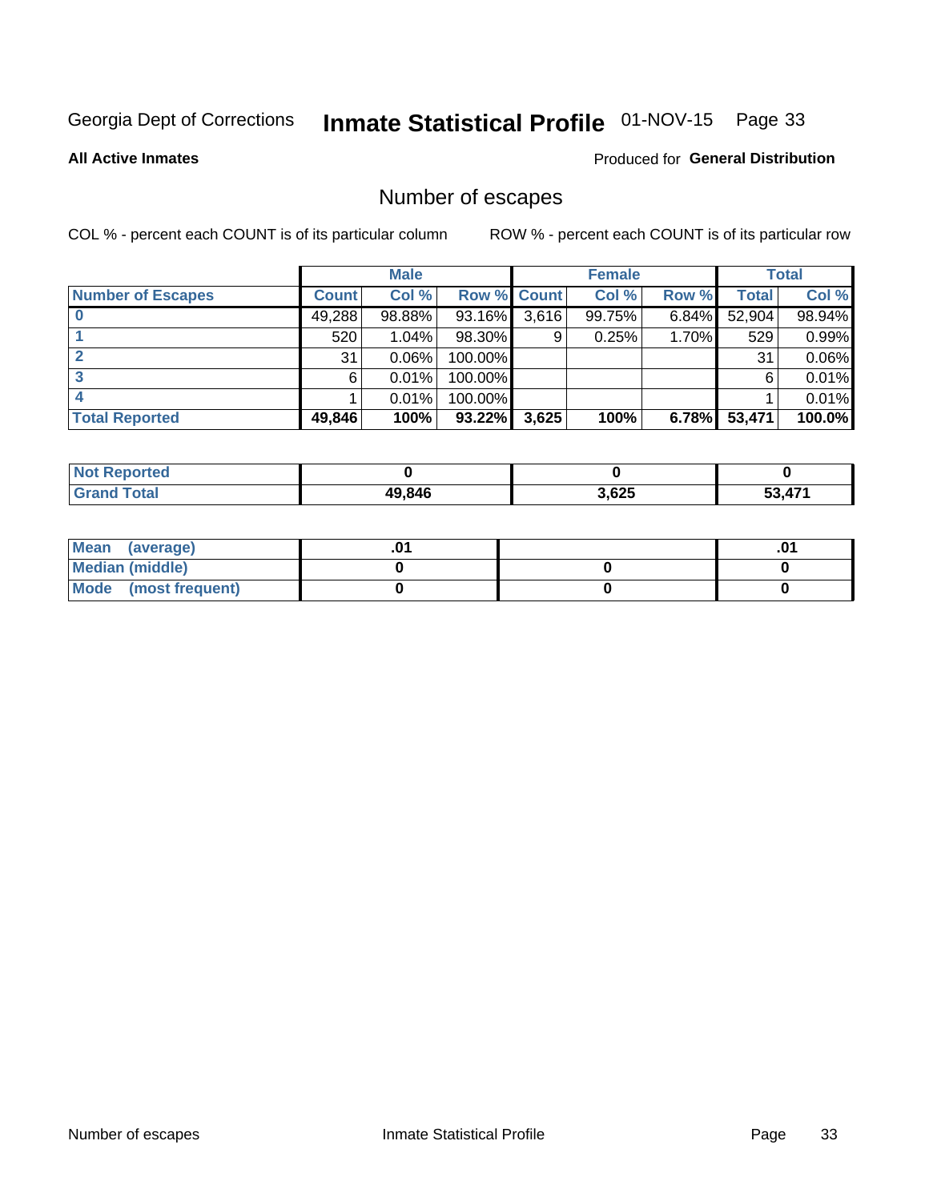Georgia Dept of Corrections **Inmate Statistical Profile** 01-NOV-15

**All Active Inmates**

Produced for **General Distribution**

## Number of escapes

COL % - percent each COUNT is of its particular column

ROW % - percent each COUNT is of its particular row

| | Male | | | Female | | | Total | |
|---|---|---|---|---|---|---|---|---|
| **Number of Escapes** | **Count** | **Col %** | **Row %** | **Count** | **Col %** | **Row %** | **Total** | **Col %** |
| **0** | 49,288 | 98.88% | 93.16% | 3,616 | 99.75% | 6.84% | 52,904 | 98.94% |
| **1** | 520 | 1.04% | 98.30% | 9 | 0.25% | 1.70% | 529 | 0.99% |
| **2** | 31 | 0.06% | 100.00% | | | | 31 | 0.06% |
| **3** | 6 | 0.01% | 100.00% | | | | 6 | 0.01% |
| **4** | 1 | 0.01% | 100.00% | | | | 1 | 0.01% |
| **Total Reported** | **49,846** | **100%** | **93.22%** | **3,625** | **100%** | **6.78%** | **53,471** | **100.0%** |

| | Male | Female | Total |
|---|---|---|---|
| **Not Reported** | **0** | **0** | **0** |
| **Grand Total** | **49,846** | **3,625** | **53,471** |

| | Male | Female | Total |
|---|---|---|---|
| **Mean (average)** | **.01** | | **.01** |
| **Median (middle)** | **0** | **0** | **0** |
| **Mode (most frequent)** | **0** | **0** | **0** |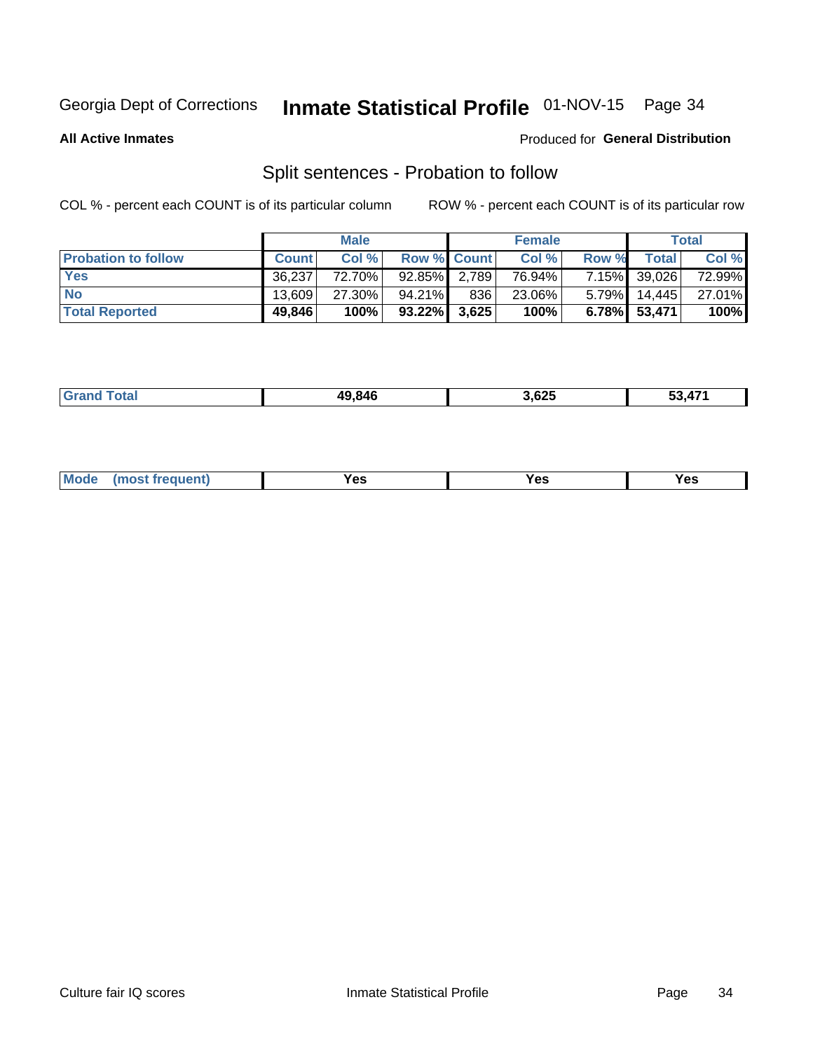Georgia Dept of Corrections **Inmate Statistical Profile** 01-NOV-15

**All Active Inmates**

Produced for **General Distribution**

## Split sentences - Probation to follow

COL % - percent each COUNT is of its particular column

ROW % - percent each COUNT is of its particular row

| | Male | | | Female | | | Total | |
|---|---|---|---|---|---|---|---|---|
| **Probation to follow** | **Count** | **Col %** | **Row %** | **Count** | **Col %** | **Row %** | **Total** | **Col %** |
| **Yes** | 36,237 | 72.70% | 92.85% | 2,789 | 76.94% | 7.15% | 39,026 | 72.99% |
| **No** | 13,609 | 27.30% | 94.21% | 836 | 23.06% | 5.79% | 14,445 | 27.01% |
| **Total Reported** | **49,846** | **100%** | **93.22%** | **3,625** | **100%** | **6.78%** | **53,471** | **100%** |

| | | | |
|---|---|---|---|
| **Grand Total** | **49,846** | **3,625** | **53,471** |

| | | | |
|---|---|---|---|
| **Mode (most frequent)** | **Yes** | **Yes** | **Yes** |

Culture fair IQ scores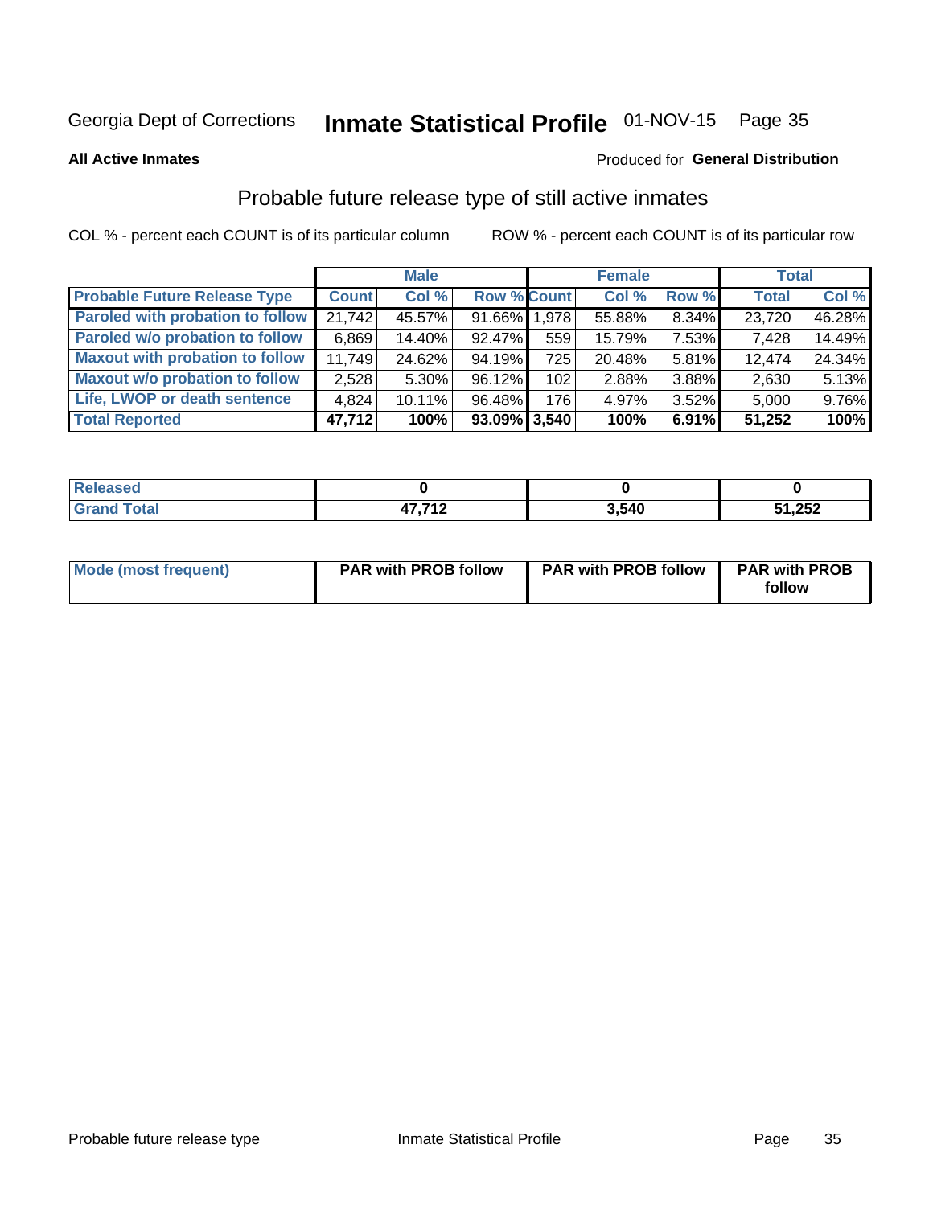Georgia Dept of Corrections **Inmate Statistical Profile** 01-NOV-15

**All Active Inmates**

Produced for **General Distribution**

## Probable future release type of still active inmates

COL % - percent each COUNT is of its particular column

ROW % - percent each COUNT is of its particular row

| | Male | | | Female | | | Total | |
|---|---|---|---|---|---|---|---|---|
| **Probable Future Release Type** | **Count** | **Col %** | **Row %** | **Count** | **Col %** | **Row %** | **Total** | **Col %** |
| Paroled with probation to follow | 21,742 | 45.57% | 91.66% | 1,978 | 55.88% | 8.34% | 23,720 | 46.28% |
| Paroled w/o probation to follow | 6,869 | 14.40% | 92.47% | 559 | 15.79% | 7.53% | 7,428 | 14.49% |
| Maxout with probation to follow | 11,749 | 24.62% | 94.19% | 725 | 20.48% | 5.81% | 12,474 | 24.34% |
| Maxout w/o probation to follow | 2,528 | 5.30% | 96.12% | 102 | 2.88% | 3.88% | 2,630 | 5.13% |
| Life, LWOP or death sentence | 4,824 | 10.11% | 96.48% | 176 | 4.97% | 3.52% | 5,000 | 9.76% |
| **Total Reported** | **47,712** | **100%** | **93.09%** | **3,540** | **100%** | **6.91%** | **51,252** | **100%** |

| | Male | Female | Total |
|---|---|---|---|
| Released | 0 | 0 | 0 |
| Grand Total | 47,712 | 3,540 | 51,252 |

| | Male | Female | Total |
|---|---|---|---|
| Mode (most frequent) | PAR with PROB follow | PAR with PROB follow | PAR with PROB follow |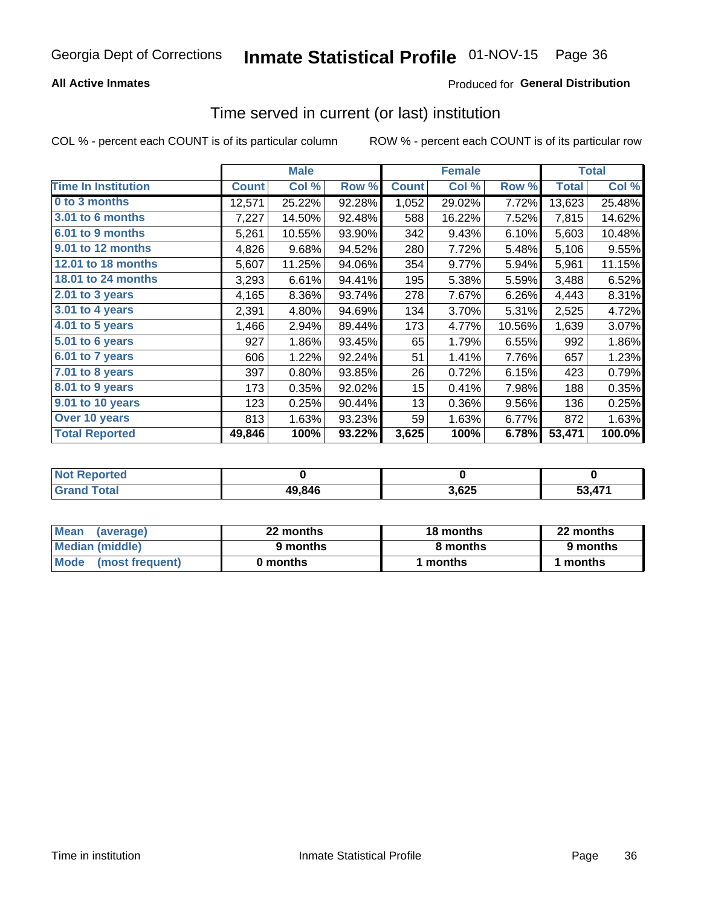Georgia Dept of Corrections **Inmate Statistical Profile** 01-NOV-15

**All Active Inmates**

Produced for **General Distribution**

## Time served in current (or last) institution

COL % - percent each COUNT is of its particular column     ROW % - percent each COUNT is of its particular row

| | Male | | | Female | | | Total | |
|---|---|---|---|---|---|---|---|---|
| **Time In Institution** | **Count** | **Col %** | **Row %** | **Count** | **Col %** | **Row %** | **Total** | **Col %** |
| 0 to 3 months | 12,571 | 25.22% | 92.28% | 1,052 | 29.02% | 7.72% | 13,623 | 25.48% |
| 3.01 to 6 months | 7,227 | 14.50% | 92.48% | 588 | 16.22% | 7.52% | 7,815 | 14.62% |
| 6.01 to 9 months | 5,261 | 10.55% | 93.90% | 342 | 9.43% | 6.10% | 5,603 | 10.48% |
| 9.01 to 12 months | 4,826 | 9.68% | 94.52% | 280 | 7.72% | 5.48% | 5,106 | 9.55% |
| 12.01 to 18 months | 5,607 | 11.25% | 94.06% | 354 | 9.77% | 5.94% | 5,961 | 11.15% |
| 18.01 to 24 months | 3,293 | 6.61% | 94.41% | 195 | 5.38% | 5.59% | 3,488 | 6.52% |
| 2.01 to 3 years | 4,165 | 8.36% | 93.74% | 278 | 7.67% | 6.26% | 4,443 | 8.31% |
| 3.01 to 4 years | 2,391 | 4.80% | 94.69% | 134 | 3.70% | 5.31% | 2,525 | 4.72% |
| 4.01 to 5 years | 1,466 | 2.94% | 89.44% | 173 | 4.77% | 10.56% | 1,639 | 3.07% |
| 5.01 to 6 years | 927 | 1.86% | 93.45% | 65 | 1.79% | 6.55% | 992 | 1.86% |
| 6.01 to 7 years | 606 | 1.22% | 92.24% | 51 | 1.41% | 7.76% | 657 | 1.23% |
| 7.01 to 8 years | 397 | 0.80% | 93.85% | 26 | 0.72% | 6.15% | 423 | 0.79% |
| 8.01 to 9 years | 173 | 0.35% | 92.02% | 15 | 0.41% | 7.98% | 188 | 0.35% |
| 9.01 to 10 years | 123 | 0.25% | 90.44% | 13 | 0.36% | 9.56% | 136 | 0.25% |
| Over 10 years | 813 | 1.63% | 93.23% | 59 | 1.63% | 6.77% | 872 | 1.63% |
| **Total Reported** | **49,846** | **100%** | **93.22%** | **3,625** | **100%** | **6.78%** | **53,471** | **100.0%** |

| | Male | Female | Total |
|---|---|---|---|
| Not Reported | **0** | **0** | **0** |
| Grand Total | **49,846** | **3,625** | **53,471** |

| | Male | Female | Total |
|---|---|---|---|
| Mean (average) | **22 months** | **18 months** | **22 months** |
| Median (middle) | **9 months** | **8 months** | **9 months** |
| Mode (most frequent) | **0 months** | **1 months** | **1 months** |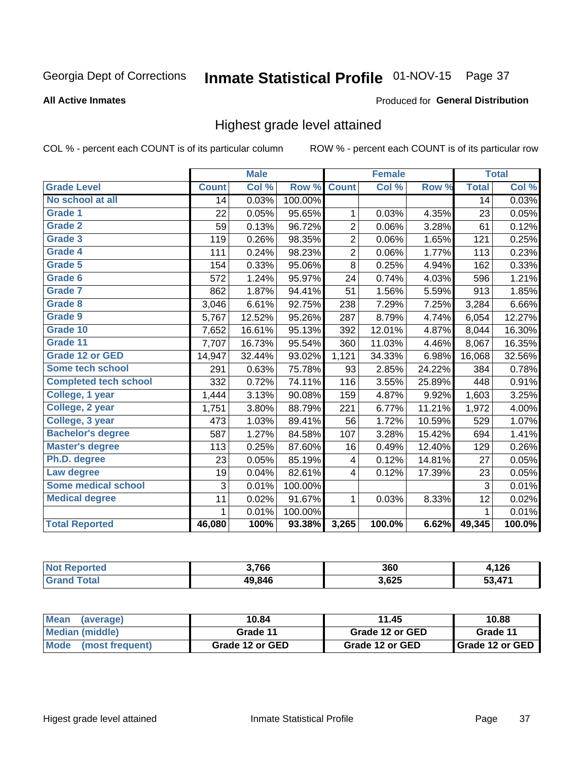Georgia Dept of Corrections **Inmate Statistical Profile** 01-NOV-15 Page 37

**All Active Inmates**

Produced for **General Distribution**

## Highest grade level attained

COL % - percent each COUNT is of its particular column ROW % - percent each COUNT is of its particular row

| | Male | | | Female | | | Total | |
|---|---|---|---|---|---|---|---|---|
| **Grade Level** | **Count** | **Col %** | **Row %** | **Count** | **Col %** | **Row %** | **Total** | **Col %** |
| **No school at all** | 14 | 0.03% | 100.00% | | | | 14 | 0.03% |
| **Grade 1** | 22 | 0.05% | 95.65% | 1 | 0.03% | 4.35% | 23 | 0.05% |
| **Grade 2** | 59 | 0.13% | 96.72% | 2 | 0.06% | 3.28% | 61 | 0.12% |
| **Grade 3** | 119 | 0.26% | 98.35% | 2 | 0.06% | 1.65% | 121 | 0.25% |
| **Grade 4** | 111 | 0.24% | 98.23% | 2 | 0.06% | 1.77% | 113 | 0.23% |
| **Grade 5** | 154 | 0.33% | 95.06% | 8 | 0.25% | 4.94% | 162 | 0.33% |
| **Grade 6** | 572 | 1.24% | 95.97% | 24 | 0.74% | 4.03% | 596 | 1.21% |
| **Grade 7** | 862 | 1.87% | 94.41% | 51 | 1.56% | 5.59% | 913 | 1.85% |
| **Grade 8** | 3,046 | 6.61% | 92.75% | 238 | 7.29% | 7.25% | 3,284 | 6.66% |
| **Grade 9** | 5,767 | 12.52% | 95.26% | 287 | 8.79% | 4.74% | 6,054 | 12.27% |
| **Grade 10** | 7,652 | 16.61% | 95.13% | 392 | 12.01% | 4.87% | 8,044 | 16.30% |
| **Grade 11** | 7,707 | 16.73% | 95.54% | 360 | 11.03% | 4.46% | 8,067 | 16.35% |
| **Grade 12 or GED** | 14,947 | 32.44% | 93.02% | 1,121 | 34.33% | 6.98% | 16,068 | 32.56% |
| **Some tech school** | 291 | 0.63% | 75.78% | 93 | 2.85% | 24.22% | 384 | 0.78% |
| **Completed tech school** | 332 | 0.72% | 74.11% | 116 | 3.55% | 25.89% | 448 | 0.91% |
| **College, 1 year** | 1,444 | 3.13% | 90.08% | 159 | 4.87% | 9.92% | 1,603 | 3.25% |
| **College, 2 year** | 1,751 | 3.80% | 88.79% | 221 | 6.77% | 11.21% | 1,972 | 4.00% |
| **College, 3 year** | 473 | 1.03% | 89.41% | 56 | 1.72% | 10.59% | 529 | 1.07% |
| **Bachelor's degree** | 587 | 1.27% | 84.58% | 107 | 3.28% | 15.42% | 694 | 1.41% |
| **Master's degree** | 113 | 0.25% | 87.60% | 16 | 0.49% | 12.40% | 129 | 0.26% |
| **Ph.D. degree** | 23 | 0.05% | 85.19% | 4 | 0.12% | 14.81% | 27 | 0.05% |
| **Law degree** | 19 | 0.04% | 82.61% | 4 | 0.12% | 17.39% | 23 | 0.05% |
| **Some medical school** | 3 | 0.01% | 100.00% | | | | 3 | 0.01% |
| **Medical degree** | 11 | 0.02% | 91.67% | 1 | 0.03% | 8.33% | 12 | 0.02% |
| | 1 | 0.01% | 100.00% | | | | 1 | 0.01% |
| **Total Reported** | **46,080** | **100%** | **93.38%** | **3,265** | **100.0%** | **6.62%** | **49,345** | **100.0%** |

| | Male | Female | Total |
|---|---|---|---|
| **Not Reported** | **3,766** | **360** | **4,126** |
| **Grand Total** | **49,846** | **3,625** | **53,471** |

| | Male | Female | Total |
|---|---|---|---|
| **Mean (average)** | **10.84** | **11.45** | **10.88** |
| **Median (middle)** | **Grade 11** | **Grade 12 or GED** | **Grade 11** |
| **Mode (most frequent)** | **Grade 12 or GED** | **Grade 12 or GED** | **Grade 12 or GED** |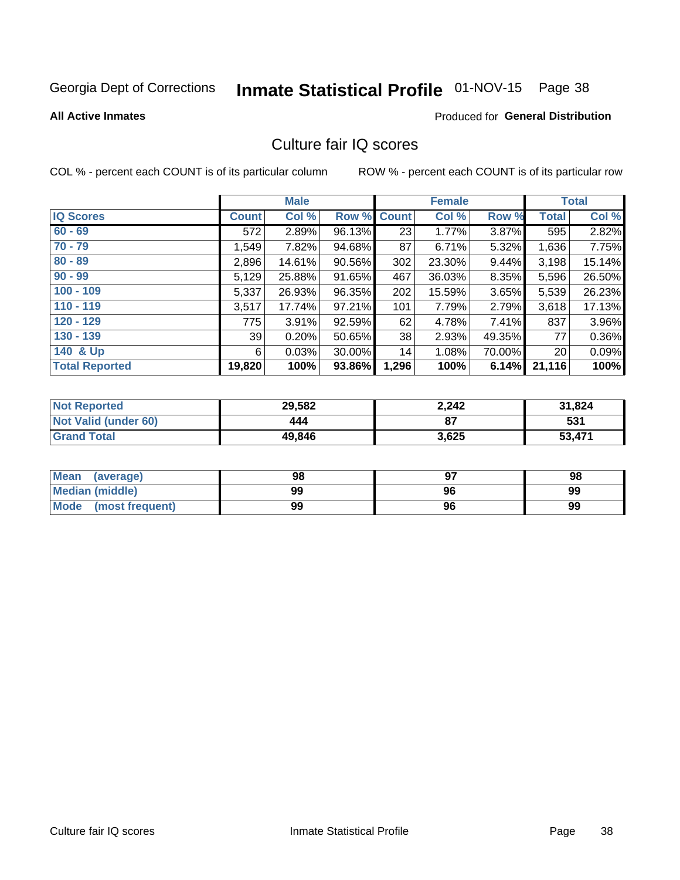Georgia Dept of Corrections **Inmate Statistical Profile** 01-NOV-15

**All Active Inmates**

Produced for **General Distribution**

## Culture fair IQ scores

COL % - percent each COUNT is of its particular column

ROW % - percent each COUNT is of its particular row

| | Male | | | Female | | | Total | |
|---|---|---|---|---|---|---|---|---|
| **IQ Scores** | **Count** | **Col %** | **Row %** | **Count** | **Col %** | **Row %** | **Total** | **Col %** |
| 60 - 69 | 572 | 2.89% | 96.13% | 23 | 1.77% | 3.87% | 595 | 2.82% |
| 70 - 79 | 1,549 | 7.82% | 94.68% | 87 | 6.71% | 5.32% | 1,636 | 7.75% |
| 80 - 89 | 2,896 | 14.61% | 90.56% | 302 | 23.30% | 9.44% | 3,198 | 15.14% |
| 90 - 99 | 5,129 | 25.88% | 91.65% | 467 | 36.03% | 8.35% | 5,596 | 26.50% |
| 100 - 109 | 5,337 | 26.93% | 96.35% | 202 | 15.59% | 3.65% | 5,539 | 26.23% |
| 110 - 119 | 3,517 | 17.74% | 97.21% | 101 | 7.79% | 2.79% | 3,618 | 17.13% |
| 120 - 129 | 775 | 3.91% | 92.59% | 62 | 4.78% | 7.41% | 837 | 3.96% |
| 130 - 139 | 39 | 0.20% | 50.65% | 38 | 2.93% | 49.35% | 77 | 0.36% |
| 140 & Up | 6 | 0.03% | 30.00% | 14 | 1.08% | 70.00% | 20 | 0.09% |
| **Total Reported** | **19,820** | **100%** | **93.86%** | **1,296** | **100%** | **6.14%** | **21,116** | **100%** |

| | Male | Female | Total |
|---|---|---|---|
| Not Reported | 29,582 | 2,242 | 31,824 |
| Not Valid (under 60) | 444 | 87 | 531 |
| Grand Total | 49,846 | 3,625 | 53,471 |

| | Male | Female | Total |
|---|---|---|---|
| Mean (average) | 98 | 97 | 98 |
| Median (middle) | 99 | 96 | 99 |
| Mode (most frequent) | 99 | 96 | 99 |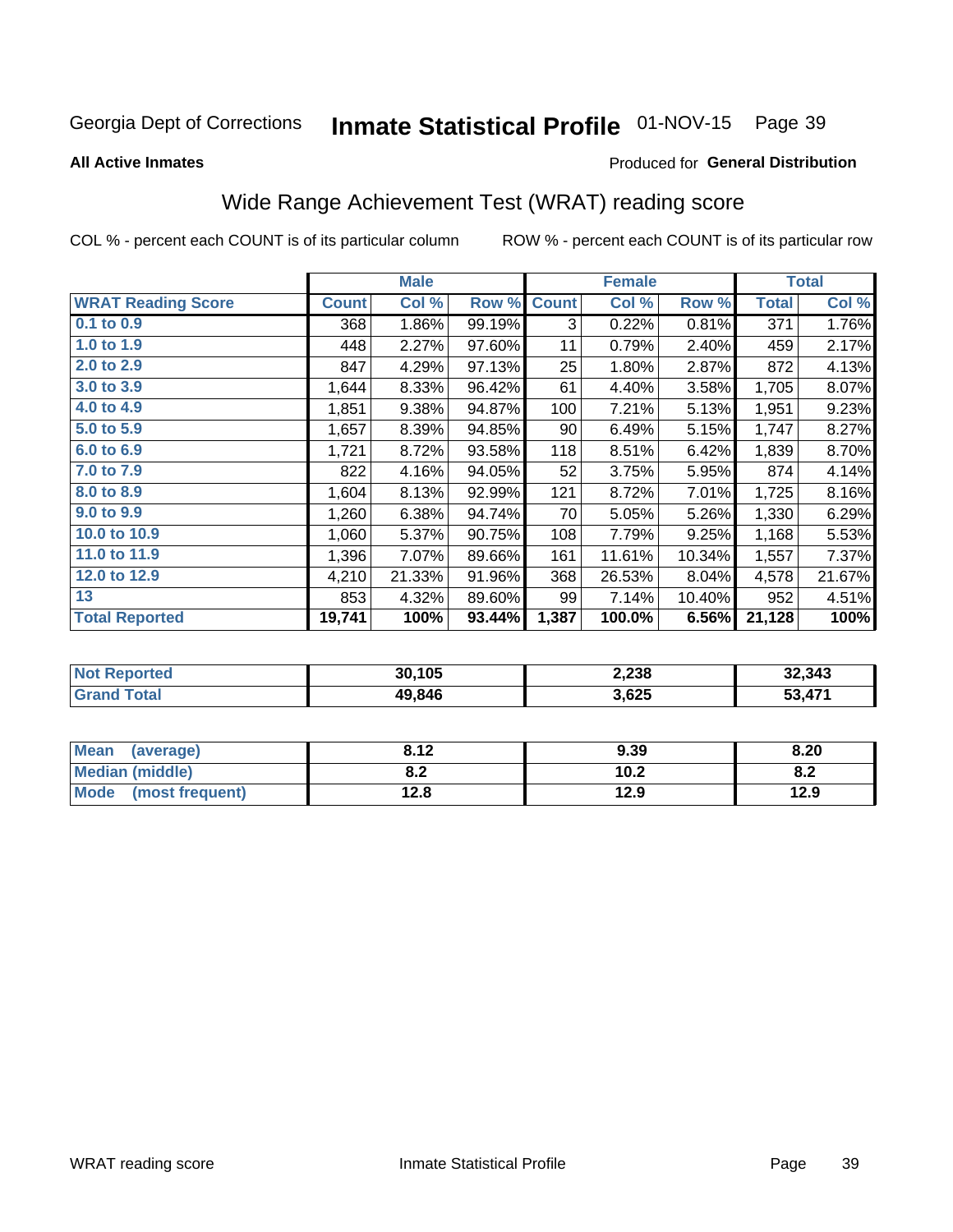Georgia Dept of Corrections **Inmate Statistical Profile** 01-NOV-15 Page 39

**All Active Inmates**

Produced for **General Distribution**

## Wide Range Achievement Test (WRAT) reading score

COL % - percent each COUNT is of its particular column ROW % - percent each COUNT is of its particular row

| | Male | | | Female | | | Total | |
|---|---|---|---|---|---|---|---|---|
| **WRAT Reading Score** | **Count** | **Col %** | **Row %** | **Count** | **Col %** | **Row %** | **Total** | **Col %** |
| **0.1 to 0.9** | 368 | 1.86% | 99.19% | 3 | 0.22% | 0.81% | 371 | 1.76% |
| **1.0 to 1.9** | 448 | 2.27% | 97.60% | 11 | 0.79% | 2.40% | 459 | 2.17% |
| **2.0 to 2.9** | 847 | 4.29% | 97.13% | 25 | 1.80% | 2.87% | 872 | 4.13% |
| **3.0 to 3.9** | 1,644 | 8.33% | 96.42% | 61 | 4.40% | 3.58% | 1,705 | 8.07% |
| **4.0 to 4.9** | 1,851 | 9.38% | 94.87% | 100 | 7.21% | 5.13% | 1,951 | 9.23% |
| **5.0 to 5.9** | 1,657 | 8.39% | 94.85% | 90 | 6.49% | 5.15% | 1,747 | 8.27% |
| **6.0 to 6.9** | 1,721 | 8.72% | 93.58% | 118 | 8.51% | 6.42% | 1,839 | 8.70% |
| **7.0 to 7.9** | 822 | 4.16% | 94.05% | 52 | 3.75% | 5.95% | 874 | 4.14% |
| **8.0 to 8.9** | 1,604 | 8.13% | 92.99% | 121 | 8.72% | 7.01% | 1,725 | 8.16% |
| **9.0 to 9.9** | 1,260 | 6.38% | 94.74% | 70 | 5.05% | 5.26% | 1,330 | 6.29% |
| **10.0 to 10.9** | 1,060 | 5.37% | 90.75% | 108 | 7.79% | 9.25% | 1,168 | 5.53% |
| **11.0 to 11.9** | 1,396 | 7.07% | 89.66% | 161 | 11.61% | 10.34% | 1,557 | 7.37% |
| **12.0 to 12.9** | 4,210 | 21.33% | 91.96% | 368 | 26.53% | 8.04% | 4,578 | 21.67% |
| **13** | 853 | 4.32% | 89.60% | 99 | 7.14% | 10.40% | 952 | 4.51% |
| **Total Reported** | **19,741** | **100%** | **93.44%** | **1,387** | **100.0%** | **6.56%** | **21,128** | **100%** |

| | Male | Female | Total |
|---|---|---|---|
| **Not Reported** | **30,105** | **2,238** | **32,343** |
| **Grand Total** | **49,846** | **3,625** | **53,471** |

| | Male | Female | Total |
|---|---|---|---|
| **Mean (average)** | **8.12** | **9.39** | **8.20** |
| **Median (middle)** | **8.2** | **10.2** | **8.2** |
| **Mode (most frequent)** | **12.8** | **12.9** | **12.9** |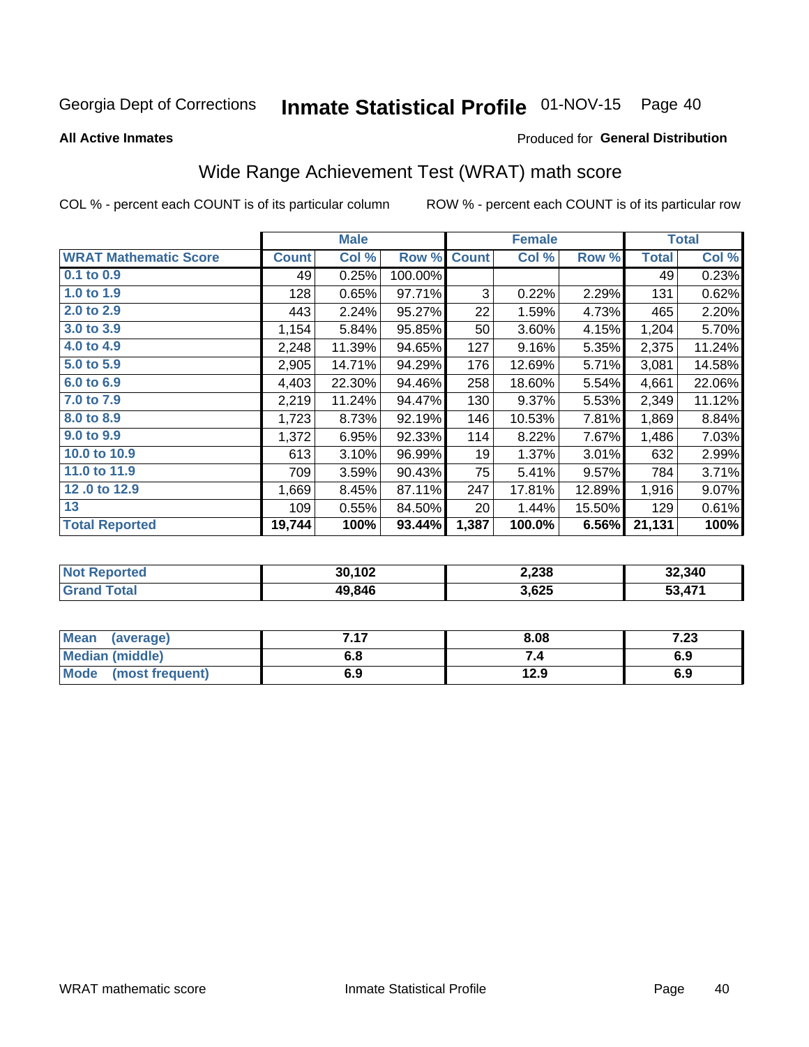Georgia Dept of Corrections **Inmate Statistical Profile** 01-NOV-15 Page 40

**All Active Inmates**

Produced for **General Distribution**

## Wide Range Achievement Test (WRAT) math score

COL % - percent each COUNT is of its particular column    ROW % - percent each COUNT is of its particular row

| | Male | | | Female | | | Total | |
|---|---|---|---|---|---|---|---|---|
| **WRAT Mathematic Score** | **Count** | **Col %** | **Row %** | **Count** | **Col %** | **Row %** | **Total** | **Col %** |
| **0.1 to 0.9** | 49 | 0.25% | 100.00% | | | | 49 | 0.23% |
| **1.0 to 1.9** | 128 | 0.65% | 97.71% | 3 | 0.22% | 2.29% | 131 | 0.62% |
| **2.0 to 2.9** | 443 | 2.24% | 95.27% | 22 | 1.59% | 4.73% | 465 | 2.20% |
| **3.0 to 3.9** | 1,154 | 5.84% | 95.85% | 50 | 3.60% | 4.15% | 1,204 | 5.70% |
| **4.0 to 4.9** | 2,248 | 11.39% | 94.65% | 127 | 9.16% | 5.35% | 2,375 | 11.24% |
| **5.0 to 5.9** | 2,905 | 14.71% | 94.29% | 176 | 12.69% | 5.71% | 3,081 | 14.58% |
| **6.0 to 6.9** | 4,403 | 22.30% | 94.46% | 258 | 18.60% | 5.54% | 4,661 | 22.06% |
| **7.0 to 7.9** | 2,219 | 11.24% | 94.47% | 130 | 9.37% | 5.53% | 2,349 | 11.12% |
| **8.0 to 8.9** | 1,723 | 8.73% | 92.19% | 146 | 10.53% | 7.81% | 1,869 | 8.84% |
| **9.0 to 9.9** | 1,372 | 6.95% | 92.33% | 114 | 8.22% | 7.67% | 1,486 | 7.03% |
| **10.0 to 10.9** | 613 | 3.10% | 96.99% | 19 | 1.37% | 3.01% | 632 | 2.99% |
| **11.0 to 11.9** | 709 | 3.59% | 90.43% | 75 | 5.41% | 9.57% | 784 | 3.71% |
| **12 .0 to 12.9** | 1,669 | 8.45% | 87.11% | 247 | 17.81% | 12.89% | 1,916 | 9.07% |
| **13** | 109 | 0.55% | 84.50% | 20 | 1.44% | 15.50% | 129 | 0.61% |
| **Total Reported** | **19,744** | **100%** | **93.44%** | **1,387** | **100.0%** | **6.56%** | **21,131** | **100%** |

| | Male | Female | Total |
|---|---|---|---|
| **Not Reported** | **30,102** | **2,238** | **32,340** |
| **Grand Total** | **49,846** | **3,625** | **53,471** |

| | Male | Female | Total |
|---|---|---|---|
| **Mean (average)** | **7.17** | **8.08** | **7.23** |
| **Median (middle)** | **6.8** | **7.4** | **6.9** |
| **Mode (most frequent)** | **6.9** | **12.9** | **6.9** |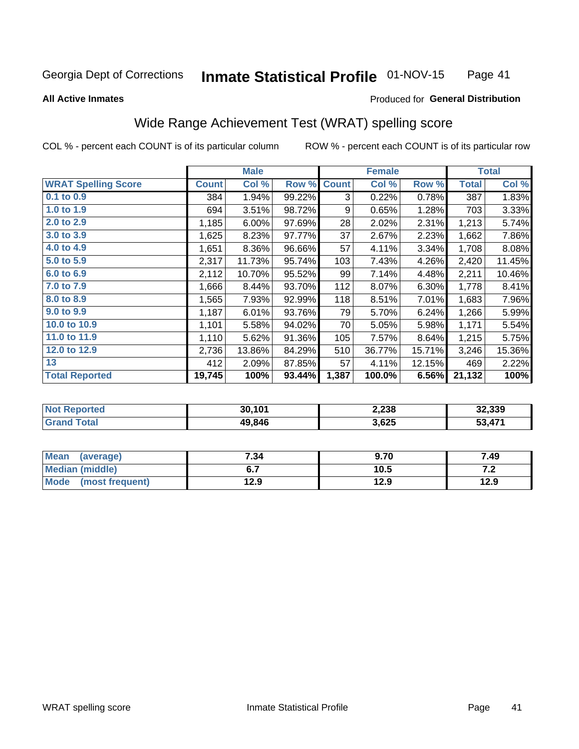Georgia Dept of Corrections **Inmate Statistical Profile** 01-NOV-15

**All Active Inmates**

Produced for **General Distribution**

## Wide Range Achievement Test (WRAT) spelling score

COL % - percent each COUNT is of its particular column ROW % - percent each COUNT is of its particular row

| | Male | | | Female | | | Total | |
|---|---|---|---|---|---|---|---|---|
| **WRAT Spelling Score** | **Count** | **Col %** | **Row %** | **Count** | **Col %** | **Row %** | **Total** | **Col %** |
| **0.1 to 0.9** | 384 | 1.94% | 99.22% | 3 | 0.22% | 0.78% | 387 | 1.83% |
| **1.0 to 1.9** | 694 | 3.51% | 98.72% | 9 | 0.65% | 1.28% | 703 | 3.33% |
| **2.0 to 2.9** | 1,185 | 6.00% | 97.69% | 28 | 2.02% | 2.31% | 1,213 | 5.74% |
| **3.0 to 3.9** | 1,625 | 8.23% | 97.77% | 37 | 2.67% | 2.23% | 1,662 | 7.86% |
| **4.0 to 4.9** | 1,651 | 8.36% | 96.66% | 57 | 4.11% | 3.34% | 1,708 | 8.08% |
| **5.0 to 5.9** | 2,317 | 11.73% | 95.74% | 103 | 7.43% | 4.26% | 2,420 | 11.45% |
| **6.0 to 6.9** | 2,112 | 10.70% | 95.52% | 99 | 7.14% | 4.48% | 2,211 | 10.46% |
| **7.0 to 7.9** | 1,666 | 8.44% | 93.70% | 112 | 8.07% | 6.30% | 1,778 | 8.41% |
| **8.0 to 8.9** | 1,565 | 7.93% | 92.99% | 118 | 8.51% | 7.01% | 1,683 | 7.96% |
| **9.0 to 9.9** | 1,187 | 6.01% | 93.76% | 79 | 5.70% | 6.24% | 1,266 | 5.99% |
| **10.0 to 10.9** | 1,101 | 5.58% | 94.02% | 70 | 5.05% | 5.98% | 1,171 | 5.54% |
| **11.0 to 11.9** | 1,110 | 5.62% | 91.36% | 105 | 7.57% | 8.64% | 1,215 | 5.75% |
| **12.0 to 12.9** | 2,736 | 13.86% | 84.29% | 510 | 36.77% | 15.71% | 3,246 | 15.36% |
| **13** | 412 | 2.09% | 87.85% | 57 | 4.11% | 12.15% | 469 | 2.22% |
| **Total Reported** | **19,745** | **100%** | **93.44%** | **1,387** | **100.0%** | **6.56%** | **21,132** | **100%** |

| | Male | Female | Total |
|---|---|---|---|
| **Not Reported** | **30,101** | **2,238** | **32,339** |
| **Grand Total** | **49,846** | **3,625** | **53,471** |

| | Male | Female | Total |
|---|---|---|---|
| **Mean (average)** | **7.34** | **9.70** | **7.49** |
| **Median (middle)** | **6.7** | **10.5** | **7.2** |
| **Mode (most frequent)** | **12.9** | **12.9** | **12.9** |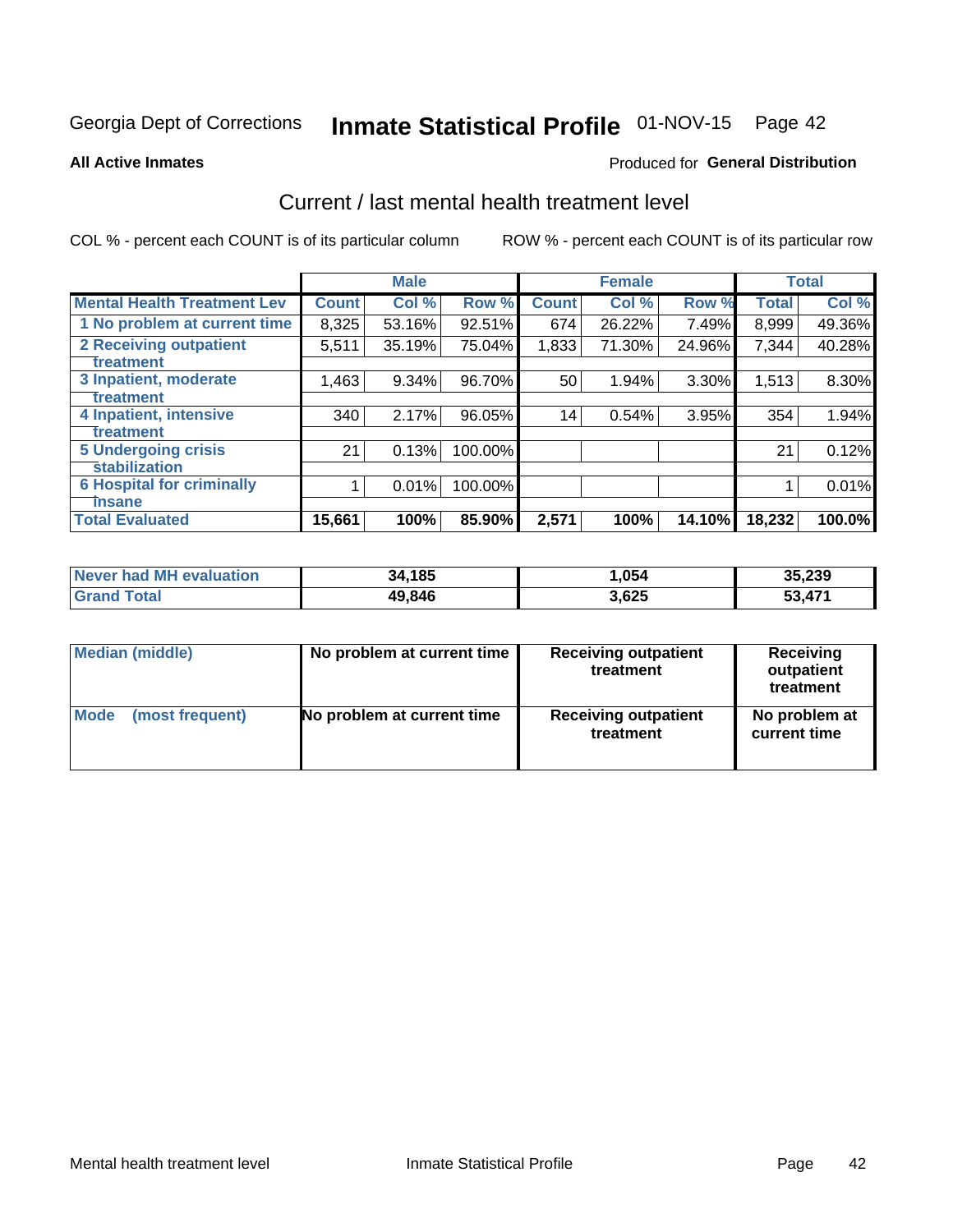Georgia Dept of Corrections **Inmate Statistical Profile** 01-NOV-15 Page 42

**All Active Inmates**

Produced for **General Distribution**

## Current / last mental health treatment level

COL % - percent each COUNT is of its particular column

ROW % - percent each COUNT is of its particular row

| | Male | | | Female | | | Total | |
|---|---|---|---|---|---|---|---|---|
| **Mental Health Treatment Lev** | **Count** | **Col %** | **Row %** | **Count** | **Col %** | **Row %** | **Total** | **Col %** |
| 1 No problem at current time | 8,325 | 53.16% | 92.51% | 674 | 26.22% | 7.49% | 8,999 | 49.36% |
| 2 Receiving outpatient treatment | 5,511 | 35.19% | 75.04% | 1,833 | 71.30% | 24.96% | 7,344 | 40.28% |
| 3 Inpatient, moderate treatment | 1,463 | 9.34% | 96.70% | 50 | 1.94% | 3.30% | 1,513 | 8.30% |
| 4 Inpatient, intensive treatment | 340 | 2.17% | 96.05% | 14 | 0.54% | 3.95% | 354 | 1.94% |
| 5 Undergoing crisis stabilization | 21 | 0.13% | 100.00% | | | | 21 | 0.12% |
| 6 Hospital for criminally insane | 1 | 0.01% | 100.00% | | | | 1 | 0.01% |
| **Total Evaluated** | **15,661** | **100%** | **85.90%** | **2,571** | **100%** | **14.10%** | **18,232** | **100.0%** |

| | Male | Female | Total |
|---|---|---|---|
| Never had MH evaluation | **34,185** | **1,054** | **35,239** |
| Grand Total | **49,846** | **3,625** | **53,471** |

| | Male | Female | Total |
|---|---|---|---|
| Median (middle) | **No problem at current time** | **Receiving outpatient treatment** | **Receiving outpatient treatment** |
| Mode (most frequent) | **No problem at current time** | **Receiving outpatient treatment** | **No problem at current time** |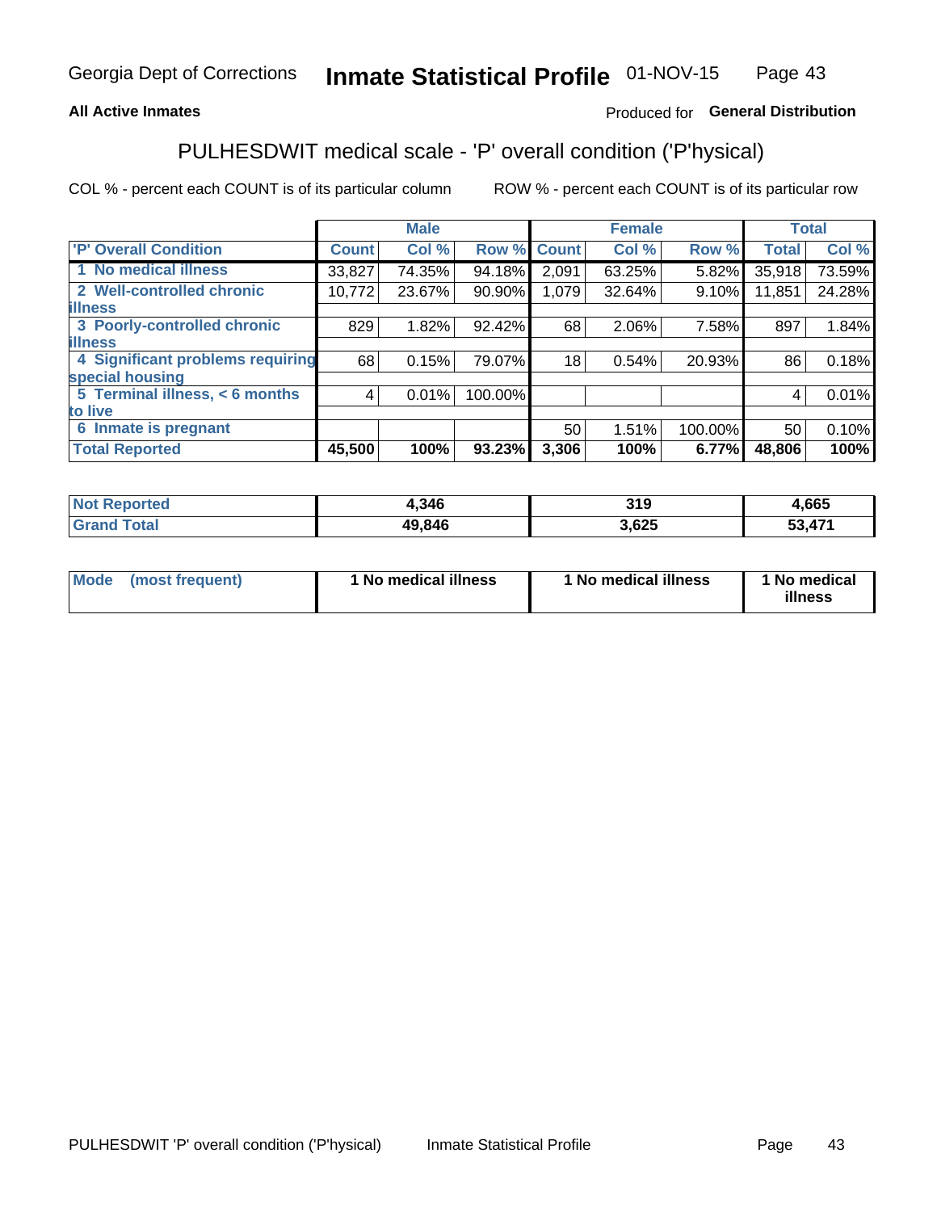Georgia Dept of Corrections **Inmate Statistical Profile** 01-NOV-15

**All Active Inmates** Produced for **General Distribution**

## PULHESDWIT medical scale - 'P' overall condition ('P'hysical)

COL % - percent each COUNT is of its particular column ROW % - percent each COUNT is of its particular row

| | Male | | | Female | | | Total | |
|---|---|---|---|---|---|---|---|---|
| 'P' Overall Condition | Count | Col % | Row % | Count | Col % | Row % | Total | Col % |
| 1 No medical illness | 33,827 | 74.35% | 94.18% | 2,091 | 63.25% | 5.82% | 35,918 | 73.59% |
| 2 Well-controlled chronic illness | 10,772 | 23.67% | 90.90% | 1,079 | 32.64% | 9.10% | 11,851 | 24.28% |
| 3 Poorly-controlled chronic illness | 829 | 1.82% | 92.42% | 68 | 2.06% | 7.58% | 897 | 1.84% |
| 4 Significant problems requiring special housing | 68 | 0.15% | 79.07% | 18 | 0.54% | 20.93% | 86 | 0.18% |
| 5 Terminal illness, < 6 months to live | 4 | 0.01% | 100.00% | | | | 4 | 0.01% |
| 6 Inmate is pregnant | | | | 50 | 1.51% | 100.00% | 50 | 0.10% |
| **Total Reported** | **45,500** | **100%** | **93.23%** | **3,306** | **100%** | **6.77%** | **48,806** | **100%** |

| | Male | Female | Total |
|---|---|---|---|
| Not Reported | 4,346 | 319 | 4,665 |
| Grand Total | 49,846 | 3,625 | 53,471 |

| | Male | Female | Total |
|---|---|---|---|
| Mode (most frequent) | 1 No medical illness | 1 No medical illness | 1 No medical illness |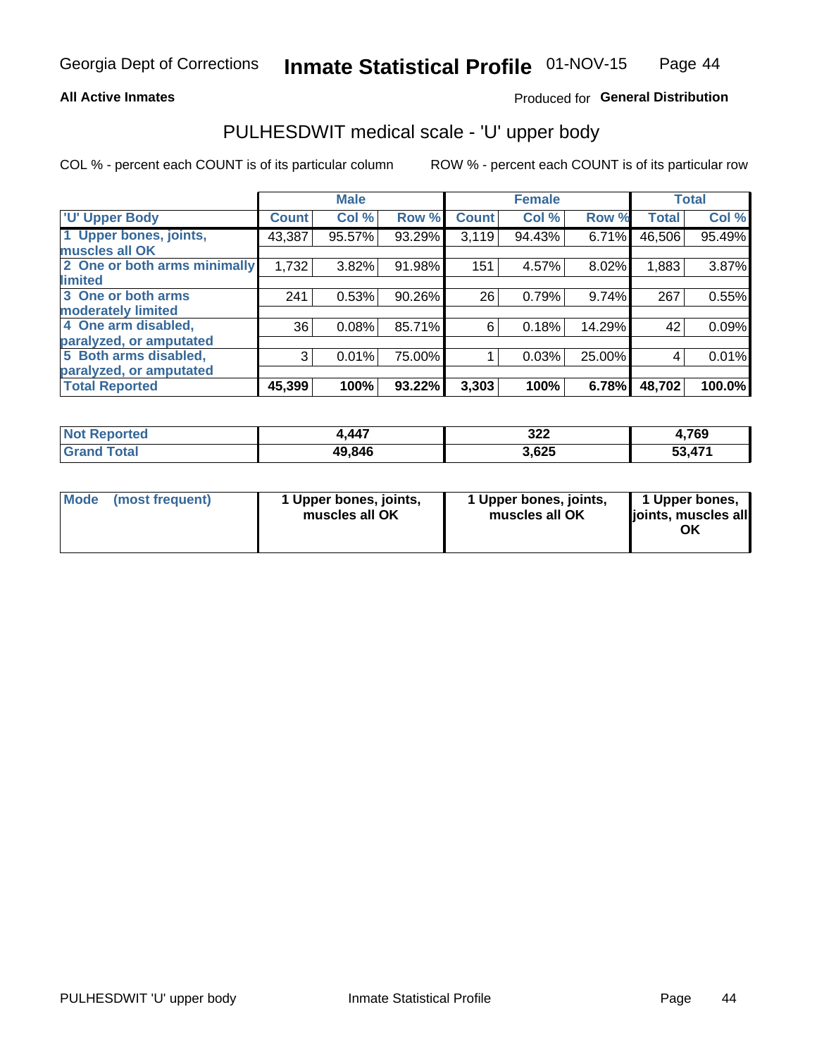Georgia Dept of Corrections **Inmate Statistical Profile** 01-NOV-15

**All Active Inmates** Produced for **General Distribution**

## PULHESDWIT medical scale - 'U' upper body

COL % - percent each COUNT is of its particular column    ROW % - percent each COUNT is of its particular row

| | Male | | | Female | | | Total | |
|---|---|---|---|---|---|---|---|---|
| 'U' Upper Body | Count | Col % | Row % | Count | Col % | Row % | Total | Col % |
| 1 Upper bones, joints, muscles all OK | 43,387 | 95.57% | 93.29% | 3,119 | 94.43% | 6.71% | 46,506 | 95.49% |
| 2 One or both arms minimally limited | 1,732 | 3.82% | 91.98% | 151 | 4.57% | 8.02% | 1,883 | 3.87% |
| 3 One or both arms moderately limited | 241 | 0.53% | 90.26% | 26 | 0.79% | 9.74% | 267 | 0.55% |
| 4 One arm disabled, paralyzed, or amputated | 36 | 0.08% | 85.71% | 6 | 0.18% | 14.29% | 42 | 0.09% |
| 5 Both arms disabled, paralyzed, or amputated | 3 | 0.01% | 75.00% | 1 | 0.03% | 25.00% | 4 | 0.01% |
| **Total Reported** | **45,399** | **100%** | **93.22%** | **3,303** | **100%** | **6.78%** | **48,702** | **100.0%** |

| | Male | Female | Total |
|---|---|---|---|
| Not Reported | 4,447 | 322 | 4,769 |
| Grand Total | 49,846 | 3,625 | 53,471 |

| | Male | Female | Total |
|---|---|---|---|
| Mode (most frequent) | 1 Upper bones, joints, muscles all OK | 1 Upper bones, joints, muscles all OK | 1 Upper bones, joints, muscles all OK |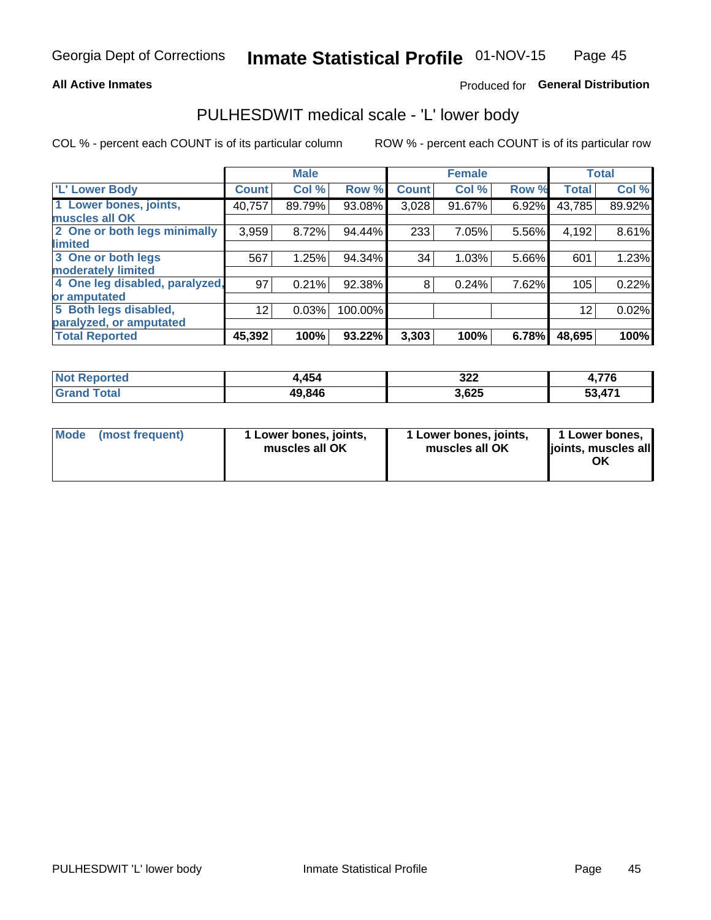Georgia Dept of Corrections **Inmate Statistical Profile** 01-NOV-15

**All Active Inmates**

Produced for **General Distribution**

# PULHESDWIT medical scale - 'L' lower body

COL % - percent each COUNT is of its particular column

ROW % - percent each COUNT is of its particular row

| | Male | | | Female | | | Total | |
|---|---|---|---|---|---|---|---|---|
| 'L' Lower Body | Count | Col % | Row % | Count | Col % | Row % | Total | Col % |
| 1 Lower bones, joints, muscles all OK | 40,757 | 89.79% | 93.08% | 3,028 | 91.67% | 6.92% | 43,785 | 89.92% |
| 2 One or both legs minimally limited | 3,959 | 8.72% | 94.44% | 233 | 7.05% | 5.56% | 4,192 | 8.61% |
| 3 One or both legs moderately limited | 567 | 1.25% | 94.34% | 34 | 1.03% | 5.66% | 601 | 1.23% |
| 4 One leg disabled, paralyzed, or amputated | 97 | 0.21% | 92.38% | 8 | 0.24% | 7.62% | 105 | 0.22% |
| 5 Both legs disabled, paralyzed, or amputated | 12 | 0.03% | 100.00% | | | | 12 | 0.02% |
| **Total Reported** | **45,392** | **100%** | **93.22%** | **3,303** | **100%** | **6.78%** | **48,695** | **100%** |

| | Male | Female | Total |
|---|---|---|---|
| Not Reported | 4,454 | 322 | 4,776 |
| Grand Total | 49,846 | 3,625 | 53,471 |

| | Male | Female | Total |
|---|---|---|---|
| Mode (most frequent) | 1 Lower bones, joints, muscles all OK | 1 Lower bones, joints, muscles all OK | 1 Lower bones, joints, muscles all OK |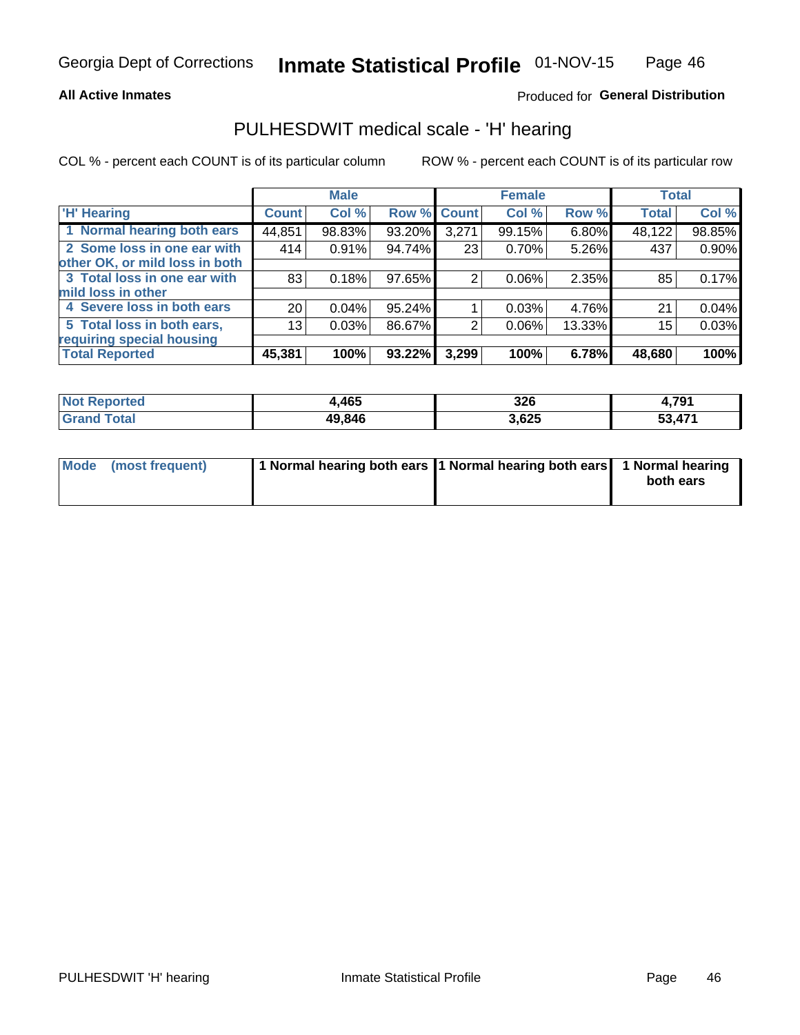Georgia Dept of Corrections **Inmate Statistical Profile** 01-NOV-15

**All Active Inmates**

Produced for **General Distribution**

## PULHESDWIT medical scale - 'H' hearing

COL % - percent each COUNT is of its particular column

ROW % - percent each COUNT is of its particular row

| | Male | | | Female | | | Total | |
|---|---|---|---|---|---|---|---|---|
| 'H' Hearing | Count | Col % | Row % | Count | Col % | Row % | Total | Col % |
| 1 Normal hearing both ears | 44,851 | 98.83% | 93.20% | 3,271 | 99.15% | 6.80% | 48,122 | 98.85% |
| 2 Some loss in one ear with other OK, or mild loss in both | 414 | 0.91% | 94.74% | 23 | 0.70% | 5.26% | 437 | 0.90% |
| 3 Total loss in one ear with mild loss in other | 83 | 0.18% | 97.65% | 2 | 0.06% | 2.35% | 85 | 0.17% |
| 4 Severe loss in both ears | 20 | 0.04% | 95.24% | 1 | 0.03% | 4.76% | 21 | 0.04% |
| 5 Total loss in both ears, requiring special housing | 13 | 0.03% | 86.67% | 2 | 0.06% | 13.33% | 15 | 0.03% |
| **Total Reported** | **45,381** | **100%** | **93.22%** | **3,299** | **100%** | **6.78%** | **48,680** | **100%** |

| | Male | Female | Total |
|---|---|---|---|
| Not Reported | 4,465 | 326 | 4,791 |
| Grand Total | 49,846 | 3,625 | 53,471 |

| | Male | Female | Total |
|---|---|---|---|
| Mode (most frequent) | 1 Normal hearing both ears | 1 Normal hearing both ears | 1 Normal hearing both ears |

PULHESDWIT 'H' hearing

Inmate Statistical Profile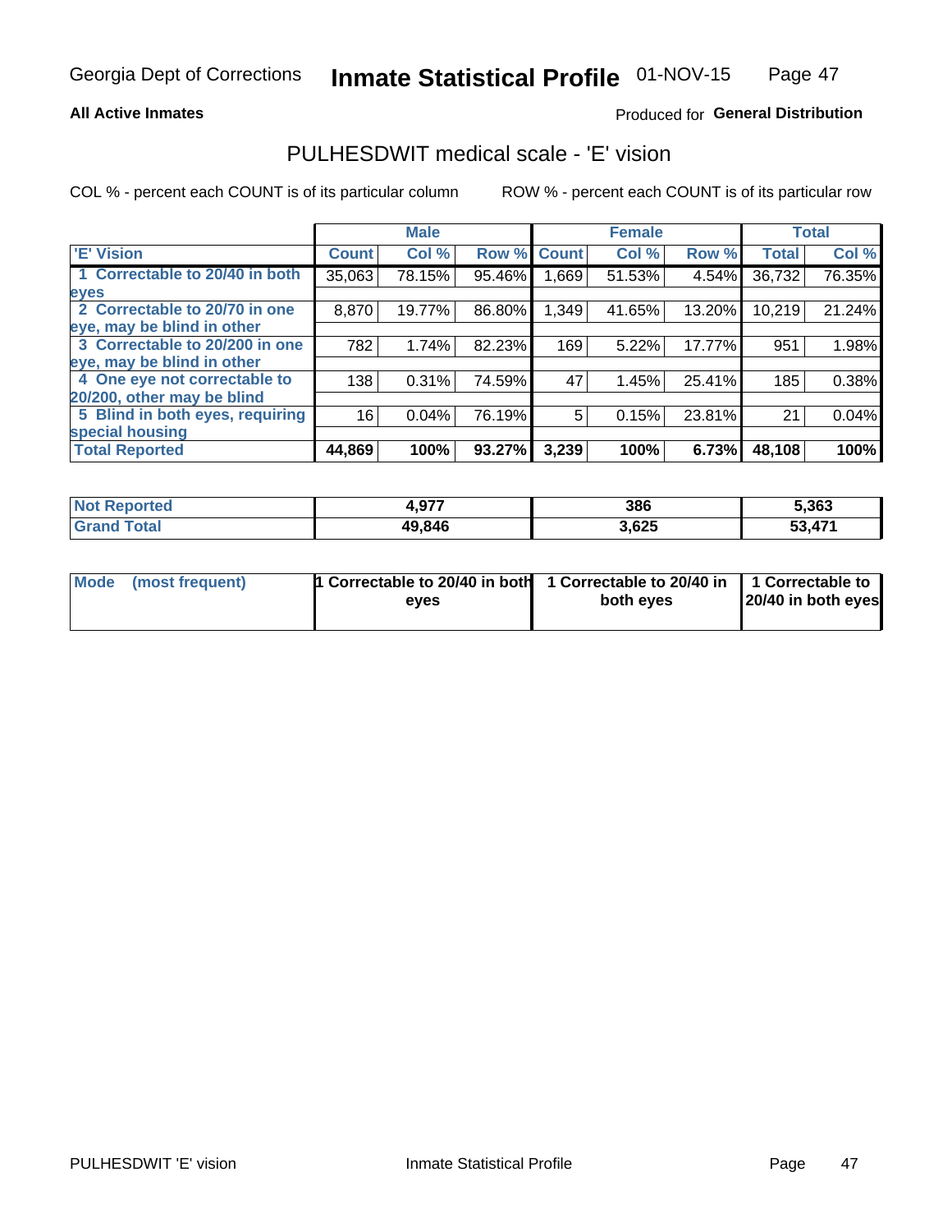Georgia Dept of Corrections **Inmate Statistical Profile** 01-NOV-15

**All Active Inmates** Produced for **General Distribution**

## PULHESDWIT medical scale - 'E' vision

COL % - percent each COUNT is of its particular column ROW % - percent each COUNT is of its particular row

| | Male | | | Female | | | Total | |
|---|---|---|---|---|---|---|---|---|
| 'E' Vision | Count | Col % | Row % | Count | Col % | Row % | Total | Col % |
| 1 Correctable to 20/40 in both eyes | 35,063 | 78.15% | 95.46% | 1,669 | 51.53% | 4.54% | 36,732 | 76.35% |
| 2 Correctable to 20/70 in one eye, may be blind in other | 8,870 | 19.77% | 86.80% | 1,349 | 41.65% | 13.20% | 10,219 | 21.24% |
| 3 Correctable to 20/200 in one eye, may be blind in other | 782 | 1.74% | 82.23% | 169 | 5.22% | 17.77% | 951 | 1.98% |
| 4 One eye not correctable to 20/200, other may be blind | 138 | 0.31% | 74.59% | 47 | 1.45% | 25.41% | 185 | 0.38% |
| 5 Blind in both eyes, requiring special housing | 16 | 0.04% | 76.19% | 5 | 0.15% | 23.81% | 21 | 0.04% |
| **Total Reported** | **44,869** | **100%** | **93.27%** | **3,239** | **100%** | **6.73%** | **48,108** | **100%** |

| | Male | Female | Total |
|---|---|---|---|
| Not Reported | 4,977 | 386 | 5,363 |
| Grand Total | 49,846 | 3,625 | 53,471 |

| | Male | Female | Total |
|---|---|---|---|
| Mode (most frequent) | 1 Correctable to 20/40 in both eyes | 1 Correctable to 20/40 in both eyes | 1 Correctable to 20/40 in both eyes |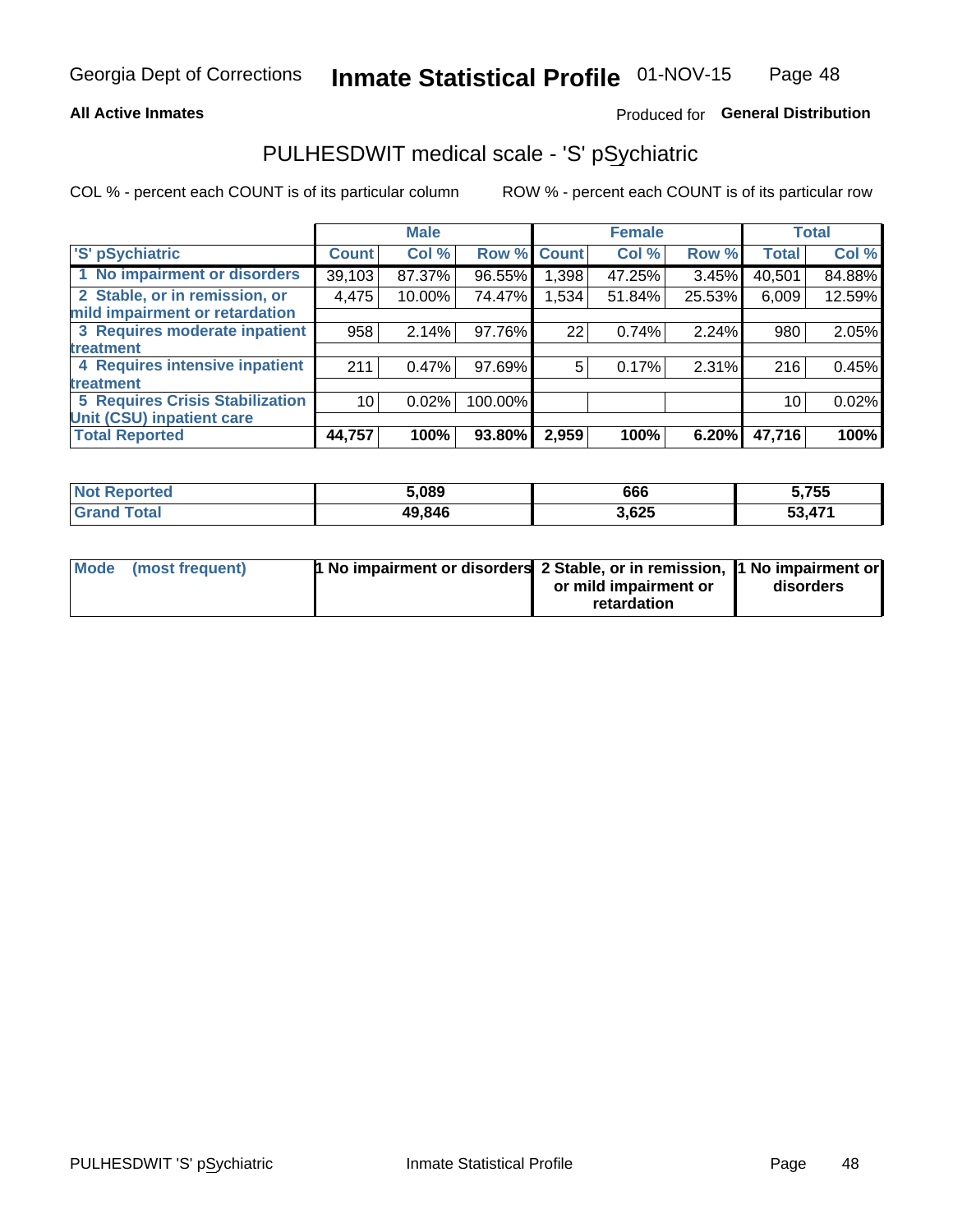Georgia Dept of Corrections **Inmate Statistical Profile** 01-NOV-15

**All Active Inmates**

Produced for **General Distribution**

## PULHESDWIT medical scale - 'S' pSychiatric

COL % - percent each COUNT is of its particular column

ROW % - percent each COUNT is of its particular row

| 'S' pSychiatric | Male | | | Female | | | Total | |
|---|---|---|---|---|---|---|---|---|
| | Count | Col % | Row % | Count | Col % | Row % | Total | Col % |
| 1 No impairment or disorders | 39,103 | 87.37% | 96.55% | 1,398 | 47.25% | 3.45% | 40,501 | 84.88% |
| 2 Stable, or in remission, or mild impairment or retardation | 4,475 | 10.00% | 74.47% | 1,534 | 51.84% | 25.53% | 6,009 | 12.59% |
| 3 Requires moderate inpatient treatment | 958 | 2.14% | 97.76% | 22 | 0.74% | 2.24% | 980 | 2.05% |
| 4 Requires intensive inpatient treatment | 211 | 0.47% | 97.69% | 5 | 0.17% | 2.31% | 216 | 0.45% |
| 5 Requires Crisis Stabilization Unit (CSU) inpatient care | 10 | 0.02% | 100.00% | | | | 10 | 0.02% |
| **Total Reported** | **44,757** | **100%** | **93.80%** | **2,959** | **100%** | **6.20%** | **47,716** | **100%** |

| | Male | Female | Total |
|---|---|---|---|
| Not Reported | 5,089 | 666 | 5,755 |
| Grand Total | 49,846 | 3,625 | 53,471 |

| | Male | Female | Total |
|---|---|---|---|
| Mode (most frequent) | 1 No impairment or disorders | 2 Stable, or in remission, or mild impairment or retardation | 1 No impairment or disorders |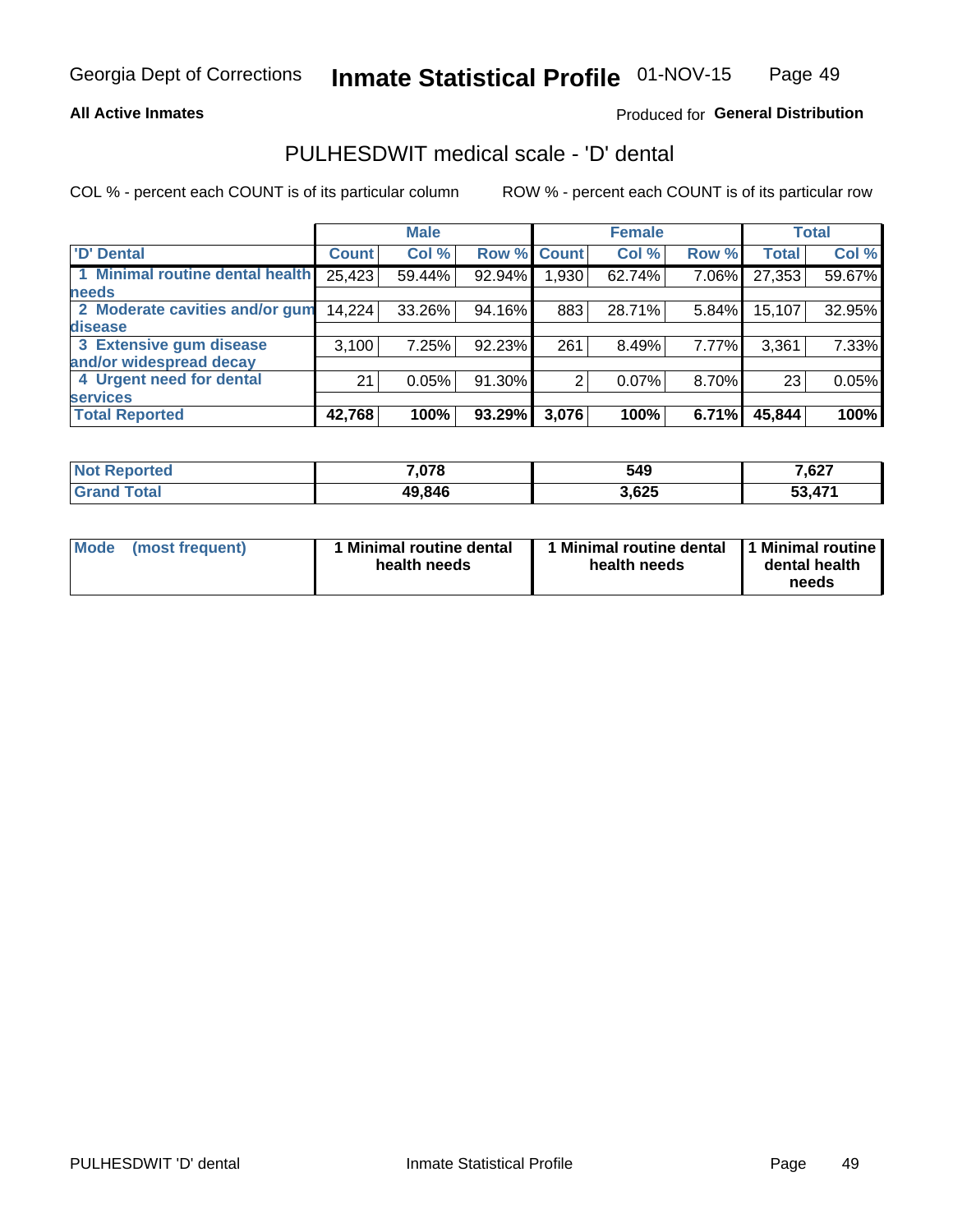## All Active Inmates

Produced for **General Distribution**

# PULHESDWIT medical scale - 'D' dental

COL % - percent each COUNT is of its particular column

ROW % - percent each COUNT is of its particular row

| | Male | | | Female | | | Total | |
|---|---|---|---|---|---|---|---|---|
| 'D' Dental | Count | Col % | Row % | Count | Col % | Row % | Total | Col % |
| 1 Minimal routine dental health needs | 25,423 | 59.44% | 92.94% | 1,930 | 62.74% | 7.06% | 27,353 | 59.67% |
| 2 Moderate cavities and/or gum disease | 14,224 | 33.26% | 94.16% | 883 | 28.71% | 5.84% | 15,107 | 32.95% |
| 3 Extensive gum disease and/or widespread decay | 3,100 | 7.25% | 92.23% | 261 | 8.49% | 7.77% | 3,361 | 7.33% |
| 4 Urgent need for dental services | 21 | 0.05% | 91.30% | 2 | 0.07% | 8.70% | 23 | 0.05% |
| **Total Reported** | **42,768** | **100%** | **93.29%** | **3,076** | **100%** | **6.71%** | **45,844** | **100%** |

| | Male | Female | Total |
|---|---|---|---|
| Not Reported | 7,078 | 549 | 7,627 |
| Grand Total | 49,846 | 3,625 | 53,471 |

| | Male | Female | Total |
|---|---|---|---|
| Mode (most frequent) | 1 Minimal routine dental health needs | 1 Minimal routine dental health needs | 1 Minimal routine dental health needs |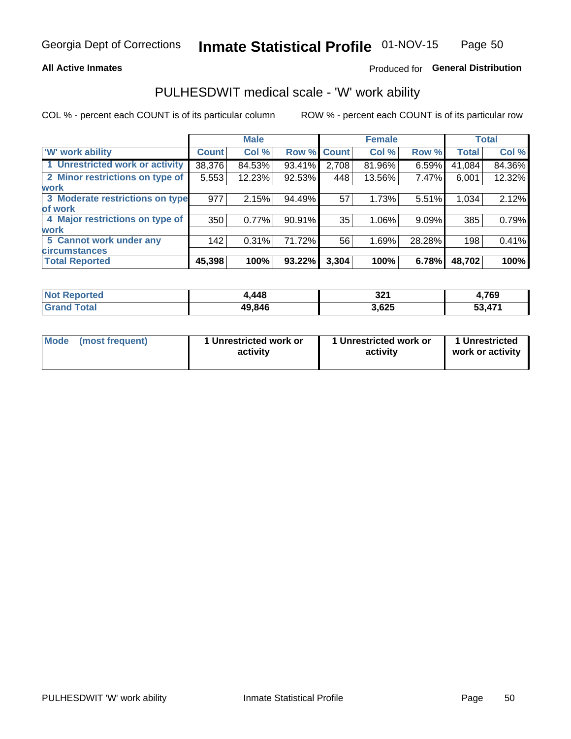Georgia Dept of Corrections **Inmate Statistical Profile** 01-NOV-15

**All Active Inmates** Produced for **General Distribution**

## PULHESDWIT medical scale - 'W' work ability

COL % - percent each COUNT is of its particular column ROW % - percent each COUNT is of its particular row

| | Male | | | Female | | | Total | |
|---|---|---|---|---|---|---|---|---|
| 'W' work ability | Count | Col % | Row % | Count | Col % | Row % | Total | Col % |
| 1 Unrestricted work or activity | 38,376 | 84.53% | 93.41% | 2,708 | 81.96% | 6.59% | 41,084 | 84.36% |
| 2 Minor restrictions on type of work | 5,553 | 12.23% | 92.53% | 448 | 13.56% | 7.47% | 6,001 | 12.32% |
| 3 Moderate restrictions on type of work | 977 | 2.15% | 94.49% | 57 | 1.73% | 5.51% | 1,034 | 2.12% |
| 4 Major restrictions on type of work | 350 | 0.77% | 90.91% | 35 | 1.06% | 9.09% | 385 | 0.79% |
| 5 Cannot work under any circumstances | 142 | 0.31% | 71.72% | 56 | 1.69% | 28.28% | 198 | 0.41% |
| **Total Reported** | **45,398** | **100%** | **93.22%** | **3,304** | **100%** | **6.78%** | **48,702** | **100%** |

| | Male | Female | Total |
|---|---|---|---|
| Not Reported | 4,448 | 321 | 4,769 |
| Grand Total | 49,846 | 3,625 | 53,471 |

| | Male | Female | Total |
|---|---|---|---|
| Mode (most frequent) | 1 Unrestricted work or activity | 1 Unrestricted work or activity | 1 Unrestricted work or activity |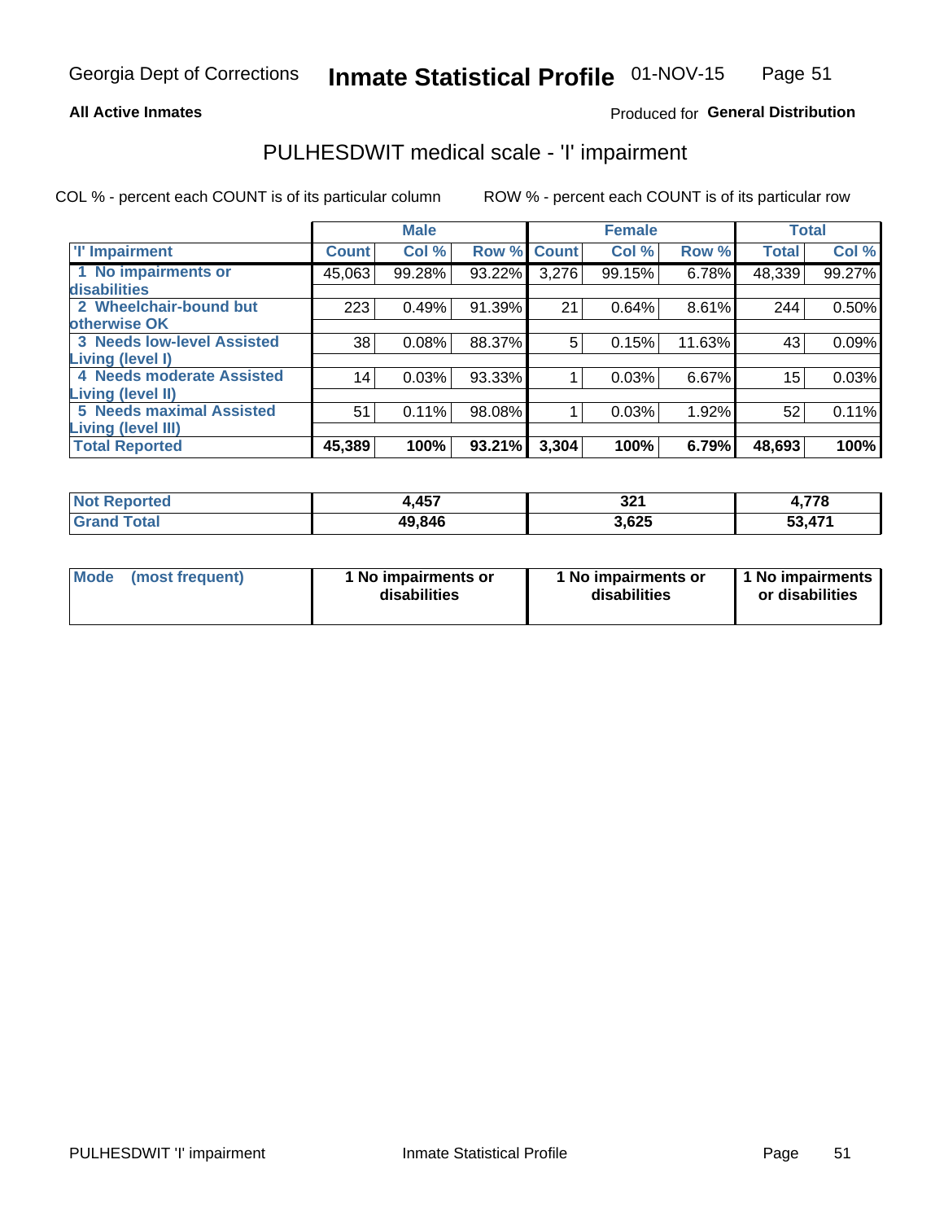Georgia Dept of Corrections **Inmate Statistical Profile** 01-NOV-15

**All Active Inmates**

Produced for **General Distribution**

## PULHESDWIT medical scale - 'I' impairment

COL % - percent each COUNT is of its particular column ROW % - percent each COUNT is of its particular row

| | Male | | | Female | | | Total | |
|---|---|---|---|---|---|---|---|---|
| 'I' Impairment | Count | Col % | Row % | Count | Col % | Row % | Total | Col % |
| 1 No impairments or disabilities | 45,063 | 99.28% | 93.22% | 3,276 | 99.15% | 6.78% | 48,339 | 99.27% |
| 2 Wheelchair-bound but otherwise OK | 223 | 0.49% | 91.39% | 21 | 0.64% | 8.61% | 244 | 0.50% |
| 3 Needs low-level Assisted Living (level I) | 38 | 0.08% | 88.37% | 5 | 0.15% | 11.63% | 43 | 0.09% |
| 4 Needs moderate Assisted Living (level II) | 14 | 0.03% | 93.33% | 1 | 0.03% | 6.67% | 15 | 0.03% |
| 5 Needs maximal Assisted Living (level III) | 51 | 0.11% | 98.08% | 1 | 0.03% | 1.92% | 52 | 0.11% |
| **Total Reported** | **45,389** | **100%** | **93.21%** | **3,304** | **100%** | **6.79%** | **48,693** | **100%** |

| | Male | Female | Total |
|---|---|---|---|
| Not Reported | 4,457 | 321 | 4,778 |
| Grand Total | 49,846 | 3,625 | 53,471 |

| | Male | Female | Total |
|---|---|---|---|
| Mode (most frequent) | 1 No impairments or disabilities | 1 No impairments or disabilities | 1 No impairments or disabilities |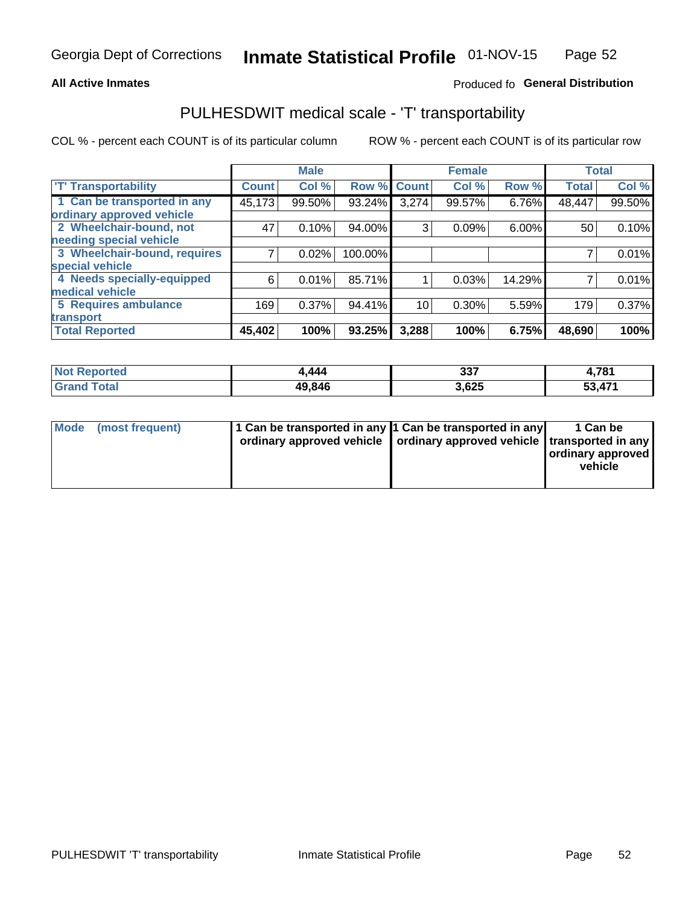Georgia Dept of Corrections **Inmate Statistical Profile** 01-NOV-15

**All Active Inmates**

Produced fo **General Distribution**

## PULHESDWIT medical scale - 'T' transportability

COL % - percent each COUNT is of its particular column ROW % - percent each COUNT is of its particular row

| | Male | | | Female | | | Total | |
|---|---|---|---|---|---|---|---|---|
| 'T' Transportability | Count | Col % | Row % | Count | Col % | Row % | Total | Col % |
| 1 Can be transported in any ordinary approved vehicle | 45,173 | 99.50% | 93.24% | 3,274 | 99.57% | 6.76% | 48,447 | 99.50% |
| 2 Wheelchair-bound, not needing special vehicle | 47 | 0.10% | 94.00% | 3 | 0.09% | 6.00% | 50 | 0.10% |
| 3 Wheelchair-bound, requires special vehicle | 7 | 0.02% | 100.00% | | | | 7 | 0.01% |
| 4 Needs specially-equipped medical vehicle | 6 | 0.01% | 85.71% | 1 | 0.03% | 14.29% | 7 | 0.01% |
| 5 Requires ambulance transport | 169 | 0.37% | 94.41% | 10 | 0.30% | 5.59% | 179 | 0.37% |
| **Total Reported** | **45,402** | **100%** | **93.25%** | **3,288** | **100%** | **6.75%** | **48,690** | **100%** |

| | Male | Female | Total |
|---|---|---|---|
| **Not Reported** | **4,444** | **337** | **4,781** |
| **Grand Total** | **49,846** | **3,625** | **53,471** |

| | Male | Female | Total |
|---|---|---|---|
| **Mode (most frequent)** | **1 Can be transported in any ordinary approved vehicle** | **1 Can be transported in any ordinary approved vehicle** | **1 Can be transported in any ordinary approved vehicle** |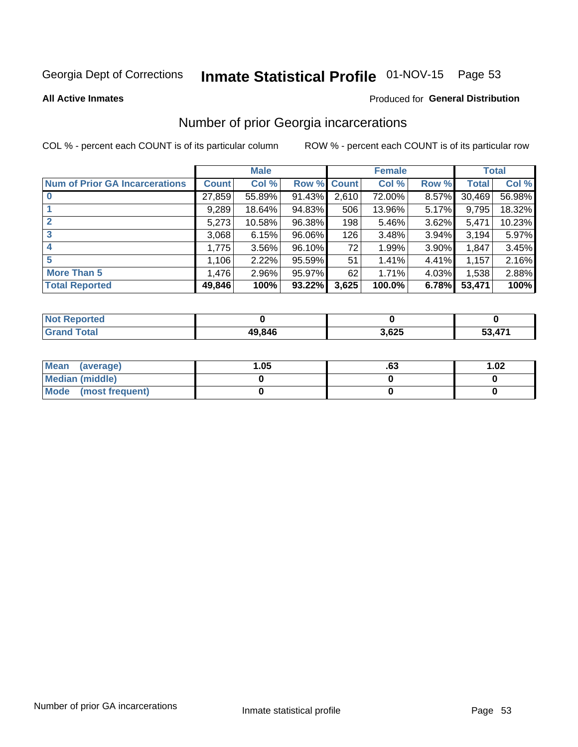Georgia Dept of Corrections **Inmate Statistical Profile** 01-NOV-15 Page 53

**All Active Inmates**

Produced for **General Distribution**

## Number of prior Georgia incarcerations

COL % - percent each COUNT is of its particular column

ROW % - percent each COUNT is of its particular row

| | Male | | | Female | | | Total | |
|---|---|---|---|---|---|---|---|---|
| **Num of Prior GA Incarcerations** | **Count** | **Col %** | **Row %** | **Count** | **Col %** | **Row %** | **Total** | **Col %** |
| **0** | 27,859 | 55.89% | 91.43% | 2,610 | 72.00% | 8.57% | 30,469 | 56.98% |
| **1** | 9,289 | 18.64% | 94.83% | 506 | 13.96% | 5.17% | 9,795 | 18.32% |
| **2** | 5,273 | 10.58% | 96.38% | 198 | 5.46% | 3.62% | 5,471 | 10.23% |
| **3** | 3,068 | 6.15% | 96.06% | 126 | 3.48% | 3.94% | 3,194 | 5.97% |
| **4** | 1,775 | 3.56% | 96.10% | 72 | 1.99% | 3.90% | 1,847 | 3.45% |
| **5** | 1,106 | 2.22% | 95.59% | 51 | 1.41% | 4.41% | 1,157 | 2.16% |
| **More Than 5** | 1,476 | 2.96% | 95.97% | 62 | 1.71% | 4.03% | 1,538 | 2.88% |
| **Total Reported** | **49,846** | **100%** | **93.22%** | **3,625** | **100.0%** | **6.78%** | **53,471** | **100%** |

| | Male | Female | Total |
|---|---|---|---|
| **Not Reported** | **0** | **0** | **0** |
| **Grand Total** | **49,846** | **3,625** | **53,471** |

| | Male | Female | Total |
|---|---|---|---|
| **Mean (average)** | **1.05** | **.63** | **1.02** |
| **Median (middle)** | **0** | **0** | **0** |
| **Mode (most frequent)** | **0** | **0** | **0** |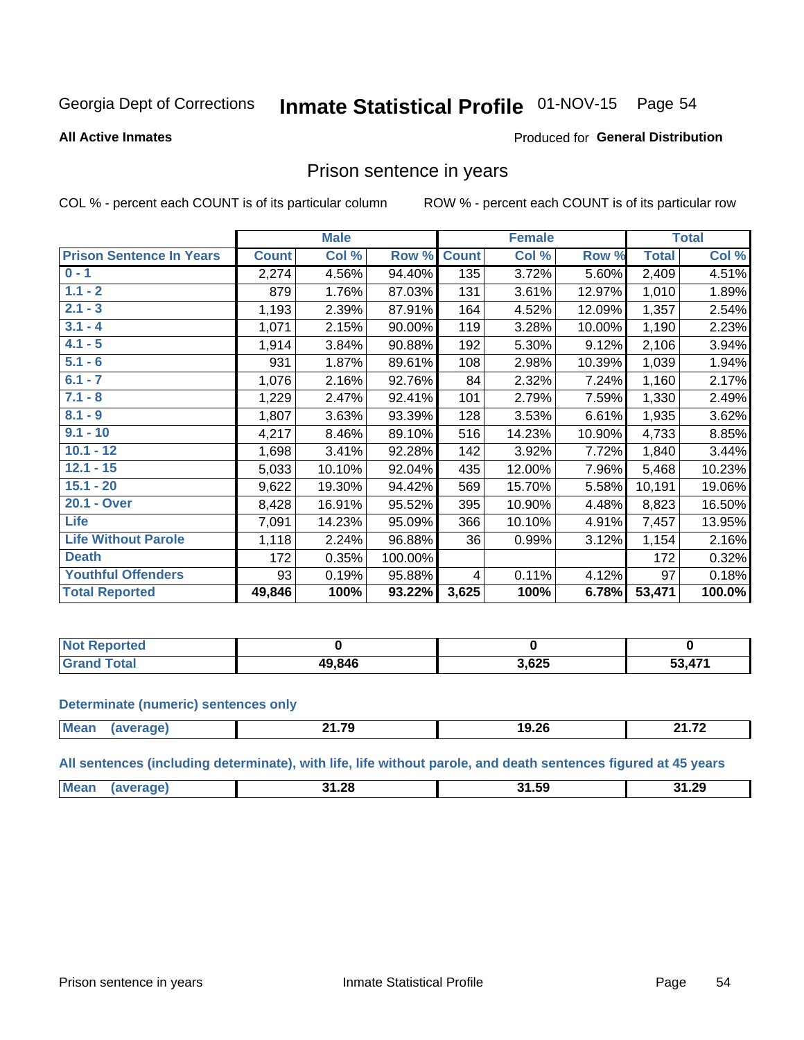Georgia Dept of Corrections **Inmate Statistical Profile** 01-NOV-15 Page 54

**All Active Inmates**

Produced for **General Distribution**

## Prison sentence in years

COL % - percent each COUNT is of its particular column ROW % - percent each COUNT is of its particular row

| Prison Sentence In Years | Male | | | Female | | | Total | |
|---|---|---|---|---|---|---|---|---|
| | Count | Col % | Row % | Count | Col % | Row % | Total | Col % |
| 0 - 1 | 2,274 | 4.56% | 94.40% | 135 | 3.72% | 5.60% | 2,409 | 4.51% |
| 1.1 - 2 | 879 | 1.76% | 87.03% | 131 | 3.61% | 12.97% | 1,010 | 1.89% |
| 2.1 - 3 | 1,193 | 2.39% | 87.91% | 164 | 4.52% | 12.09% | 1,357 | 2.54% |
| 3.1 - 4 | 1,071 | 2.15% | 90.00% | 119 | 3.28% | 10.00% | 1,190 | 2.23% |
| 4.1 - 5 | 1,914 | 3.84% | 90.88% | 192 | 5.30% | 9.12% | 2,106 | 3.94% |
| 5.1 - 6 | 931 | 1.87% | 89.61% | 108 | 2.98% | 10.39% | 1,039 | 1.94% |
| 6.1 - 7 | 1,076 | 2.16% | 92.76% | 84 | 2.32% | 7.24% | 1,160 | 2.17% |
| 7.1 - 8 | 1,229 | 2.47% | 92.41% | 101 | 2.79% | 7.59% | 1,330 | 2.49% |
| 8.1 - 9 | 1,807 | 3.63% | 93.39% | 128 | 3.53% | 6.61% | 1,935 | 3.62% |
| 9.1 - 10 | 4,217 | 8.46% | 89.10% | 516 | 14.23% | 10.90% | 4,733 | 8.85% |
| 10.1 - 12 | 1,698 | 3.41% | 92.28% | 142 | 3.92% | 7.72% | 1,840 | 3.44% |
| 12.1 - 15 | 5,033 | 10.10% | 92.04% | 435 | 12.00% | 7.96% | 5,468 | 10.23% |
| 15.1 - 20 | 9,622 | 19.30% | 94.42% | 569 | 15.70% | 5.58% | 10,191 | 19.06% |
| 20.1 - Over | 8,428 | 16.91% | 95.52% | 395 | 10.90% | 4.48% | 8,823 | 16.50% |
| Life | 7,091 | 14.23% | 95.09% | 366 | 10.10% | 4.91% | 7,457 | 13.95% |
| Life Without Parole | 1,118 | 2.24% | 96.88% | 36 | 0.99% | 3.12% | 1,154 | 2.16% |
| Death | 172 | 0.35% | 100.00% | | | | 172 | 0.32% |
| Youthful Offenders | 93 | 0.19% | 95.88% | 4 | 0.11% | 4.12% | 97 | 0.18% |
| **Total Reported** | **49,846** | **100%** | **93.22%** | **3,625** | **100%** | **6.78%** | **53,471** | **100.0%** |

| | Male | Female | Total |
|---|---|---|---|
| Not Reported | 0 | 0 | 0 |
| Grand Total | 49,846 | 3,625 | 53,471 |

**Determinate (numeric) sentences only**

| | Male | Female | Total |
|---|---|---|---|
| Mean (average) | 21.79 | 19.26 | 21.72 |

**All sentences (including determinate), with life, life without parole, and death sentences figured at 45 years**

| | Male | Female | Total |
|---|---|---|---|
| Mean (average) | 31.28 | 31.59 | 31.29 |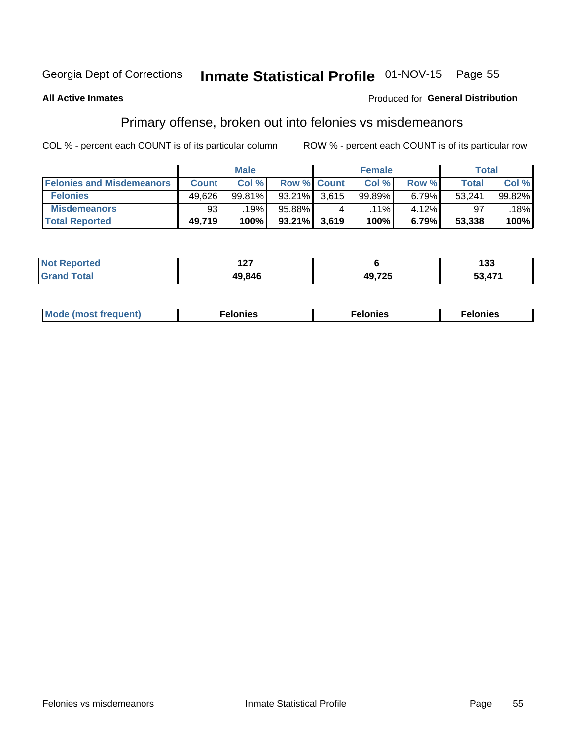Georgia Dept of Corrections **Inmate Statistical Profile** 01-NOV-15

**All Active Inmates**

Produced for **General Distribution**

## Primary offense, broken out into felonies vs misdemeanors

COL % - percent each COUNT is of its particular column    ROW % - percent each COUNT is of its particular row

| | Male | | | Female | | | Total | |
|---|---|---|---|---|---|---|---|---|
| **Felonies and Misdemeanors** | **Count** | **Col %** | **Row %** | **Count** | **Col %** | **Row %** | **Total** | **Col %** |
| **Felonies** | 49,626 | 99.81% | 93.21% | 3,615 | 99.89% | 6.79% | 53,241 | 99.82% |
| **Misdemeanors** | 93 | .19% | 95.88% | 4 | .11% | 4.12% | 97 | .18% |
| **Total Reported** | **49,719** | **100%** | **93.21%** | **3,619** | **100%** | **6.79%** | **53,338** | **100%** |

| | Male | Female | Total |
|---|---|---|---|
| **Not Reported** | **127** | **6** | **133** |
| **Grand Total** | **49,846** | **49,725** | **53,471** |

| | Male | Female | Total |
|---|---|---|---|
| **Mode (most frequent)** | **Felonies** | **Felonies** | **Felonies** |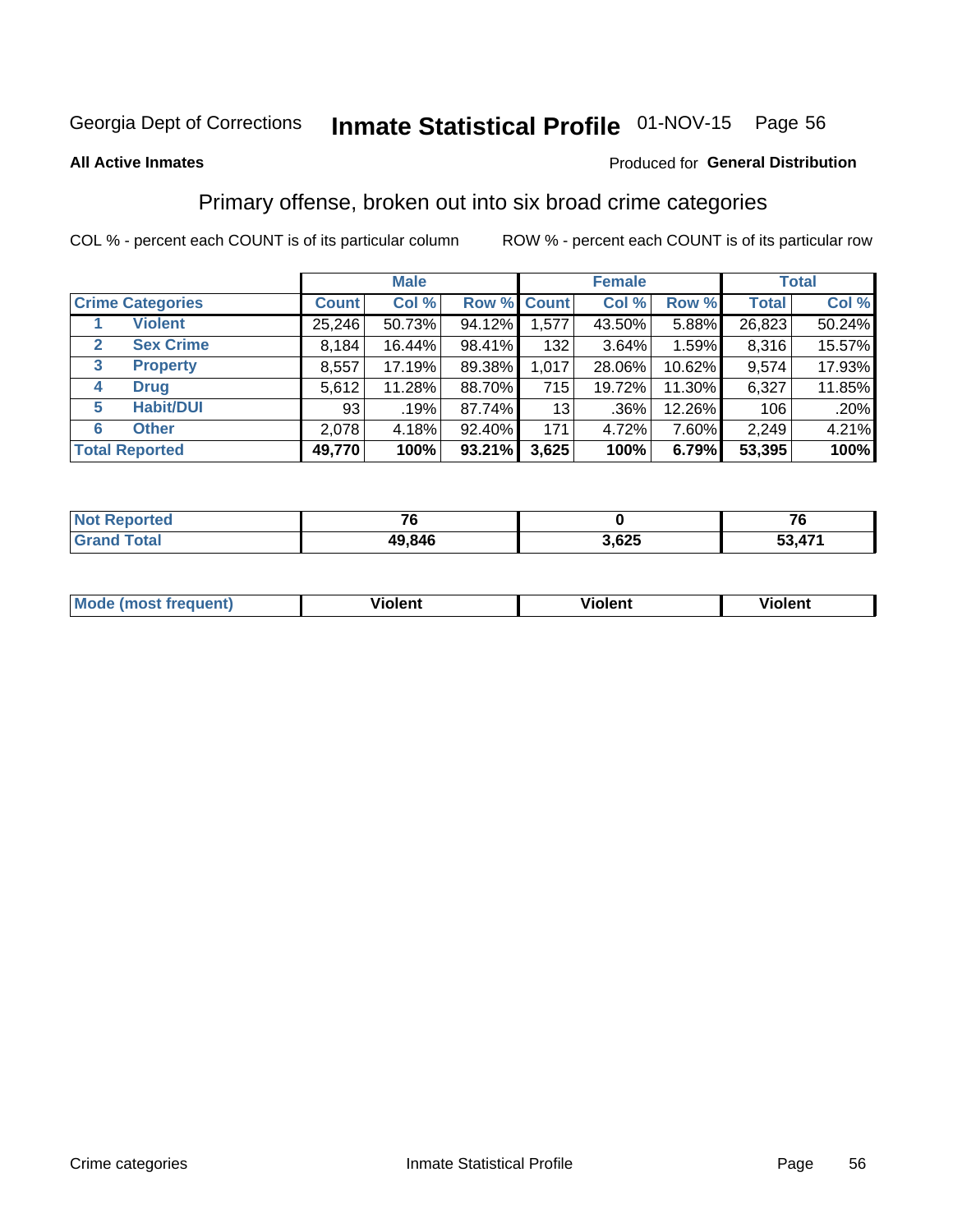Georgia Dept of Corrections **Inmate Statistical Profile** 01-NOV-15

**All Active Inmates**

Produced for **General Distribution**

## Primary offense, broken out into six broad crime categories

COL % - percent each COUNT is of its particular column    ROW % - percent each COUNT is of its particular row

| | | Male | | | Female | | | Total | |
|---|---|---|---|---|---|---|---|---|---|
| **Crime Categories** | | **Count** | **Col %** | **Row %** | **Count** | **Col %** | **Row %** | **Total** | **Col %** |
| 1 | Violent | 25,246 | 50.73% | 94.12% | 1,577 | 43.50% | 5.88% | 26,823 | 50.24% |
| 2 | Sex Crime | 8,184 | 16.44% | 98.41% | 132 | 3.64% | 1.59% | 8,316 | 15.57% |
| 3 | Property | 8,557 | 17.19% | 89.38% | 1,017 | 28.06% | 10.62% | 9,574 | 17.93% |
| 4 | Drug | 5,612 | 11.28% | 88.70% | 715 | 19.72% | 11.30% | 6,327 | 11.85% |
| 5 | Habit/DUI | 93 | .19% | 87.74% | 13 | .36% | 12.26% | 106 | .20% |
| 6 | Other | 2,078 | 4.18% | 92.40% | 171 | 4.72% | 7.60% | 2,249 | 4.21% |
| **Total Reported** | | **49,770** | **100%** | **93.21%** | **3,625** | **100%** | **6.79%** | **53,395** | **100%** |

| | Male | Female | Total |
|---|---|---|---|
| Not Reported | 76 | 0 | 76 |
| Grand Total | 49,846 | 3,625 | 53,471 |

| | Male | Female | Total |
|---|---|---|---|
| Mode (most frequent) | Violent | Violent | Violent |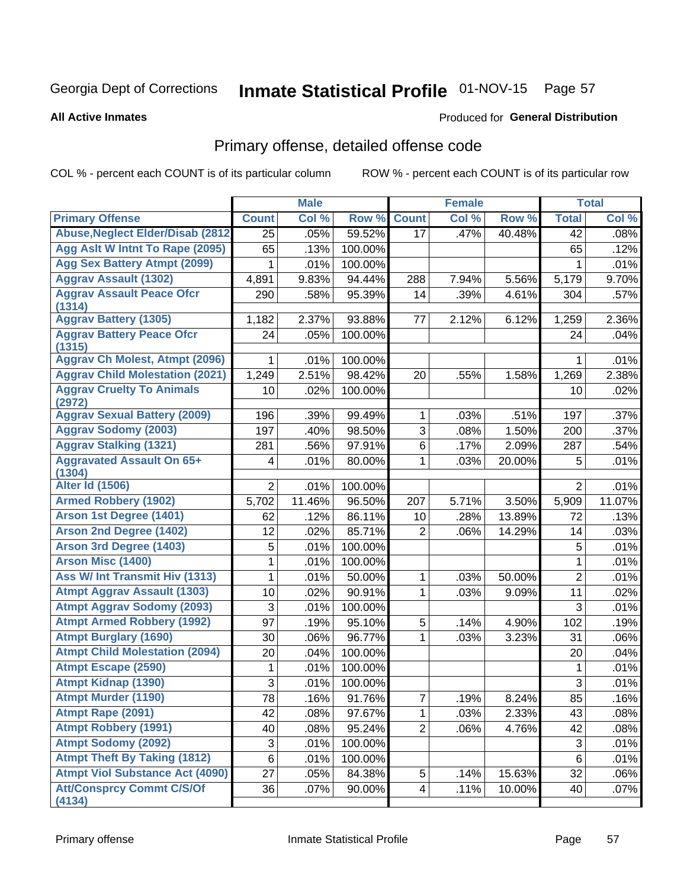Georgia Dept of Corrections **Inmate Statistical Profile** 01-NOV-15

**All Active Inmates**

Produced for **General Distribution**

## Primary offense, detailed offense code

COL % - percent each COUNT is of its particular column ROW % - percent each COUNT is of its particular row

| | Male | | | Female | | | Total | |
|---|---|---|---|---|---|---|---|---|
| Primary Offense | Count | Col % | Row % | Count | Col % | Row % | Total | Col % |
| Abuse,Neglect Elder/Disab (2812 | 25 | .05% | 59.52% | 17 | .47% | 40.48% | 42 | .08% |
| Agg Aslt W Intnt To Rape (2095) | 65 | .13% | 100.00% | | | | 65 | .12% |
| Agg Sex Battery Atmpt (2099) | 1 | .01% | 100.00% | | | | 1 | .01% |
| Aggrav Assault (1302) | 4,891 | 9.83% | 94.44% | 288 | 7.94% | 5.56% | 5,179 | 9.70% |
| Aggrav Assault Peace Ofcr (1314) | 290 | .58% | 95.39% | 14 | .39% | 4.61% | 304 | .57% |
| Aggrav Battery (1305) | 1,182 | 2.37% | 93.88% | 77 | 2.12% | 6.12% | 1,259 | 2.36% |
| Aggrav Battery Peace Ofcr (1315) | 24 | .05% | 100.00% | | | | 24 | .04% |
| Aggrav Ch Molest, Atmpt (2096) | 1 | .01% | 100.00% | | | | 1 | .01% |
| Aggrav Child Molestation (2021) | 1,249 | 2.51% | 98.42% | 20 | .55% | 1.58% | 1,269 | 2.38% |
| Aggrav Cruelty To Animals (2972) | 10 | .02% | 100.00% | | | | 10 | .02% |
| Aggrav Sexual Battery (2009) | 196 | .39% | 99.49% | 1 | .03% | .51% | 197 | .37% |
| Aggrav Sodomy (2003) | 197 | .40% | 98.50% | 3 | .08% | 1.50% | 200 | .37% |
| Aggrav Stalking (1321) | 281 | .56% | 97.91% | 6 | .17% | 2.09% | 287 | .54% |
| Aggravated Assault On 65+ (1304) | 4 | .01% | 80.00% | 1 | .03% | 20.00% | 5 | .01% |
| Alter Id (1506) | 2 | .01% | 100.00% | | | | 2 | .01% |
| Armed Robbery (1902) | 5,702 | 11.46% | 96.50% | 207 | 5.71% | 3.50% | 5,909 | 11.07% |
| Arson 1st Degree (1401) | 62 | .12% | 86.11% | 10 | .28% | 13.89% | 72 | .13% |
| Arson 2nd Degree (1402) | 12 | .02% | 85.71% | 2 | .06% | 14.29% | 14 | .03% |
| Arson 3rd Degree (1403) | 5 | .01% | 100.00% | | | | 5 | .01% |
| Arson Misc (1400) | 1 | .01% | 100.00% | | | | 1 | .01% |
| Ass W/ Int Transmit Hiv (1313) | 1 | .01% | 50.00% | 1 | .03% | 50.00% | 2 | .01% |
| Atmpt Aggrav Assault (1303) | 10 | .02% | 90.91% | 1 | .03% | 9.09% | 11 | .02% |
| Atmpt Aggrav Sodomy (2093) | 3 | .01% | 100.00% | | | | 3 | .01% |
| Atmpt Armed Robbery (1992) | 97 | .19% | 95.10% | 5 | .14% | 4.90% | 102 | .19% |
| Atmpt Burglary (1690) | 30 | .06% | 96.77% | 1 | .03% | 3.23% | 31 | .06% |
| Atmpt Child Molestation (2094) | 20 | .04% | 100.00% | | | | 20 | .04% |
| Atmpt Escape (2590) | 1 | .01% | 100.00% | | | | 1 | .01% |
| Atmpt Kidnap (1390) | 3 | .01% | 100.00% | | | | 3 | .01% |
| Atmpt Murder (1190) | 78 | .16% | 91.76% | 7 | .19% | 8.24% | 85 | .16% |
| Atmpt Rape (2091) | 42 | .08% | 97.67% | 1 | .03% | 2.33% | 43 | .08% |
| Atmpt Robbery (1991) | 40 | .08% | 95.24% | 2 | .06% | 4.76% | 42 | .08% |
| Atmpt Sodomy (2092) | 3 | .01% | 100.00% | | | | 3 | .01% |
| Atmpt Theft By Taking (1812) | 6 | .01% | 100.00% | | | | 6 | .01% |
| Atmpt Viol Substance Act (4090) | 27 | .05% | 84.38% | 5 | .14% | 15.63% | 32 | .06% |
| Att/Consprcy Commt C/S/Of (4134) | 36 | .07% | 90.00% | 4 | .11% | 10.00% | 40 | .07% |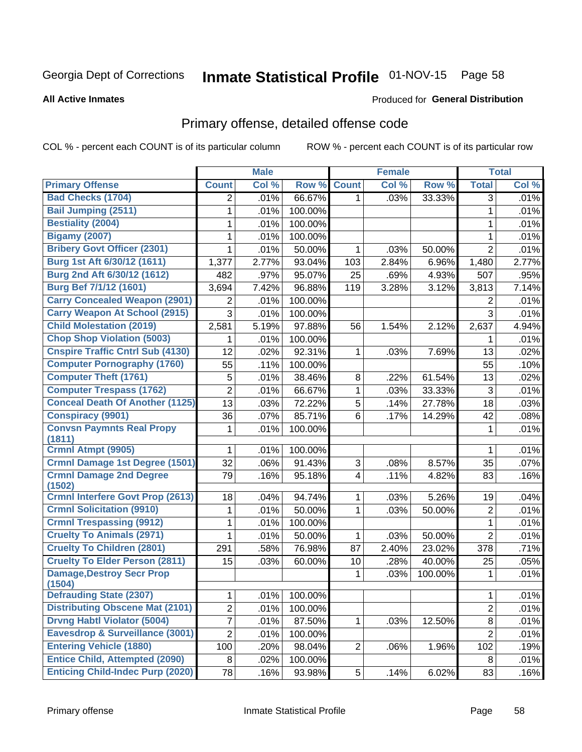Georgia Dept of Corrections **Inmate Statistical Profile** 01-NOV-15

**All Active Inmates**

Produced for **General Distribution**

## Primary offense, detailed offense code

COL % - percent each COUNT is of its particular column ROW % - percent each COUNT is of its particular row

| | Male | | | Female | | | Total | |
|---|---|---|---|---|---|---|---|---|
| **Primary Offense** | **Count** | **Col %** | **Row %** | **Count** | **Col %** | **Row %** | **Total** | **Col %** |
| Bad Checks (1704) | 2 | .01% | 66.67% | 1 | .03% | 33.33% | 3 | .01% |
| Bail Jumping (2511) | 1 | .01% | 100.00% | | | | 1 | .01% |
| Bestiality (2004) | 1 | .01% | 100.00% | | | | 1 | .01% |
| Bigamy (2007) | 1 | .01% | 100.00% | | | | 1 | .01% |
| Bribery Govt Officer (2301) | 1 | .01% | 50.00% | 1 | .03% | 50.00% | 2 | .01% |
| Burg 1st Aft 6/30/12 (1611) | 1,377 | 2.77% | 93.04% | 103 | 2.84% | 6.96% | 1,480 | 2.77% |
| Burg 2nd Aft 6/30/12 (1612) | 482 | .97% | 95.07% | 25 | .69% | 4.93% | 507 | .95% |
| Burg Bef 7/1/12 (1601) | 3,694 | 7.42% | 96.88% | 119 | 3.28% | 3.12% | 3,813 | 7.14% |
| Carry Concealed Weapon (2901) | 2 | .01% | 100.00% | | | | 2 | .01% |
| Carry Weapon At School (2915) | 3 | .01% | 100.00% | | | | 3 | .01% |
| Child Molestation (2019) | 2,581 | 5.19% | 97.88% | 56 | 1.54% | 2.12% | 2,637 | 4.94% |
| Chop Shop Violation (5003) | 1 | .01% | 100.00% | | | | 1 | .01% |
| Cnspire Traffic Cntrl Sub (4130) | 12 | .02% | 92.31% | 1 | .03% | 7.69% | 13 | .02% |
| Computer Pornography (1760) | 55 | .11% | 100.00% | | | | 55 | .10% |
| Computer Theft (1761) | 5 | .01% | 38.46% | 8 | .22% | 61.54% | 13 | .02% |
| Computer Trespass (1762) | 2 | .01% | 66.67% | 1 | .03% | 33.33% | 3 | .01% |
| Conceal Death Of Another (1125) | 13 | .03% | 72.22% | 5 | .14% | 27.78% | 18 | .03% |
| Conspiracy (9901) | 36 | .07% | 85.71% | 6 | .17% | 14.29% | 42 | .08% |
| Convsn Paymnts Real Propy (1811) | 1 | .01% | 100.00% | | | | 1 | .01% |
| Crmnl Atmpt (9905) | 1 | .01% | 100.00% | | | | 1 | .01% |
| Crmnl Damage 1st Degree (1501) | 32 | .06% | 91.43% | 3 | .08% | 8.57% | 35 | .07% |
| Crmnl Damage 2nd Degree (1502) | 79 | .16% | 95.18% | 4 | .11% | 4.82% | 83 | .16% |
| Crmnl Interfere Govt Prop (2613) | 18 | .04% | 94.74% | 1 | .03% | 5.26% | 19 | .04% |
| Crmnl Solicitation (9910) | 1 | .01% | 50.00% | 1 | .03% | 50.00% | 2 | .01% |
| Crmnl Trespassing (9912) | 1 | .01% | 100.00% | | | | 1 | .01% |
| Cruelty To Animals (2971) | 1 | .01% | 50.00% | 1 | .03% | 50.00% | 2 | .01% |
| Cruelty To Children (2801) | 291 | .58% | 76.98% | 87 | 2.40% | 23.02% | 378 | .71% |
| Cruelty To Elder Person (2811) | 15 | .03% | 60.00% | 10 | .28% | 40.00% | 25 | .05% |
| Damage,Destroy Secr Prop (1504) | | | | 1 | .03% | 100.00% | 1 | .01% |
| Defrauding State (2307) | 1 | .01% | 100.00% | | | | 1 | .01% |
| Distributing Obscene Mat (2101) | 2 | .01% | 100.00% | | | | 2 | .01% |
| Drvng Habtl Violator (5004) | 7 | .01% | 87.50% | 1 | .03% | 12.50% | 8 | .01% |
| Eavesdrop & Surveillance (3001) | 2 | .01% | 100.00% | | | | 2 | .01% |
| Entering Vehicle (1880) | 100 | .20% | 98.04% | 2 | .06% | 1.96% | 102 | .19% |
| Entice Child, Attempted (2090) | 8 | .02% | 100.00% | | | | 8 | .01% |
| Enticing Child-Indec Purp (2020) | 78 | .16% | 93.98% | 5 | .14% | 6.02% | 83 | .16% |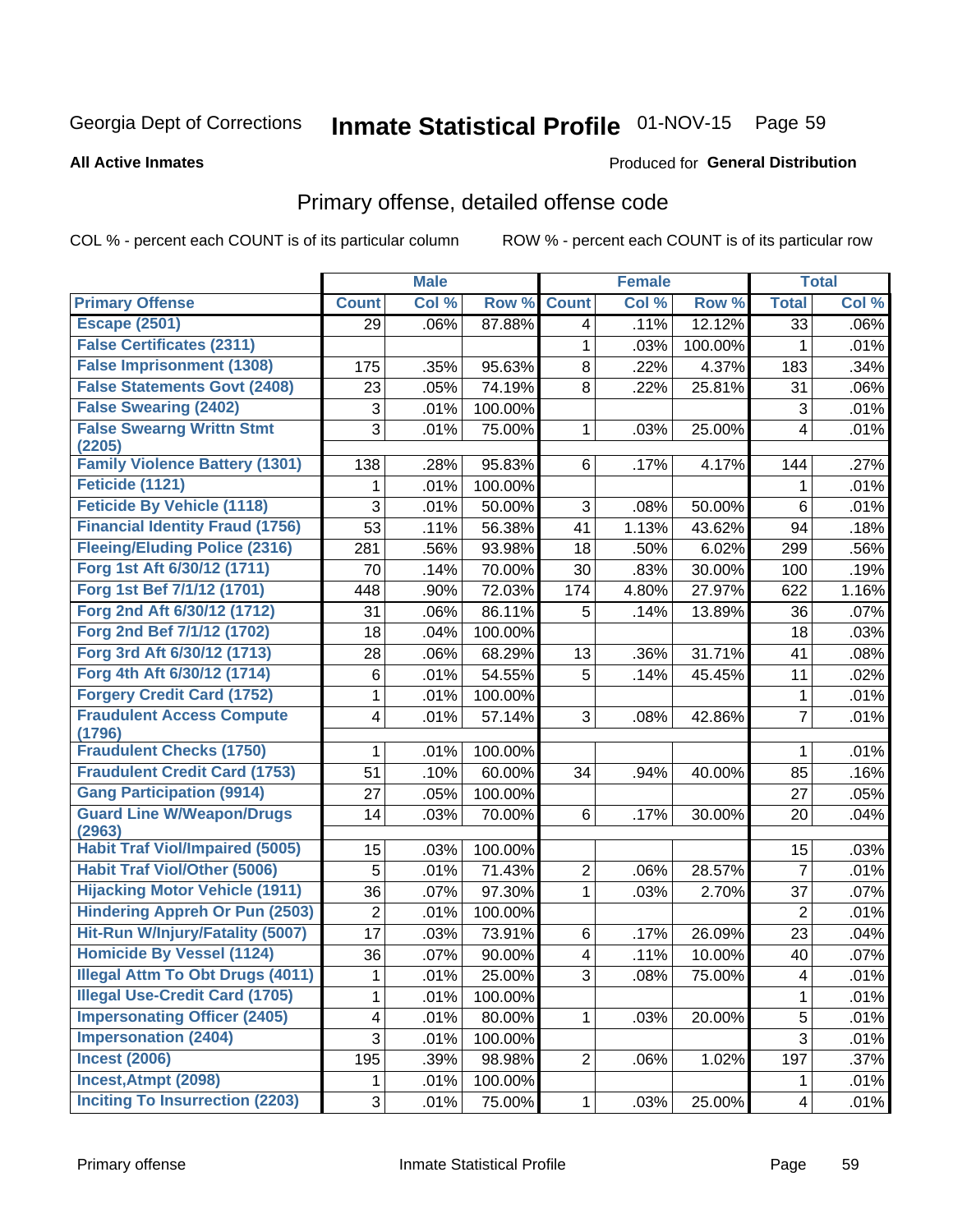Georgia Dept of Corrections **Inmate Statistical Profile** 01-NOV-15

**All Active Inmates**

Produced for **General Distribution**

## Primary offense, detailed offense code

COL % - percent each COUNT is of its particular column    ROW % - percent each COUNT is of its particular row

| | Male | | | Female | | | Total | |
|---|---|---|---|---|---|---|---|---|
| **Primary Offense** | **Count** | **Col %** | **Row %** | **Count** | **Col %** | **Row %** | **Total** | **Col %** |
| Escape (2501) | 29 | .06% | 87.88% | 4 | .11% | 12.12% | 33 | .06% |
| False Certificates (2311) | | | | 1 | .03% | 100.00% | 1 | .01% |
| False Imprisonment (1308) | 175 | .35% | 95.63% | 8 | .22% | 4.37% | 183 | .34% |
| False Statements Govt (2408) | 23 | .05% | 74.19% | 8 | .22% | 25.81% | 31 | .06% |
| False Swearing (2402) | 3 | .01% | 100.00% | | | | 3 | .01% |
| False Swearng Writtn Stmt (2205) | 3 | .01% | 75.00% | 1 | .03% | 25.00% | 4 | .01% |
| Family Violence Battery (1301) | 138 | .28% | 95.83% | 6 | .17% | 4.17% | 144 | .27% |
| Feticide (1121) | 1 | .01% | 100.00% | | | | 1 | .01% |
| Feticide By Vehicle (1118) | 3 | .01% | 50.00% | 3 | .08% | 50.00% | 6 | .01% |
| Financial Identity Fraud (1756) | 53 | .11% | 56.38% | 41 | 1.13% | 43.62% | 94 | .18% |
| Fleeing/Eluding Police (2316) | 281 | .56% | 93.98% | 18 | .50% | 6.02% | 299 | .56% |
| Forg 1st Aft 6/30/12 (1711) | 70 | .14% | 70.00% | 30 | .83% | 30.00% | 100 | .19% |
| Forg 1st Bef 7/1/12 (1701) | 448 | .90% | 72.03% | 174 | 4.80% | 27.97% | 622 | 1.16% |
| Forg 2nd Aft 6/30/12 (1712) | 31 | .06% | 86.11% | 5 | .14% | 13.89% | 36 | .07% |
| Forg 2nd Bef 7/1/12 (1702) | 18 | .04% | 100.00% | | | | 18 | .03% |
| Forg 3rd Aft 6/30/12 (1713) | 28 | .06% | 68.29% | 13 | .36% | 31.71% | 41 | .08% |
| Forg 4th Aft 6/30/12 (1714) | 6 | .01% | 54.55% | 5 | .14% | 45.45% | 11 | .02% |
| Forgery Credit Card (1752) | 1 | .01% | 100.00% | | | | 1 | .01% |
| Fraudulent Access Compute (1796) | 4 | .01% | 57.14% | 3 | .08% | 42.86% | 7 | .01% |
| Fraudulent Checks (1750) | 1 | .01% | 100.00% | | | | 1 | .01% |
| Fraudulent Credit Card (1753) | 51 | .10% | 60.00% | 34 | .94% | 40.00% | 85 | .16% |
| Gang Participation (9914) | 27 | .05% | 100.00% | | | | 27 | .05% |
| Guard Line W/Weapon/Drugs (2963) | 14 | .03% | 70.00% | 6 | .17% | 30.00% | 20 | .04% |
| Habit Traf Viol/Impaired (5005) | 15 | .03% | 100.00% | | | | 15 | .03% |
| Habit Traf Viol/Other (5006) | 5 | .01% | 71.43% | 2 | .06% | 28.57% | 7 | .01% |
| Hijacking Motor Vehicle (1911) | 36 | .07% | 97.30% | 1 | .03% | 2.70% | 37 | .07% |
| Hindering Appreh Or Pun (2503) | 2 | .01% | 100.00% | | | | 2 | .01% |
| Hit-Run W/Injury/Fatality (5007) | 17 | .03% | 73.91% | 6 | .17% | 26.09% | 23 | .04% |
| Homicide By Vessel (1124) | 36 | .07% | 90.00% | 4 | .11% | 10.00% | 40 | .07% |
| Illegal Attm To Obt Drugs (4011) | 1 | .01% | 25.00% | 3 | .08% | 75.00% | 4 | .01% |
| Illegal Use-Credit Card (1705) | 1 | .01% | 100.00% | | | | 1 | .01% |
| Impersonating Officer (2405) | 4 | .01% | 80.00% | 1 | .03% | 20.00% | 5 | .01% |
| Impersonation (2404) | 3 | .01% | 100.00% | | | | 3 | .01% |
| Incest (2006) | 195 | .39% | 98.98% | 2 | .06% | 1.02% | 197 | .37% |
| Incest,Atmpt (2098) | 1 | .01% | 100.00% | | | | 1 | .01% |
| Inciting To Insurrection (2203) | 3 | .01% | 75.00% | 1 | .03% | 25.00% | 4 | .01% |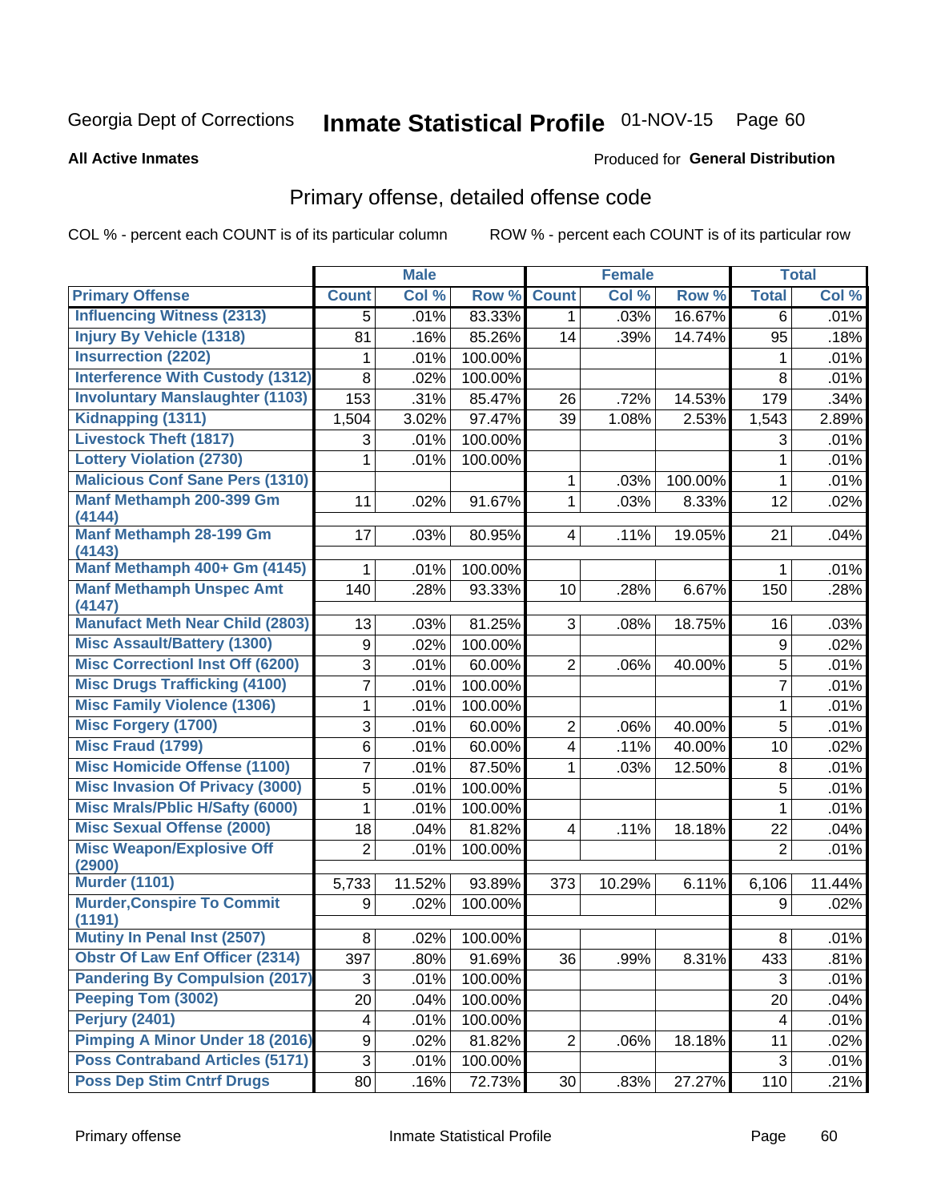Georgia Dept of Corrections **Inmate Statistical Profile** 01-NOV-15

**All Active Inmates**

Produced for **General Distribution**

## Primary offense, detailed offense code

COL % - percent each COUNT is of its particular column    ROW % - percent each COUNT is of its particular row

| | Male | | | Female | | | Total | |
|---|---|---|---|---|---|---|---|---|
| **Primary Offense** | **Count** | **Col %** | **Row %** | **Count** | **Col %** | **Row %** | **Total** | **Col %** |
| Influencing Witness (2313) | 5 | .01% | 83.33% | 1 | .03% | 16.67% | 6 | .01% |
| Injury By Vehicle (1318) | 81 | .16% | 85.26% | 14 | .39% | 14.74% | 95 | .18% |
| Insurrection (2202) | 1 | .01% | 100.00% | | | | 1 | .01% |
| Interference With Custody (1312) | 8 | .02% | 100.00% | | | | 8 | .01% |
| Involuntary Manslaughter (1103) | 153 | .31% | 85.47% | 26 | .72% | 14.53% | 179 | .34% |
| Kidnapping (1311) | 1,504 | 3.02% | 97.47% | 39 | 1.08% | 2.53% | 1,543 | 2.89% |
| Livestock Theft (1817) | 3 | .01% | 100.00% | | | | 3 | .01% |
| Lottery Violation (2730) | 1 | .01% | 100.00% | | | | 1 | .01% |
| Malicious Conf Sane Pers (1310) | | | | 1 | .03% | 100.00% | 1 | .01% |
| Manf Methamph 200-399 Gm (4144) | 11 | .02% | 91.67% | 1 | .03% | 8.33% | 12 | .02% |
| Manf Methamph 28-199 Gm (4143) | 17 | .03% | 80.95% | 4 | .11% | 19.05% | 21 | .04% |
| Manf Methamph 400+ Gm (4145) | 1 | .01% | 100.00% | | | | 1 | .01% |
| Manf Methamph Unspec Amt (4147) | 140 | .28% | 93.33% | 10 | .28% | 6.67% | 150 | .28% |
| Manufact Meth Near Child (2803) | 13 | .03% | 81.25% | 3 | .08% | 18.75% | 16 | .03% |
| Misc Assault/Battery (1300) | 9 | .02% | 100.00% | | | | 9 | .02% |
| Misc Correctionl Inst Off (6200) | 3 | .01% | 60.00% | 2 | .06% | 40.00% | 5 | .01% |
| Misc Drugs Trafficking (4100) | 7 | .01% | 100.00% | | | | 7 | .01% |
| Misc Family Violence (1306) | 1 | .01% | 100.00% | | | | 1 | .01% |
| Misc Forgery (1700) | 3 | .01% | 60.00% | 2 | .06% | 40.00% | 5 | .01% |
| Misc Fraud (1799) | 6 | .01% | 60.00% | 4 | .11% | 40.00% | 10 | .02% |
| Misc Homicide Offense (1100) | 7 | .01% | 87.50% | 1 | .03% | 12.50% | 8 | .01% |
| Misc Invasion Of Privacy (3000) | 5 | .01% | 100.00% | | | | 5 | .01% |
| Misc Mrals/Pblic H/Safty (6000) | 1 | .01% | 100.00% | | | | 1 | .01% |
| Misc Sexual Offense (2000) | 18 | .04% | 81.82% | 4 | .11% | 18.18% | 22 | .04% |
| Misc Weapon/Explosive Off (2900) | 2 | .01% | 100.00% | | | | 2 | .01% |
| Murder (1101) | 5,733 | 11.52% | 93.89% | 373 | 10.29% | 6.11% | 6,106 | 11.44% |
| Murder,Conspire To Commit (1191) | 9 | .02% | 100.00% | | | | 9 | .02% |
| Mutiny In Penal Inst (2507) | 8 | .02% | 100.00% | | | | 8 | .01% |
| Obstr Of Law Enf Officer (2314) | 397 | .80% | 91.69% | 36 | .99% | 8.31% | 433 | .81% |
| Pandering By Compulsion (2017) | 3 | .01% | 100.00% | | | | 3 | .01% |
| Peeping Tom (3002) | 20 | .04% | 100.00% | | | | 20 | .04% |
| Perjury (2401) | 4 | .01% | 100.00% | | | | 4 | .01% |
| Pimping A Minor Under 18 (2016) | 9 | .02% | 81.82% | 2 | .06% | 18.18% | 11 | .02% |
| Poss Contraband Articles (5171) | 3 | .01% | 100.00% | | | | 3 | .01% |
| Poss Dep Stim Cntrf Drugs | 80 | .16% | 72.73% | 30 | .83% | 27.27% | 110 | .21% |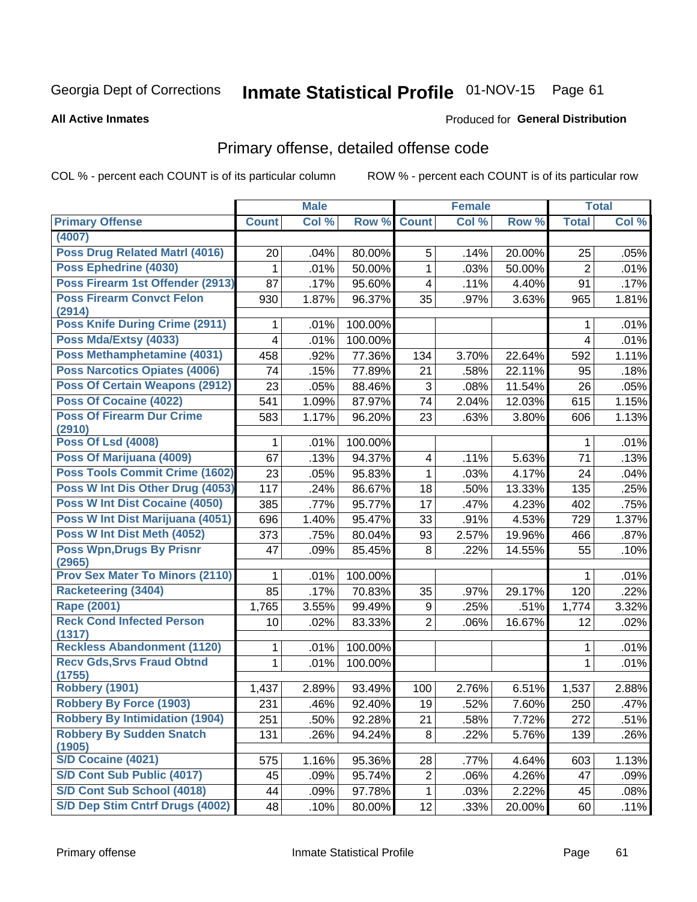Georgia Dept of Corrections **Inmate Statistical Profile** 01-NOV-15

**All Active Inmates**

Produced for **General Distribution**

## Primary offense, detailed offense code

COL % - percent each COUNT is of its particular column    ROW % - percent each COUNT is of its particular row

| | Male | | | Female | | | Total | |
|---|---|---|---|---|---|---|---|---|
| **Primary Offense** | **Count** | **Col %** | **Row %** | **Count** | **Col %** | **Row %** | **Total** | **Col %** |
| (4007) | | | | | | | | |
| Poss Drug Related Matrl (4016) | 20 | .04% | 80.00% | 5 | .14% | 20.00% | 25 | .05% |
| Poss Ephedrine (4030) | 1 | .01% | 50.00% | 1 | .03% | 50.00% | 2 | .01% |
| Poss Firearm 1st Offender (2913) | 87 | .17% | 95.60% | 4 | .11% | 4.40% | 91 | .17% |
| Poss Firearm Convct Felon (2914) | 930 | 1.87% | 96.37% | 35 | .97% | 3.63% | 965 | 1.81% |
| Poss Knife During Crime (2911) | 1 | .01% | 100.00% | | | | 1 | .01% |
| Poss Mda/Extsy (4033) | 4 | .01% | 100.00% | | | | 4 | .01% |
| Poss Methamphetamine (4031) | 458 | .92% | 77.36% | 134 | 3.70% | 22.64% | 592 | 1.11% |
| Poss Narcotics Opiates (4006) | 74 | .15% | 77.89% | 21 | .58% | 22.11% | 95 | .18% |
| Poss Of Certain Weapons (2912) | 23 | .05% | 88.46% | 3 | .08% | 11.54% | 26 | .05% |
| Poss Of Cocaine (4022) | 541 | 1.09% | 87.97% | 74 | 2.04% | 12.03% | 615 | 1.15% |
| Poss Of Firearm Dur Crime (2910) | 583 | 1.17% | 96.20% | 23 | .63% | 3.80% | 606 | 1.13% |
| Poss Of Lsd (4008) | 1 | .01% | 100.00% | | | | 1 | .01% |
| Poss Of Marijuana (4009) | 67 | .13% | 94.37% | 4 | .11% | 5.63% | 71 | .13% |
| Poss Tools Commit Crime (1602) | 23 | .05% | 95.83% | 1 | .03% | 4.17% | 24 | .04% |
| Poss W Int Dis Other Drug (4053) | 117 | .24% | 86.67% | 18 | .50% | 13.33% | 135 | .25% |
| Poss W Int Dist Cocaine (4050) | 385 | .77% | 95.77% | 17 | .47% | 4.23% | 402 | .75% |
| Poss W Int Dist Marijuana (4051) | 696 | 1.40% | 95.47% | 33 | .91% | 4.53% | 729 | 1.37% |
| Poss W Int Dist Meth (4052) | 373 | .75% | 80.04% | 93 | 2.57% | 19.96% | 466 | .87% |
| Poss Wpn,Drugs By Prisnr (2965) | 47 | .09% | 85.45% | 8 | .22% | 14.55% | 55 | .10% |
| Prov Sex Mater To Minors (2110) | 1 | .01% | 100.00% | | | | 1 | .01% |
| Racketeering (3404) | 85 | .17% | 70.83% | 35 | .97% | 29.17% | 120 | .22% |
| Rape (2001) | 1,765 | 3.55% | 99.49% | 9 | .25% | .51% | 1,774 | 3.32% |
| Reck Cond Infected Person (1317) | 10 | .02% | 83.33% | 2 | .06% | 16.67% | 12 | .02% |
| Reckless Abandonment (1120) | 1 | .01% | 100.00% | | | | 1 | .01% |
| Recv Gds,Srvs Fraud Obtnd (1755) | 1 | .01% | 100.00% | | | | 1 | .01% |
| Robbery (1901) | 1,437 | 2.89% | 93.49% | 100 | 2.76% | 6.51% | 1,537 | 2.88% |
| Robbery By Force (1903) | 231 | .46% | 92.40% | 19 | .52% | 7.60% | 250 | .47% |
| Robbery By Intimidation (1904) | 251 | .50% | 92.28% | 21 | .58% | 7.72% | 272 | .51% |
| Robbery By Sudden Snatch (1905) | 131 | .26% | 94.24% | 8 | .22% | 5.76% | 139 | .26% |
| S/D Cocaine (4021) | 575 | 1.16% | 95.36% | 28 | .77% | 4.64% | 603 | 1.13% |
| S/D Cont Sub Public (4017) | 45 | .09% | 95.74% | 2 | .06% | 4.26% | 47 | .09% |
| S/D Cont Sub School (4018) | 44 | .09% | 97.78% | 1 | .03% | 2.22% | 45 | .08% |
| S/D Dep Stim Cntrf Drugs (4002) | 48 | .10% | 80.00% | 12 | .33% | 20.00% | 60 | .11% |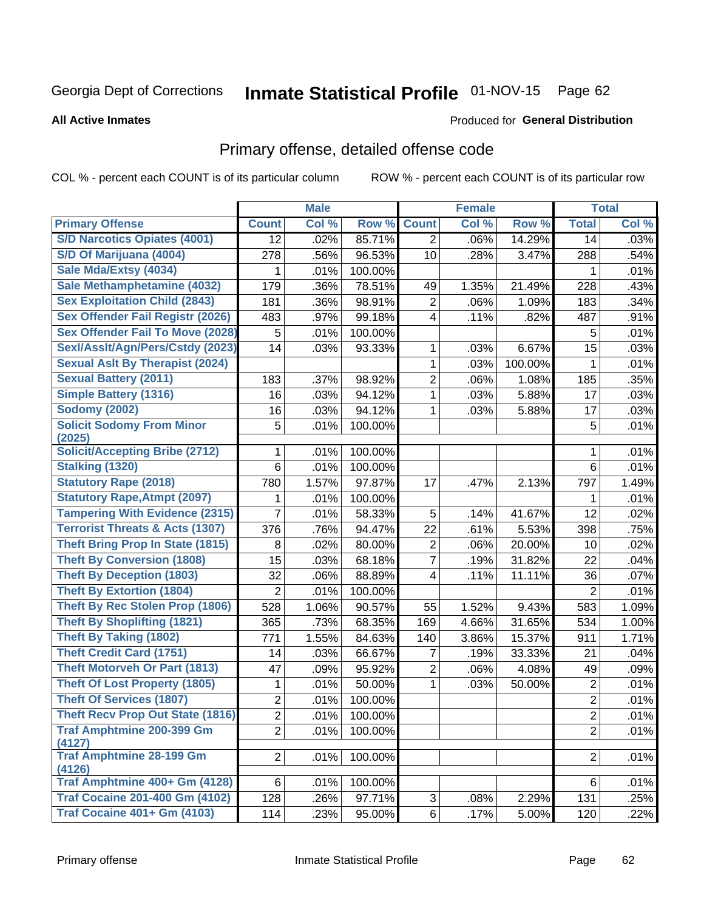Georgia Dept of Corrections **Inmate Statistical Profile** 01-NOV-15

**All Active Inmates**

Produced for **General Distribution**

## Primary offense, detailed offense code

COL % - percent each COUNT is of its particular column    ROW % - percent each COUNT is of its particular row

| | Male | | | Female | | | Total | |
|---|---|---|---|---|---|---|---|---|
| **Primary Offense** | **Count** | **Col %** | **Row %** | **Count** | **Col %** | **Row %** | **Total** | **Col %** |
| S/D Narcotics Opiates (4001) | 12 | .02% | 85.71% | 2 | .06% | 14.29% | 14 | .03% |
| S/D Of Marijuana (4004) | 278 | .56% | 96.53% | 10 | .28% | 3.47% | 288 | .54% |
| Sale Mda/Extsy (4034) | 1 | .01% | 100.00% | | | | 1 | .01% |
| Sale Methamphetamine (4032) | 179 | .36% | 78.51% | 49 | 1.35% | 21.49% | 228 | .43% |
| Sex Exploitation Child (2843) | 181 | .36% | 98.91% | 2 | .06% | 1.09% | 183 | .34% |
| Sex Offender Fail Registr (2026) | 483 | .97% | 99.18% | 4 | .11% | .82% | 487 | .91% |
| Sex Offender Fail To Move (2028) | 5 | .01% | 100.00% | | | | 5 | .01% |
| Sexl/Asslt/Agn/Pers/Cstdy (2023) | 14 | .03% | 93.33% | 1 | .03% | 6.67% | 15 | .03% |
| Sexual Aslt By Therapist (2024) | | | | 1 | .03% | 100.00% | 1 | .01% |
| Sexual Battery (2011) | 183 | .37% | 98.92% | 2 | .06% | 1.08% | 185 | .35% |
| Simple Battery (1316) | 16 | .03% | 94.12% | 1 | .03% | 5.88% | 17 | .03% |
| Sodomy (2002) | 16 | .03% | 94.12% | 1 | .03% | 5.88% | 17 | .03% |
| Solicit Sodomy From Minor (2025) | 5 | .01% | 100.00% | | | | 5 | .01% |
| Solicit/Accepting Bribe (2712) | 1 | .01% | 100.00% | | | | 1 | .01% |
| Stalking (1320) | 6 | .01% | 100.00% | | | | 6 | .01% |
| Statutory Rape (2018) | 780 | 1.57% | 97.87% | 17 | .47% | 2.13% | 797 | 1.49% |
| Statutory Rape,Atmpt (2097) | 1 | .01% | 100.00% | | | | 1 | .01% |
| Tampering With Evidence (2315) | 7 | .01% | 58.33% | 5 | .14% | 41.67% | 12 | .02% |
| Terrorist Threats & Acts (1307) | 376 | .76% | 94.47% | 22 | .61% | 5.53% | 398 | .75% |
| Theft Bring Prop In State (1815) | 8 | .02% | 80.00% | 2 | .06% | 20.00% | 10 | .02% |
| Theft By Conversion (1808) | 15 | .03% | 68.18% | 7 | .19% | 31.82% | 22 | .04% |
| Theft By Deception (1803) | 32 | .06% | 88.89% | 4 | .11% | 11.11% | 36 | .07% |
| Theft By Extortion (1804) | 2 | .01% | 100.00% | | | | 2 | .01% |
| Theft By Rec Stolen Prop (1806) | 528 | 1.06% | 90.57% | 55 | 1.52% | 9.43% | 583 | 1.09% |
| Theft By Shoplifting (1821) | 365 | .73% | 68.35% | 169 | 4.66% | 31.65% | 534 | 1.00% |
| Theft By Taking (1802) | 771 | 1.55% | 84.63% | 140 | 3.86% | 15.37% | 911 | 1.71% |
| Theft Credit Card (1751) | 14 | .03% | 66.67% | 7 | .19% | 33.33% | 21 | .04% |
| Theft Motorveh Or Part (1813) | 47 | .09% | 95.92% | 2 | .06% | 4.08% | 49 | .09% |
| Theft Of Lost Property (1805) | 1 | .01% | 50.00% | 1 | .03% | 50.00% | 2 | .01% |
| Theft Of Services (1807) | 2 | .01% | 100.00% | | | | 2 | .01% |
| Theft Recv Prop Out State (1816) | 2 | .01% | 100.00% | | | | 2 | .01% |
| Traf Amphtmine 200-399 Gm (4127) | 2 | .01% | 100.00% | | | | 2 | .01% |
| Traf Amphtmine 28-199 Gm (4126) | 2 | .01% | 100.00% | | | | 2 | .01% |
| Traf Amphtmine 400+ Gm (4128) | 6 | .01% | 100.00% | | | | 6 | .01% |
| Traf Cocaine 201-400 Gm (4102) | 128 | .26% | 97.71% | 3 | .08% | 2.29% | 131 | .25% |
| Traf Cocaine 401+ Gm (4103) | 114 | .23% | 95.00% | 6 | .17% | 5.00% | 120 | .22% |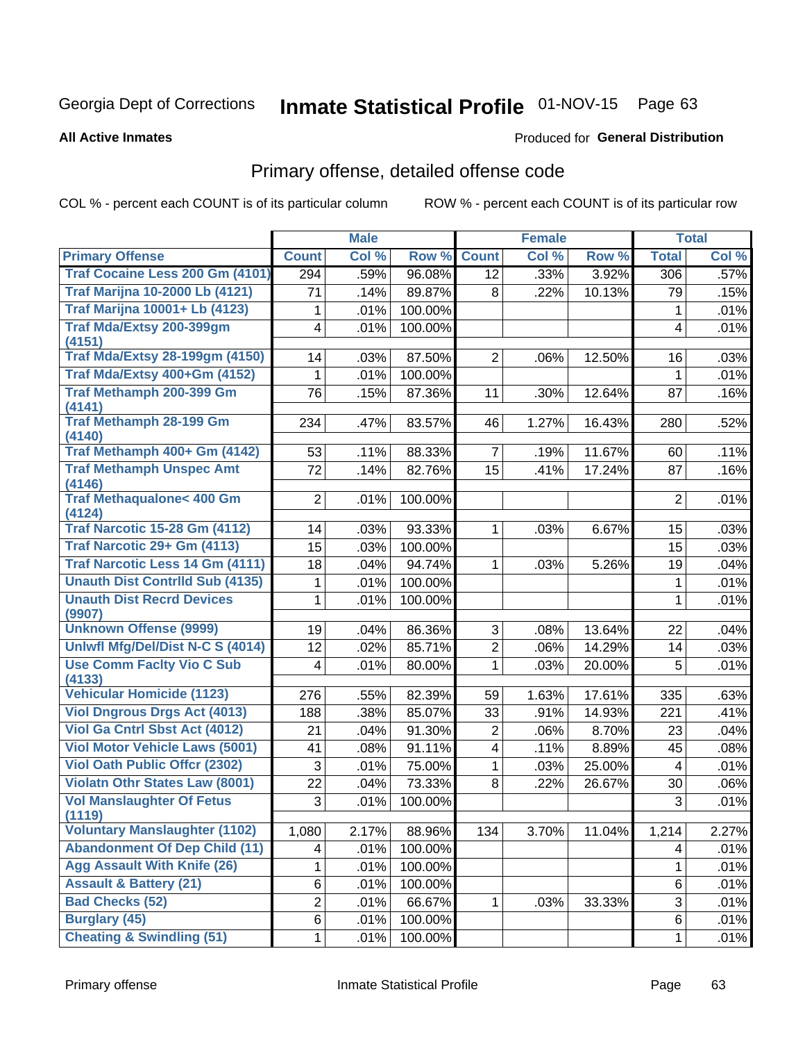Georgia Dept of Corrections **Inmate Statistical Profile** 01-NOV-15 Page 63

**All Active Inmates**

Produced for **General Distribution**

## Primary offense, detailed offense code

COL % - percent each COUNT is of its particular column ROW % - percent each COUNT is of its particular row

| | Male | | | Female | | | Total | |
|---|---|---|---|---|---|---|---|---|
| **Primary Offense** | **Count** | **Col %** | **Row %** | **Count** | **Col %** | **Row %** | **Total** | **Col %** |
| Traf Cocaine Less 200 Gm (4101) | 294 | .59% | 96.08% | 12 | .33% | 3.92% | 306 | .57% |
| Traf Marijna 10-2000 Lb (4121) | 71 | .14% | 89.87% | 8 | .22% | 10.13% | 79 | .15% |
| Traf Marijna 10001+ Lb (4123) | 1 | .01% | 100.00% | | | | 1 | .01% |
| Traf Mda/Extsy 200-399gm (4151) | 4 | .01% | 100.00% | | | | 4 | .01% |
| Traf Mda/Extsy 28-199gm (4150) | 14 | .03% | 87.50% | 2 | .06% | 12.50% | 16 | .03% |
| Traf Mda/Extsy 400+Gm (4152) | 1 | .01% | 100.00% | | | | 1 | .01% |
| Traf Methamph 200-399 Gm (4141) | 76 | .15% | 87.36% | 11 | .30% | 12.64% | 87 | .16% |
| Traf Methamph 28-199 Gm (4140) | 234 | .47% | 83.57% | 46 | 1.27% | 16.43% | 280 | .52% |
| Traf Methamph 400+ Gm (4142) | 53 | .11% | 88.33% | 7 | .19% | 11.67% | 60 | .11% |
| Traf Methamph Unspec Amt (4146) | 72 | .14% | 82.76% | 15 | .41% | 17.24% | 87 | .16% |
| Traf Methaqualone< 400 Gm (4124) | 2 | .01% | 100.00% | | | | 2 | .01% |
| Traf Narcotic 15-28 Gm (4112) | 14 | .03% | 93.33% | 1 | .03% | 6.67% | 15 | .03% |
| Traf Narcotic 29+ Gm (4113) | 15 | .03% | 100.00% | | | | 15 | .03% |
| Traf Narcotic Less 14 Gm (4111) | 18 | .04% | 94.74% | 1 | .03% | 5.26% | 19 | .04% |
| Unauth Dist Contrlld Sub (4135) | 1 | .01% | 100.00% | | | | 1 | .01% |
| Unauth Dist Recrd Devices (9907) | 1 | .01% | 100.00% | | | | 1 | .01% |
| Unknown Offense (9999) | 19 | .04% | 86.36% | 3 | .08% | 13.64% | 22 | .04% |
| Unlwfl Mfg/Del/Dist N-C S (4014) | 12 | .02% | 85.71% | 2 | .06% | 14.29% | 14 | .03% |
| Use Comm Faclty Vio C Sub (4133) | 4 | .01% | 80.00% | 1 | .03% | 20.00% | 5 | .01% |
| Vehicular Homicide (1123) | 276 | .55% | 82.39% | 59 | 1.63% | 17.61% | 335 | .63% |
| Viol Dngrous Drgs Act (4013) | 188 | .38% | 85.07% | 33 | .91% | 14.93% | 221 | .41% |
| Viol Ga Cntrl Sbst Act (4012) | 21 | .04% | 91.30% | 2 | .06% | 8.70% | 23 | .04% |
| Viol Motor Vehicle Laws (5001) | 41 | .08% | 91.11% | 4 | .11% | 8.89% | 45 | .08% |
| Viol Oath Public Offcr (2302) | 3 | .01% | 75.00% | 1 | .03% | 25.00% | 4 | .01% |
| Violatn Othr States Law (8001) | 22 | .04% | 73.33% | 8 | .22% | 26.67% | 30 | .06% |
| Vol Manslaughter Of Fetus (1119) | 3 | .01% | 100.00% | | | | 3 | .01% |
| Voluntary Manslaughter (1102) | 1,080 | 2.17% | 88.96% | 134 | 3.70% | 11.04% | 1,214 | 2.27% |
| Abandonment Of Dep Child (11) | 4 | .01% | 100.00% | | | | 4 | .01% |
| Agg Assault With Knife (26) | 1 | .01% | 100.00% | | | | 1 | .01% |
| Assault & Battery (21) | 6 | .01% | 100.00% | | | | 6 | .01% |
| Bad Checks (52) | 2 | .01% | 66.67% | 1 | .03% | 33.33% | 3 | .01% |
| Burglary (45) | 6 | .01% | 100.00% | | | | 6 | .01% |
| Cheating & Swindling (51) | 1 | .01% | 100.00% | | | | 1 | .01% |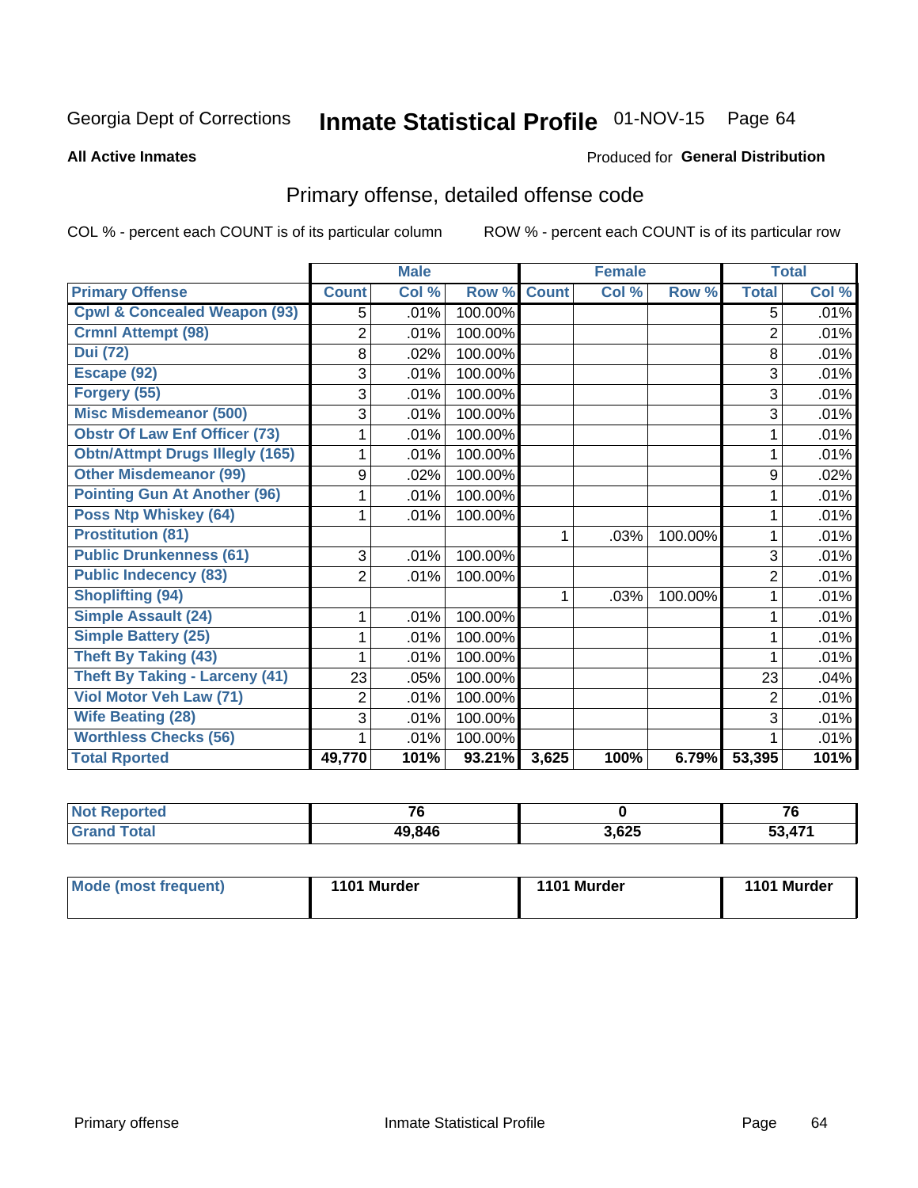Georgia Dept of Corrections **Inmate Statistical Profile** 01-NOV-15

**All Active Inmates**

Produced for **General Distribution**

## Primary offense, detailed offense code

COL % - percent each COUNT is of its particular column

ROW % - percent each COUNT is of its particular row

| | Male | | | Female | | | Total | |
|---|---|---|---|---|---|---|---|---|
| Primary Offense | Count | Col % | Row % | Count | Col % | Row % | Total | Col % |
| Cpwl & Concealed Weapon (93) | 5 | .01% | 100.00% | | | | 5 | .01% |
| Crmnl Attempt (98) | 2 | .01% | 100.00% | | | | 2 | .01% |
| Dui (72) | 8 | .02% | 100.00% | | | | 8 | .01% |
| Escape (92) | 3 | .01% | 100.00% | | | | 3 | .01% |
| Forgery (55) | 3 | .01% | 100.00% | | | | 3 | .01% |
| Misc Misdemeanor (500) | 3 | .01% | 100.00% | | | | 3 | .01% |
| Obstr Of Law Enf Officer (73) | 1 | .01% | 100.00% | | | | 1 | .01% |
| Obtn/Attmpt Drugs Illegly (165) | 1 | .01% | 100.00% | | | | 1 | .01% |
| Other Misdemeanor (99) | 9 | .02% | 100.00% | | | | 9 | .02% |
| Pointing Gun At Another (96) | 1 | .01% | 100.00% | | | | 1 | .01% |
| Poss Ntp Whiskey (64) | 1 | .01% | 100.00% | | | | 1 | .01% |
| Prostitution (81) | | | | 1 | .03% | 100.00% | 1 | .01% |
| Public Drunkenness (61) | 3 | .01% | 100.00% | | | | 3 | .01% |
| Public Indecency (83) | 2 | .01% | 100.00% | | | | 2 | .01% |
| Shoplifting (94) | | | | 1 | .03% | 100.00% | 1 | .01% |
| Simple Assault (24) | 1 | .01% | 100.00% | | | | 1 | .01% |
| Simple Battery (25) | 1 | .01% | 100.00% | | | | 1 | .01% |
| Theft By Taking (43) | 1 | .01% | 100.00% | | | | 1 | .01% |
| Theft By Taking - Larceny (41) | 23 | .05% | 100.00% | | | | 23 | .04% |
| Viol Motor Veh Law (71) | 2 | .01% | 100.00% | | | | 2 | .01% |
| Wife Beating (28) | 3 | .01% | 100.00% | | | | 3 | .01% |
| Worthless Checks (56) | 1 | .01% | 100.00% | | | | 1 | .01% |
| Total Rported | 49,770 | 101% | 93.21% | 3,625 | 100% | 6.79% | 53,395 | 101% |

| | Male | Female | Total |
|---|---|---|---|
| Not Reported | 76 | 0 | 76 |
| Grand Total | 49,846 | 3,625 | 53,471 |

| | Male | Female | Total |
|---|---|---|---|
| Mode (most frequent) | 1101 Murder | 1101 Murder | 1101 Murder |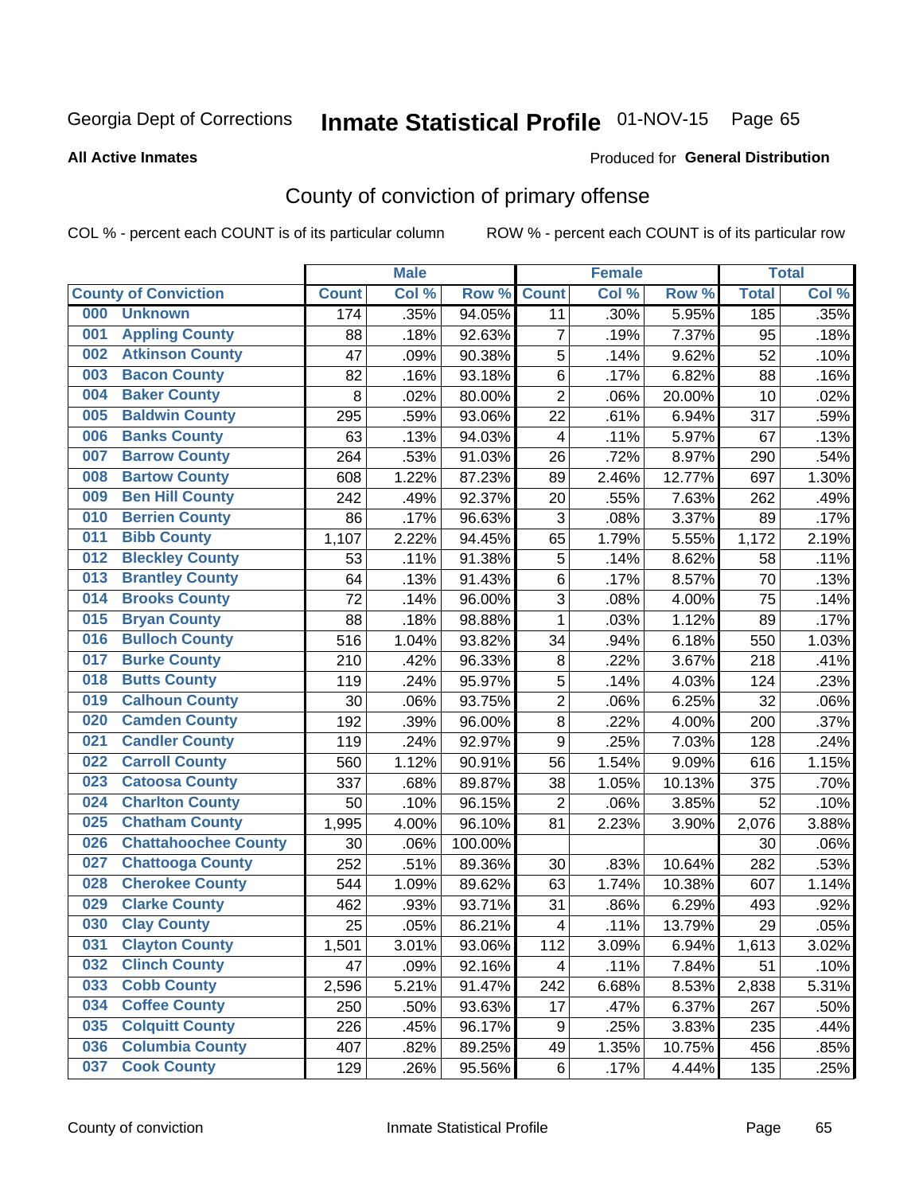Georgia Dept of Corrections **Inmate Statistical Profile** 01-NOV-15 Page 65

**All Active Inmates**

Produced for **General Distribution**

## County of conviction of primary offense

COL % - percent each COUNT is of its particular column ROW % - percent each COUNT is of its particular row

| County of Conviction | Male | | | Female | | | Total | |
|---|---|---|---|---|---|---|---|---|
| | Count | Col % | Row % | Count | Col % | Row % | Total | Col % |
| 000 Unknown | 174 | .35% | 94.05% | 11 | .30% | 5.95% | 185 | .35% |
| 001 Appling County | 88 | .18% | 92.63% | 7 | .19% | 7.37% | 95 | .18% |
| 002 Atkinson County | 47 | .09% | 90.38% | 5 | .14% | 9.62% | 52 | .10% |
| 003 Bacon County | 82 | .16% | 93.18% | 6 | .17% | 6.82% | 88 | .16% |
| 004 Baker County | 8 | .02% | 80.00% | 2 | .06% | 20.00% | 10 | .02% |
| 005 Baldwin County | 295 | .59% | 93.06% | 22 | .61% | 6.94% | 317 | .59% |
| 006 Banks County | 63 | .13% | 94.03% | 4 | .11% | 5.97% | 67 | .13% |
| 007 Barrow County | 264 | .53% | 91.03% | 26 | .72% | 8.97% | 290 | .54% |
| 008 Bartow County | 608 | 1.22% | 87.23% | 89 | 2.46% | 12.77% | 697 | 1.30% |
| 009 Ben Hill County | 242 | .49% | 92.37% | 20 | .55% | 7.63% | 262 | .49% |
| 010 Berrien County | 86 | .17% | 96.63% | 3 | .08% | 3.37% | 89 | .17% |
| 011 Bibb County | 1,107 | 2.22% | 94.45% | 65 | 1.79% | 5.55% | 1,172 | 2.19% |
| 012 Bleckley County | 53 | .11% | 91.38% | 5 | .14% | 8.62% | 58 | .11% |
| 013 Brantley County | 64 | .13% | 91.43% | 6 | .17% | 8.57% | 70 | .13% |
| 014 Brooks County | 72 | .14% | 96.00% | 3 | .08% | 4.00% | 75 | .14% |
| 015 Bryan County | 88 | .18% | 98.88% | 1 | .03% | 1.12% | 89 | .17% |
| 016 Bulloch County | 516 | 1.04% | 93.82% | 34 | .94% | 6.18% | 550 | 1.03% |
| 017 Burke County | 210 | .42% | 96.33% | 8 | .22% | 3.67% | 218 | .41% |
| 018 Butts County | 119 | .24% | 95.97% | 5 | .14% | 4.03% | 124 | .23% |
| 019 Calhoun County | 30 | .06% | 93.75% | 2 | .06% | 6.25% | 32 | .06% |
| 020 Camden County | 192 | .39% | 96.00% | 8 | .22% | 4.00% | 200 | .37% |
| 021 Candler County | 119 | .24% | 92.97% | 9 | .25% | 7.03% | 128 | .24% |
| 022 Carroll County | 560 | 1.12% | 90.91% | 56 | 1.54% | 9.09% | 616 | 1.15% |
| 023 Catoosa County | 337 | .68% | 89.87% | 38 | 1.05% | 10.13% | 375 | .70% |
| 024 Charlton County | 50 | .10% | 96.15% | 2 | .06% | 3.85% | 52 | .10% |
| 025 Chatham County | 1,995 | 4.00% | 96.10% | 81 | 2.23% | 3.90% | 2,076 | 3.88% |
| 026 Chattahoochee County | 30 | .06% | 100.00% | | | | 30 | .06% |
| 027 Chattooga County | 252 | .51% | 89.36% | 30 | .83% | 10.64% | 282 | .53% |
| 028 Cherokee County | 544 | 1.09% | 89.62% | 63 | 1.74% | 10.38% | 607 | 1.14% |
| 029 Clarke County | 462 | .93% | 93.71% | 31 | .86% | 6.29% | 493 | .92% |
| 030 Clay County | 25 | .05% | 86.21% | 4 | .11% | 13.79% | 29 | .05% |
| 031 Clayton County | 1,501 | 3.01% | 93.06% | 112 | 3.09% | 6.94% | 1,613 | 3.02% |
| 032 Clinch County | 47 | .09% | 92.16% | 4 | .11% | 7.84% | 51 | .10% |
| 033 Cobb County | 2,596 | 5.21% | 91.47% | 242 | 6.68% | 8.53% | 2,838 | 5.31% |
| 034 Coffee County | 250 | .50% | 93.63% | 17 | .47% | 6.37% | 267 | .50% |
| 035 Colquitt County | 226 | .45% | 96.17% | 9 | .25% | 3.83% | 235 | .44% |
| 036 Columbia County | 407 | .82% | 89.25% | 49 | 1.35% | 10.75% | 456 | .85% |
| 037 Cook County | 129 | .26% | 95.56% | 6 | .17% | 4.44% | 135 | .25% |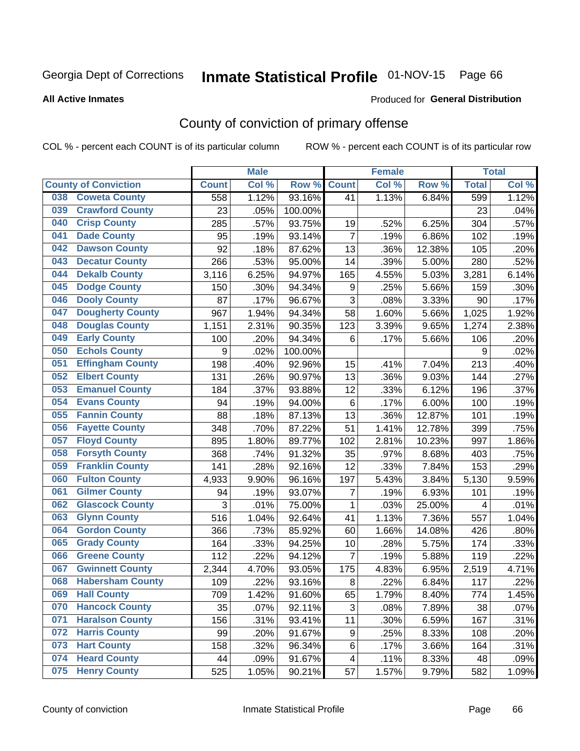Georgia Dept of Corrections **Inmate Statistical Profile** 01-NOV-15 Page 66

**All Active Inmates**

Produced for **General Distribution**

## County of conviction of primary offense

COL % - percent each COUNT is of its particular column ROW % - percent each COUNT is of its particular row

| County of Conviction | Male | | | Female | | | Total | |
|---|---|---|---|---|---|---|---|---|
| | Count | Col % | Row % | Count | Col % | Row % | Total | Col % |
| 038 Coweta County | 558 | 1.12% | 93.16% | 41 | 1.13% | 6.84% | 599 | 1.12% |
| 039 Crawford County | 23 | .05% | 100.00% | | | | 23 | .04% |
| 040 Crisp County | 285 | .57% | 93.75% | 19 | .52% | 6.25% | 304 | .57% |
| 041 Dade County | 95 | .19% | 93.14% | 7 | .19% | 6.86% | 102 | .19% |
| 042 Dawson County | 92 | .18% | 87.62% | 13 | .36% | 12.38% | 105 | .20% |
| 043 Decatur County | 266 | .53% | 95.00% | 14 | .39% | 5.00% | 280 | .52% |
| 044 Dekalb County | 3,116 | 6.25% | 94.97% | 165 | 4.55% | 5.03% | 3,281 | 6.14% |
| 045 Dodge County | 150 | .30% | 94.34% | 9 | .25% | 5.66% | 159 | .30% |
| 046 Dooly County | 87 | .17% | 96.67% | 3 | .08% | 3.33% | 90 | .17% |
| 047 Dougherty County | 967 | 1.94% | 94.34% | 58 | 1.60% | 5.66% | 1,025 | 1.92% |
| 048 Douglas County | 1,151 | 2.31% | 90.35% | 123 | 3.39% | 9.65% | 1,274 | 2.38% |
| 049 Early County | 100 | .20% | 94.34% | 6 | .17% | 5.66% | 106 | .20% |
| 050 Echols County | 9 | .02% | 100.00% | | | | 9 | .02% |
| 051 Effingham County | 198 | .40% | 92.96% | 15 | .41% | 7.04% | 213 | .40% |
| 052 Elbert County | 131 | .26% | 90.97% | 13 | .36% | 9.03% | 144 | .27% |
| 053 Emanuel County | 184 | .37% | 93.88% | 12 | .33% | 6.12% | 196 | .37% |
| 054 Evans County | 94 | .19% | 94.00% | 6 | .17% | 6.00% | 100 | .19% |
| 055 Fannin County | 88 | .18% | 87.13% | 13 | .36% | 12.87% | 101 | .19% |
| 056 Fayette County | 348 | .70% | 87.22% | 51 | 1.41% | 12.78% | 399 | .75% |
| 057 Floyd County | 895 | 1.80% | 89.77% | 102 | 2.81% | 10.23% | 997 | 1.86% |
| 058 Forsyth County | 368 | .74% | 91.32% | 35 | .97% | 8.68% | 403 | .75% |
| 059 Franklin County | 141 | .28% | 92.16% | 12 | .33% | 7.84% | 153 | .29% |
| 060 Fulton County | 4,933 | 9.90% | 96.16% | 197 | 5.43% | 3.84% | 5,130 | 9.59% |
| 061 Gilmer County | 94 | .19% | 93.07% | 7 | .19% | 6.93% | 101 | .19% |
| 062 Glascock County | 3 | .01% | 75.00% | 1 | .03% | 25.00% | 4 | .01% |
| 063 Glynn County | 516 | 1.04% | 92.64% | 41 | 1.13% | 7.36% | 557 | 1.04% |
| 064 Gordon County | 366 | .73% | 85.92% | 60 | 1.66% | 14.08% | 426 | .80% |
| 065 Grady County | 164 | .33% | 94.25% | 10 | .28% | 5.75% | 174 | .33% |
| 066 Greene County | 112 | .22% | 94.12% | 7 | .19% | 5.88% | 119 | .22% |
| 067 Gwinnett County | 2,344 | 4.70% | 93.05% | 175 | 4.83% | 6.95% | 2,519 | 4.71% |
| 068 Habersham County | 109 | .22% | 93.16% | 8 | .22% | 6.84% | 117 | .22% |
| 069 Hall County | 709 | 1.42% | 91.60% | 65 | 1.79% | 8.40% | 774 | 1.45% |
| 070 Hancock County | 35 | .07% | 92.11% | 3 | .08% | 7.89% | 38 | .07% |
| 071 Haralson County | 156 | .31% | 93.41% | 11 | .30% | 6.59% | 167 | .31% |
| 072 Harris County | 99 | .20% | 91.67% | 9 | .25% | 8.33% | 108 | .20% |
| 073 Hart County | 158 | .32% | 96.34% | 6 | .17% | 3.66% | 164 | .31% |
| 074 Heard County | 44 | .09% | 91.67% | 4 | .11% | 8.33% | 48 | .09% |
| 075 Henry County | 525 | 1.05% | 90.21% | 57 | 1.57% | 9.79% | 582 | 1.09% |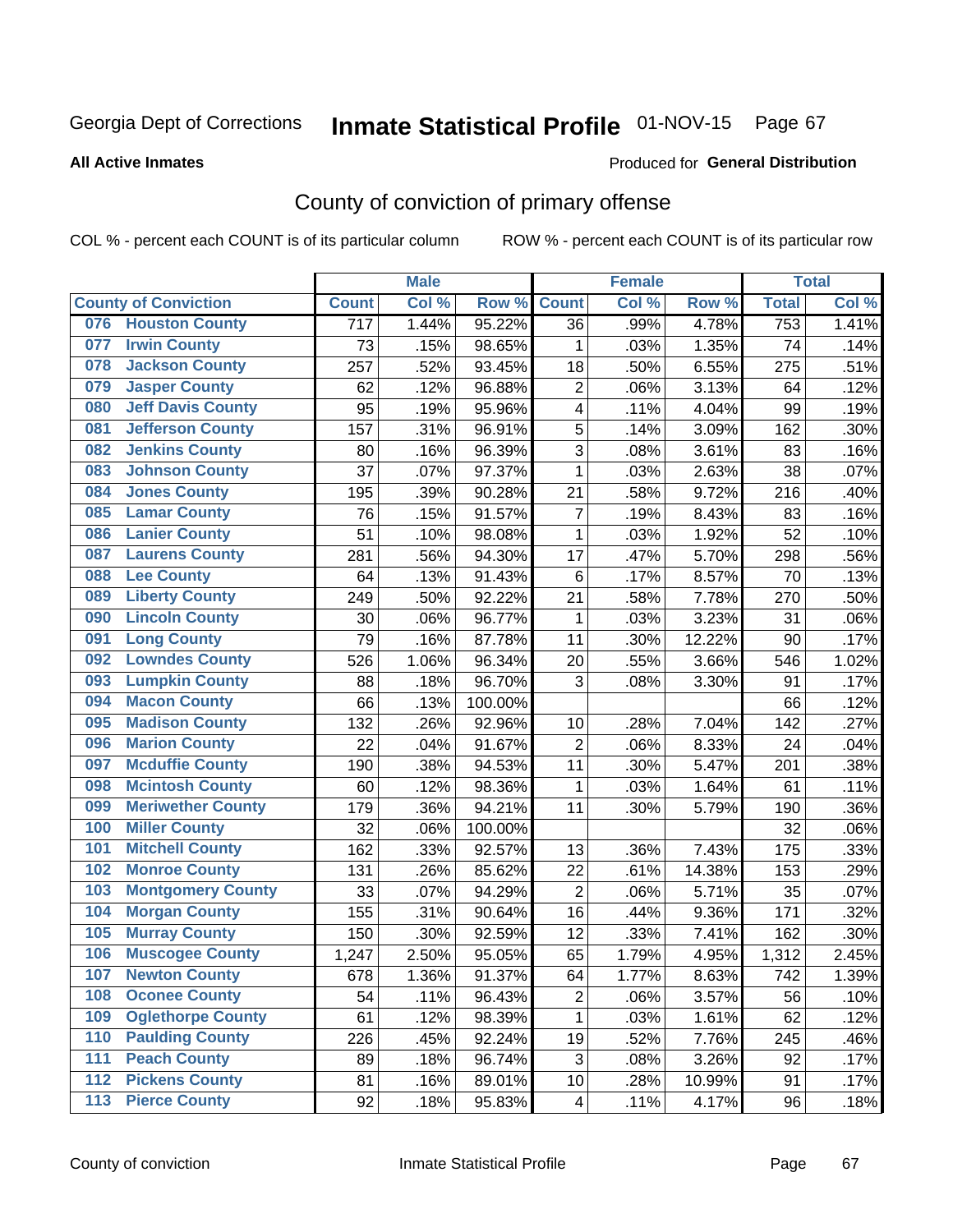Georgia Dept of Corrections **Inmate Statistical Profile** 01-NOV-15 Page 67

**All Active Inmates**

Produced for **General Distribution**

## County of conviction of primary offense

COL % - percent each COUNT is of its particular column

ROW % - percent each COUNT is of its particular row

| County of Conviction | | Male | | | Female | | | Total | |
|---|---|---|---|---|---|---|---|---|---|
| | | Count | Col % | Row % | Count | Col % | Row % | Total | Col % |
| 076 | Houston County | 717 | 1.44% | 95.22% | 36 | .99% | 4.78% | 753 | 1.41% |
| 077 | Irwin County | 73 | .15% | 98.65% | 1 | .03% | 1.35% | 74 | .14% |
| 078 | Jackson County | 257 | .52% | 93.45% | 18 | .50% | 6.55% | 275 | .51% |
| 079 | Jasper County | 62 | .12% | 96.88% | 2 | .06% | 3.13% | 64 | .12% |
| 080 | Jeff Davis County | 95 | .19% | 95.96% | 4 | .11% | 4.04% | 99 | .19% |
| 081 | Jefferson County | 157 | .31% | 96.91% | 5 | .14% | 3.09% | 162 | .30% |
| 082 | Jenkins County | 80 | .16% | 96.39% | 3 | .08% | 3.61% | 83 | .16% |
| 083 | Johnson County | 37 | .07% | 97.37% | 1 | .03% | 2.63% | 38 | .07% |
| 084 | Jones County | 195 | .39% | 90.28% | 21 | .58% | 9.72% | 216 | .40% |
| 085 | Lamar County | 76 | .15% | 91.57% | 7 | .19% | 8.43% | 83 | .16% |
| 086 | Lanier County | 51 | .10% | 98.08% | 1 | .03% | 1.92% | 52 | .10% |
| 087 | Laurens County | 281 | .56% | 94.30% | 17 | .47% | 5.70% | 298 | .56% |
| 088 | Lee County | 64 | .13% | 91.43% | 6 | .17% | 8.57% | 70 | .13% |
| 089 | Liberty County | 249 | .50% | 92.22% | 21 | .58% | 7.78% | 270 | .50% |
| 090 | Lincoln County | 30 | .06% | 96.77% | 1 | .03% | 3.23% | 31 | .06% |
| 091 | Long County | 79 | .16% | 87.78% | 11 | .30% | 12.22% | 90 | .17% |
| 092 | Lowndes County | 526 | 1.06% | 96.34% | 20 | .55% | 3.66% | 546 | 1.02% |
| 093 | Lumpkin County | 88 | .18% | 96.70% | 3 | .08% | 3.30% | 91 | .17% |
| 094 | Macon County | 66 | .13% | 100.00% | | | | 66 | .12% |
| 095 | Madison County | 132 | .26% | 92.96% | 10 | .28% | 7.04% | 142 | .27% |
| 096 | Marion County | 22 | .04% | 91.67% | 2 | .06% | 8.33% | 24 | .04% |
| 097 | Mcduffie County | 190 | .38% | 94.53% | 11 | .30% | 5.47% | 201 | .38% |
| 098 | Mcintosh County | 60 | .12% | 98.36% | 1 | .03% | 1.64% | 61 | .11% |
| 099 | Meriwether County | 179 | .36% | 94.21% | 11 | .30% | 5.79% | 190 | .36% |
| 100 | Miller County | 32 | .06% | 100.00% | | | | 32 | .06% |
| 101 | Mitchell County | 162 | .33% | 92.57% | 13 | .36% | 7.43% | 175 | .33% |
| 102 | Monroe County | 131 | .26% | 85.62% | 22 | .61% | 14.38% | 153 | .29% |
| 103 | Montgomery County | 33 | .07% | 94.29% | 2 | .06% | 5.71% | 35 | .07% |
| 104 | Morgan County | 155 | .31% | 90.64% | 16 | .44% | 9.36% | 171 | .32% |
| 105 | Murray County | 150 | .30% | 92.59% | 12 | .33% | 7.41% | 162 | .30% |
| 106 | Muscogee County | 1,247 | 2.50% | 95.05% | 65 | 1.79% | 4.95% | 1,312 | 2.45% |
| 107 | Newton County | 678 | 1.36% | 91.37% | 64 | 1.77% | 8.63% | 742 | 1.39% |
| 108 | Oconee County | 54 | .11% | 96.43% | 2 | .06% | 3.57% | 56 | .10% |
| 109 | Oglethorpe County | 61 | .12% | 98.39% | 1 | .03% | 1.61% | 62 | .12% |
| 110 | Paulding County | 226 | .45% | 92.24% | 19 | .52% | 7.76% | 245 | .46% |
| 111 | Peach County | 89 | .18% | 96.74% | 3 | .08% | 3.26% | 92 | .17% |
| 112 | Pickens County | 81 | .16% | 89.01% | 10 | .28% | 10.99% | 91 | .17% |
| 113 | Pierce County | 92 | .18% | 95.83% | 4 | .11% | 4.17% | 96 | .18% |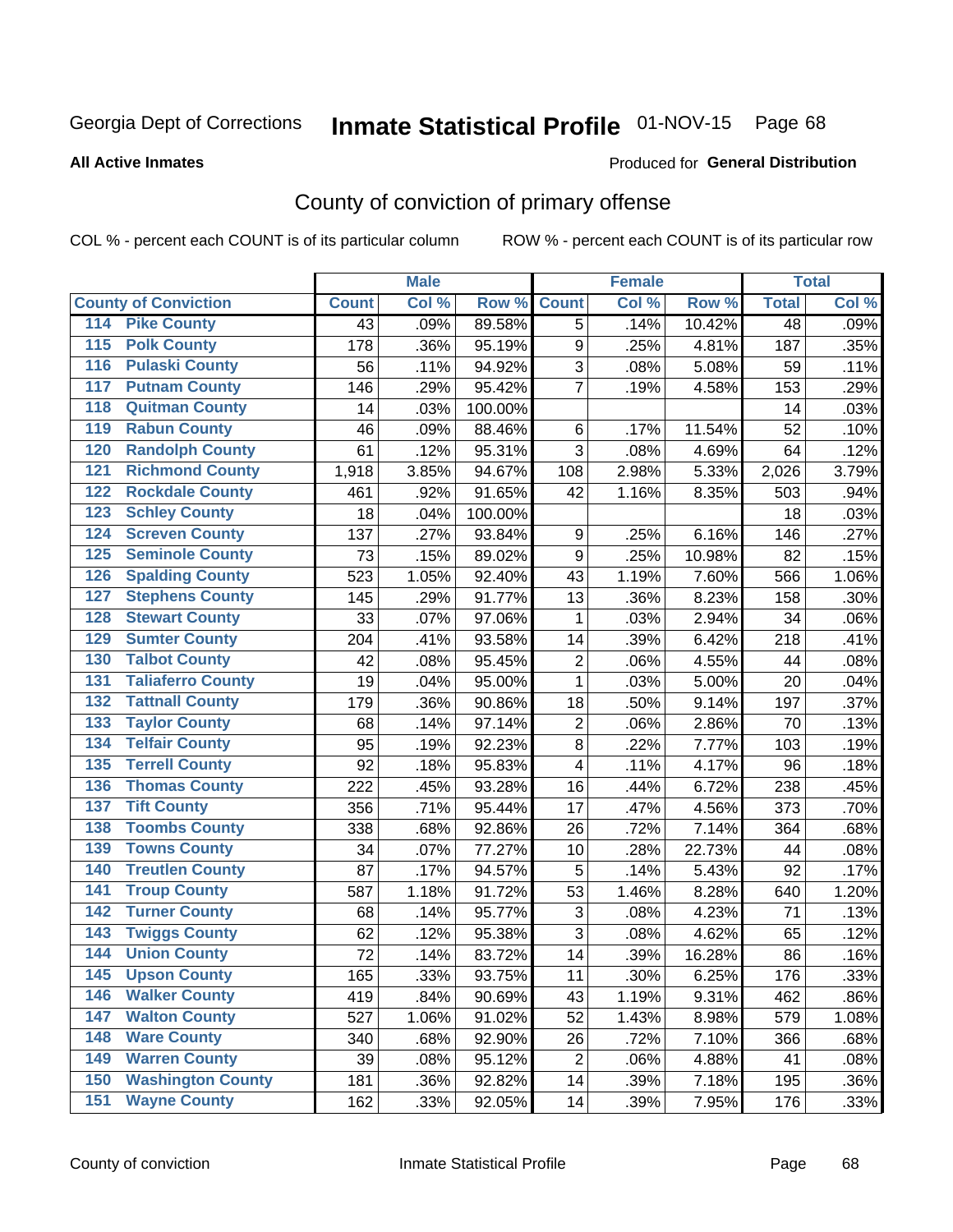Georgia Dept of Corrections **Inmate Statistical Profile** 01-NOV-15 Page 68

**All Active Inmates**

Produced for **General Distribution**

## County of conviction of primary offense

COL % - percent each COUNT is of its particular column ROW % - percent each COUNT is of its particular row

| County of Conviction | Male | | | Female | | | Total | |
|---|---|---|---|---|---|---|---|---|
| | Count | Col % | Row % | Count | Col % | Row % | Total | Col % |
| 114 Pike County | 43 | .09% | 89.58% | 5 | .14% | 10.42% | 48 | .09% |
| 115 Polk County | 178 | .36% | 95.19% | 9 | .25% | 4.81% | 187 | .35% |
| 116 Pulaski County | 56 | .11% | 94.92% | 3 | .08% | 5.08% | 59 | .11% |
| 117 Putnam County | 146 | .29% | 95.42% | 7 | .19% | 4.58% | 153 | .29% |
| 118 Quitman County | 14 | .03% | 100.00% | | | | 14 | .03% |
| 119 Rabun County | 46 | .09% | 88.46% | 6 | .17% | 11.54% | 52 | .10% |
| 120 Randolph County | 61 | .12% | 95.31% | 3 | .08% | 4.69% | 64 | .12% |
| 121 Richmond County | 1,918 | 3.85% | 94.67% | 108 | 2.98% | 5.33% | 2,026 | 3.79% |
| 122 Rockdale County | 461 | .92% | 91.65% | 42 | 1.16% | 8.35% | 503 | .94% |
| 123 Schley County | 18 | .04% | 100.00% | | | | 18 | .03% |
| 124 Screven County | 137 | .27% | 93.84% | 9 | .25% | 6.16% | 146 | .27% |
| 125 Seminole County | 73 | .15% | 89.02% | 9 | .25% | 10.98% | 82 | .15% |
| 126 Spalding County | 523 | 1.05% | 92.40% | 43 | 1.19% | 7.60% | 566 | 1.06% |
| 127 Stephens County | 145 | .29% | 91.77% | 13 | .36% | 8.23% | 158 | .30% |
| 128 Stewart County | 33 | .07% | 97.06% | 1 | .03% | 2.94% | 34 | .06% |
| 129 Sumter County | 204 | .41% | 93.58% | 14 | .39% | 6.42% | 218 | .41% |
| 130 Talbot County | 42 | .08% | 95.45% | 2 | .06% | 4.55% | 44 | .08% |
| 131 Taliaferro County | 19 | .04% | 95.00% | 1 | .03% | 5.00% | 20 | .04% |
| 132 Tattnall County | 179 | .36% | 90.86% | 18 | .50% | 9.14% | 197 | .37% |
| 133 Taylor County | 68 | .14% | 97.14% | 2 | .06% | 2.86% | 70 | .13% |
| 134 Telfair County | 95 | .19% | 92.23% | 8 | .22% | 7.77% | 103 | .19% |
| 135 Terrell County | 92 | .18% | 95.83% | 4 | .11% | 4.17% | 96 | .18% |
| 136 Thomas County | 222 | .45% | 93.28% | 16 | .44% | 6.72% | 238 | .45% |
| 137 Tift County | 356 | .71% | 95.44% | 17 | .47% | 4.56% | 373 | .70% |
| 138 Toombs County | 338 | .68% | 92.86% | 26 | .72% | 7.14% | 364 | .68% |
| 139 Towns County | 34 | .07% | 77.27% | 10 | .28% | 22.73% | 44 | .08% |
| 140 Treutlen County | 87 | .17% | 94.57% | 5 | .14% | 5.43% | 92 | .17% |
| 141 Troup County | 587 | 1.18% | 91.72% | 53 | 1.46% | 8.28% | 640 | 1.20% |
| 142 Turner County | 68 | .14% | 95.77% | 3 | .08% | 4.23% | 71 | .13% |
| 143 Twiggs County | 62 | .12% | 95.38% | 3 | .08% | 4.62% | 65 | .12% |
| 144 Union County | 72 | .14% | 83.72% | 14 | .39% | 16.28% | 86 | .16% |
| 145 Upson County | 165 | .33% | 93.75% | 11 | .30% | 6.25% | 176 | .33% |
| 146 Walker County | 419 | .84% | 90.69% | 43 | 1.19% | 9.31% | 462 | .86% |
| 147 Walton County | 527 | 1.06% | 91.02% | 52 | 1.43% | 8.98% | 579 | 1.08% |
| 148 Ware County | 340 | .68% | 92.90% | 26 | .72% | 7.10% | 366 | .68% |
| 149 Warren County | 39 | .08% | 95.12% | 2 | .06% | 4.88% | 41 | .08% |
| 150 Washington County | 181 | .36% | 92.82% | 14 | .39% | 7.18% | 195 | .36% |
| 151 Wayne County | 162 | .33% | 92.05% | 14 | .39% | 7.95% | 176 | .33% |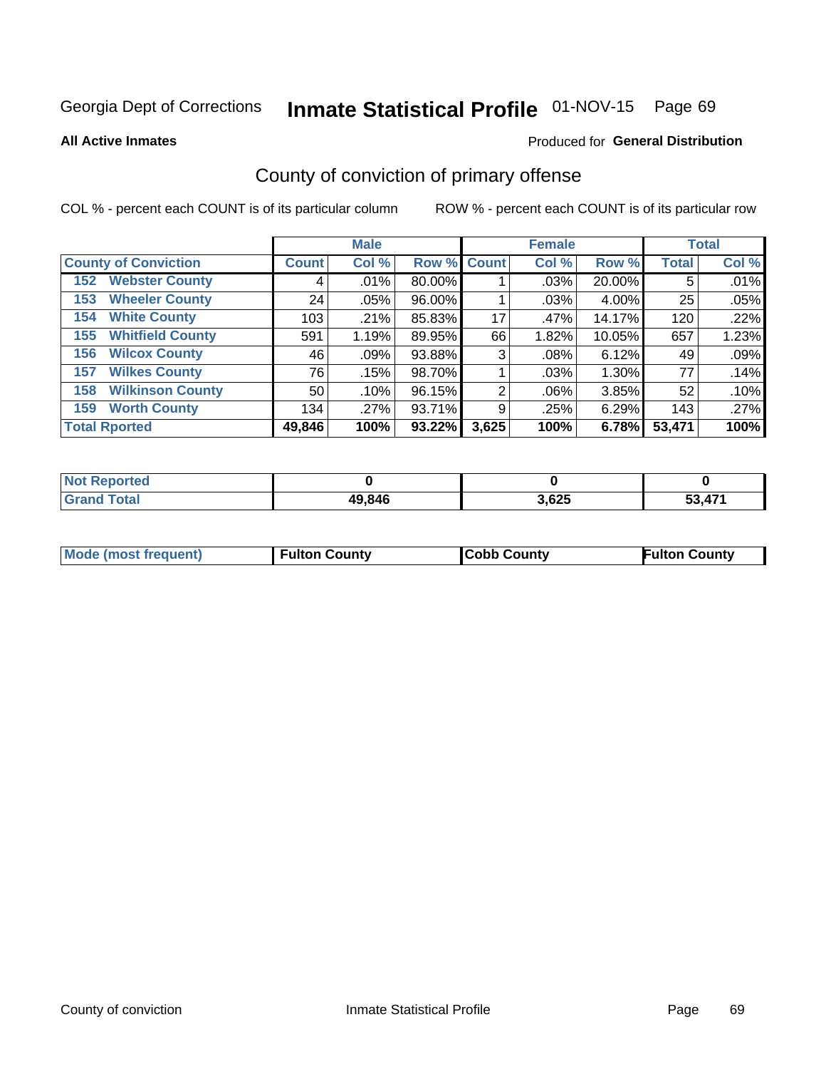Georgia Dept of Corrections **Inmate Statistical Profile** 01-NOV-15

**All Active Inmates**

Produced for **General Distribution**

## County of conviction of primary offense

COL % - percent each COUNT is of its particular column

ROW % - percent each COUNT is of its particular row

| County of Conviction | Male | | | Female | | | Total | |
|---|---|---|---|---|---|---|---|---|
| | Count | Col % | Row % | Count | Col % | Row % | Total | Col % |
| 152 Webster County | 4 | .01% | 80.00% | 1 | .03% | 20.00% | 5 | .01% |
| 153 Wheeler County | 24 | .05% | 96.00% | 1 | .03% | 4.00% | 25 | .05% |
| 154 White County | 103 | .21% | 85.83% | 17 | .47% | 14.17% | 120 | .22% |
| 155 Whitfield County | 591 | 1.19% | 89.95% | 66 | 1.82% | 10.05% | 657 | 1.23% |
| 156 Wilcox County | 46 | .09% | 93.88% | 3 | .08% | 6.12% | 49 | .09% |
| 157 Wilkes County | 76 | .15% | 98.70% | 1 | .03% | 1.30% | 77 | .14% |
| 158 Wilkinson County | 50 | .10% | 96.15% | 2 | .06% | 3.85% | 52 | .10% |
| 159 Worth County | 134 | .27% | 93.71% | 9 | .25% | 6.29% | 143 | .27% |
| **Total Rported** | **49,846** | **100%** | **93.22%** | **3,625** | **100%** | **6.78%** | **53,471** | **100%** |

| | Male | Female | Total |
|---|---|---|---|
| Not Reported | 0 | 0 | 0 |
| Grand Total | 49,846 | 3,625 | 53,471 |

| | Male | Female | Total |
|---|---|---|---|
| Mode (most frequent) | Fulton County | Cobb County | Fulton County |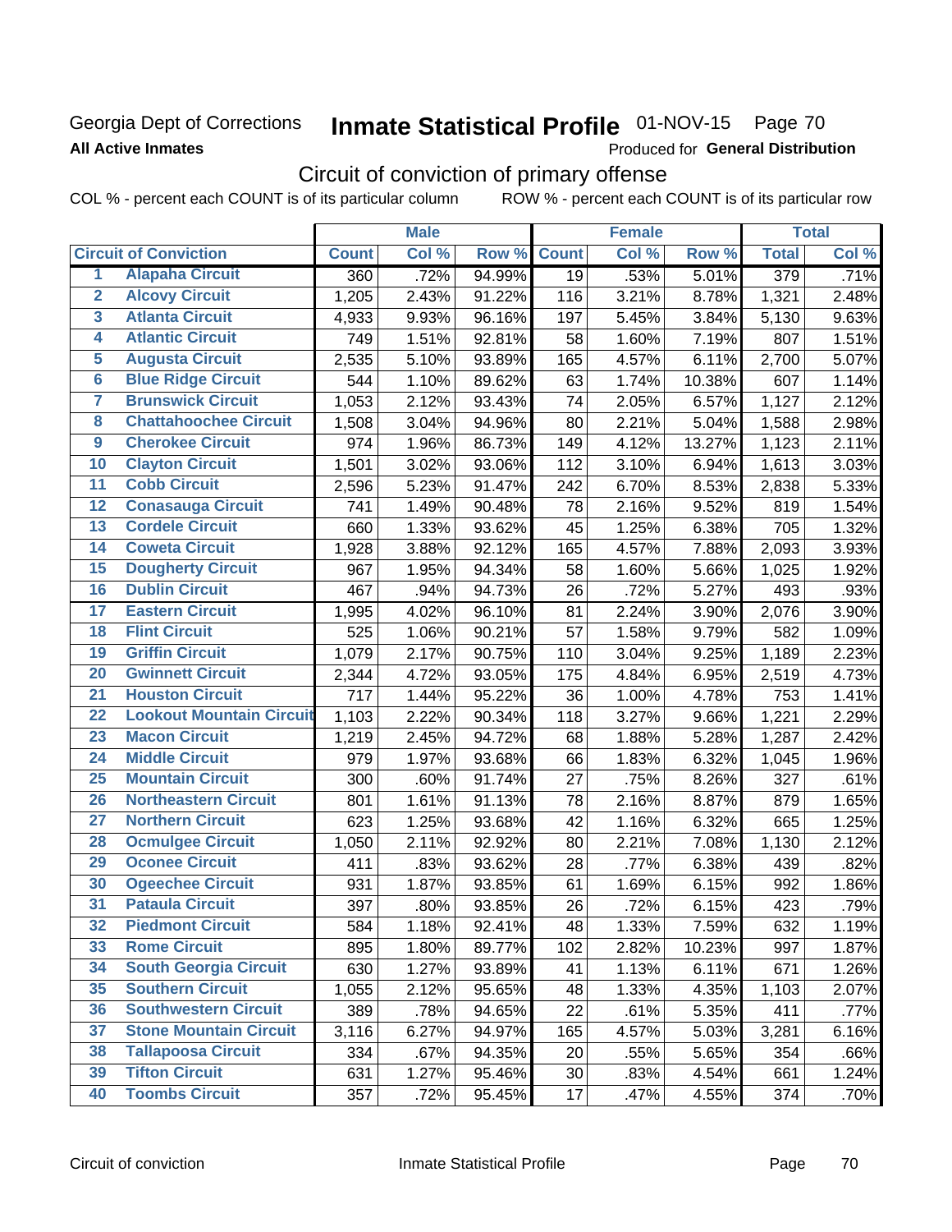Georgia Dept of Corrections
**All Active Inmates**

# Inmate Statistical Profile 01-NOV-15 Page 70

Produced for **General Distribution**

## Circuit of conviction of primary offense

COL % - percent each COUNT is of its particular column ROW % - percent each COUNT is of its particular row

| | | Male | | | Female | | | Total | |
|---|---|---|---|---|---|---|---|---|---|
| **Circuit of Conviction** | | **Count** | **Col %** | **Row %** | **Count** | **Col %** | **Row %** | **Total** | **Col %** |
| 1 | Alapaha Circuit | 360 | .72% | 94.99% | 19 | .53% | 5.01% | 379 | .71% |
| 2 | Alcovy Circuit | 1,205 | 2.43% | 91.22% | 116 | 3.21% | 8.78% | 1,321 | 2.48% |
| 3 | Atlanta Circuit | 4,933 | 9.93% | 96.16% | 197 | 5.45% | 3.84% | 5,130 | 9.63% |
| 4 | Atlantic Circuit | 749 | 1.51% | 92.81% | 58 | 1.60% | 7.19% | 807 | 1.51% |
| 5 | Augusta Circuit | 2,535 | 5.10% | 93.89% | 165 | 4.57% | 6.11% | 2,700 | 5.07% |
| 6 | Blue Ridge Circuit | 544 | 1.10% | 89.62% | 63 | 1.74% | 10.38% | 607 | 1.14% |
| 7 | Brunswick Circuit | 1,053 | 2.12% | 93.43% | 74 | 2.05% | 6.57% | 1,127 | 2.12% |
| 8 | Chattahoochee Circuit | 1,508 | 3.04% | 94.96% | 80 | 2.21% | 5.04% | 1,588 | 2.98% |
| 9 | Cherokee Circuit | 974 | 1.96% | 86.73% | 149 | 4.12% | 13.27% | 1,123 | 2.11% |
| 10 | Clayton Circuit | 1,501 | 3.02% | 93.06% | 112 | 3.10% | 6.94% | 1,613 | 3.03% |
| 11 | Cobb Circuit | 2,596 | 5.23% | 91.47% | 242 | 6.70% | 8.53% | 2,838 | 5.33% |
| 12 | Conasauga Circuit | 741 | 1.49% | 90.48% | 78 | 2.16% | 9.52% | 819 | 1.54% |
| 13 | Cordele Circuit | 660 | 1.33% | 93.62% | 45 | 1.25% | 6.38% | 705 | 1.32% |
| 14 | Coweta Circuit | 1,928 | 3.88% | 92.12% | 165 | 4.57% | 7.88% | 2,093 | 3.93% |
| 15 | Dougherty Circuit | 967 | 1.95% | 94.34% | 58 | 1.60% | 5.66% | 1,025 | 1.92% |
| 16 | Dublin Circuit | 467 | .94% | 94.73% | 26 | .72% | 5.27% | 493 | .93% |
| 17 | Eastern Circuit | 1,995 | 4.02% | 96.10% | 81 | 2.24% | 3.90% | 2,076 | 3.90% |
| 18 | Flint Circuit | 525 | 1.06% | 90.21% | 57 | 1.58% | 9.79% | 582 | 1.09% |
| 19 | Griffin Circuit | 1,079 | 2.17% | 90.75% | 110 | 3.04% | 9.25% | 1,189 | 2.23% |
| 20 | Gwinnett Circuit | 2,344 | 4.72% | 93.05% | 175 | 4.84% | 6.95% | 2,519 | 4.73% |
| 21 | Houston Circuit | 717 | 1.44% | 95.22% | 36 | 1.00% | 4.78% | 753 | 1.41% |
| 22 | Lookout Mountain Circuit | 1,103 | 2.22% | 90.34% | 118 | 3.27% | 9.66% | 1,221 | 2.29% |
| 23 | Macon Circuit | 1,219 | 2.45% | 94.72% | 68 | 1.88% | 5.28% | 1,287 | 2.42% |
| 24 | Middle Circuit | 979 | 1.97% | 93.68% | 66 | 1.83% | 6.32% | 1,045 | 1.96% |
| 25 | Mountain Circuit | 300 | .60% | 91.74% | 27 | .75% | 8.26% | 327 | .61% |
| 26 | Northeastern Circuit | 801 | 1.61% | 91.13% | 78 | 2.16% | 8.87% | 879 | 1.65% |
| 27 | Northern Circuit | 623 | 1.25% | 93.68% | 42 | 1.16% | 6.32% | 665 | 1.25% |
| 28 | Ocmulgee Circuit | 1,050 | 2.11% | 92.92% | 80 | 2.21% | 7.08% | 1,130 | 2.12% |
| 29 | Oconee Circuit | 411 | .83% | 93.62% | 28 | .77% | 6.38% | 439 | .82% |
| 30 | Ogeechee Circuit | 931 | 1.87% | 93.85% | 61 | 1.69% | 6.15% | 992 | 1.86% |
| 31 | Pataula Circuit | 397 | .80% | 93.85% | 26 | .72% | 6.15% | 423 | .79% |
| 32 | Piedmont Circuit | 584 | 1.18% | 92.41% | 48 | 1.33% | 7.59% | 632 | 1.19% |
| 33 | Rome Circuit | 895 | 1.80% | 89.77% | 102 | 2.82% | 10.23% | 997 | 1.87% |
| 34 | South Georgia Circuit | 630 | 1.27% | 93.89% | 41 | 1.13% | 6.11% | 671 | 1.26% |
| 35 | Southern Circuit | 1,055 | 2.12% | 95.65% | 48 | 1.33% | 4.35% | 1,103 | 2.07% |
| 36 | Southwestern Circuit | 389 | .78% | 94.65% | 22 | .61% | 5.35% | 411 | .77% |
| 37 | Stone Mountain Circuit | 3,116 | 6.27% | 94.97% | 165 | 4.57% | 5.03% | 3,281 | 6.16% |
| 38 | Tallapoosa Circuit | 334 | .67% | 94.35% | 20 | .55% | 5.65% | 354 | .66% |
| 39 | Tifton Circuit | 631 | 1.27% | 95.46% | 30 | .83% | 4.54% | 661 | 1.24% |
| 40 | Toombs Circuit | 357 | .72% | 95.45% | 17 | .47% | 4.55% | 374 | .70% |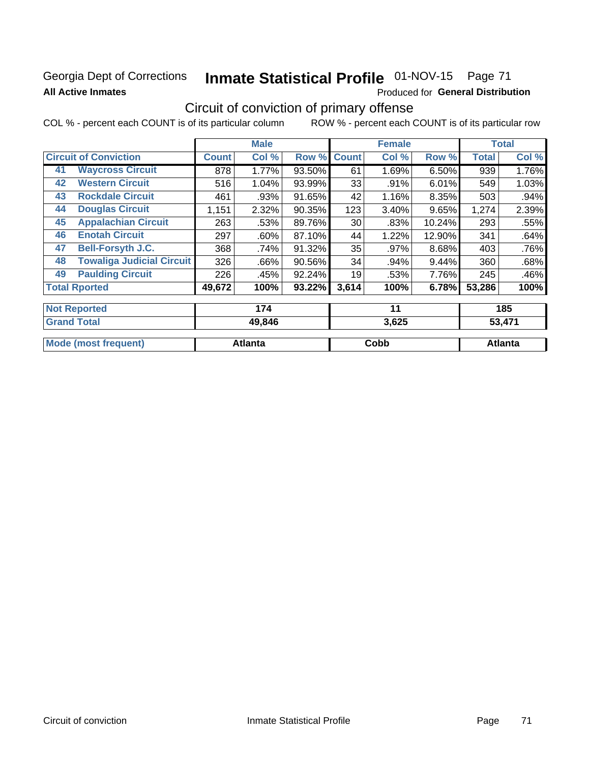Georgia Dept of Corrections
**All Active Inmates**

# Inmate Statistical Profile 01-NOV-15 Page 71

Produced for **General Distribution**

## Circuit of conviction of primary offense

COL % - percent each COUNT is of its particular column     ROW % - percent each COUNT is of its particular row

| Circuit of Conviction | | Male | | | Female | | | Total | |
|---|---|---|---|---|---|---|---|---|---|
| | | Count | Col % | Row % | Count | Col % | Row % | Total | Col % |
| 41 | Waycross Circuit | 878 | 1.77% | 93.50% | 61 | 1.69% | 6.50% | 939 | 1.76% |
| 42 | Western Circuit | 516 | 1.04% | 93.99% | 33 | .91% | 6.01% | 549 | 1.03% |
| 43 | Rockdale Circuit | 461 | .93% | 91.65% | 42 | 1.16% | 8.35% | 503 | .94% |
| 44 | Douglas Circuit | 1,151 | 2.32% | 90.35% | 123 | 3.40% | 9.65% | 1,274 | 2.39% |
| 45 | Appalachian Circuit | 263 | .53% | 89.76% | 30 | .83% | 10.24% | 293 | .55% |
| 46 | Enotah Circuit | 297 | .60% | 87.10% | 44 | 1.22% | 12.90% | 341 | .64% |
| 47 | Bell-Forsyth J.C. | 368 | .74% | 91.32% | 35 | .97% | 8.68% | 403 | .76% |
| 48 | Towaliga Judicial Circuit | 326 | .66% | 90.56% | 34 | .94% | 9.44% | 360 | .68% |
| 49 | Paulding Circuit | 226 | .45% | 92.24% | 19 | .53% | 7.76% | 245 | .46% |
| Total Rported | | 49,672 | 100% | 93.22% | 3,614 | 100% | 6.78% | 53,286 | 100% |
| Not Reported | | 174 | | | 11 | | | 185 | |
| Grand Total | | 49,846 | | | 3,625 | | | 53,471 | |
| Mode (most frequent) | | Atlanta | | | Cobb | | | Atlanta | |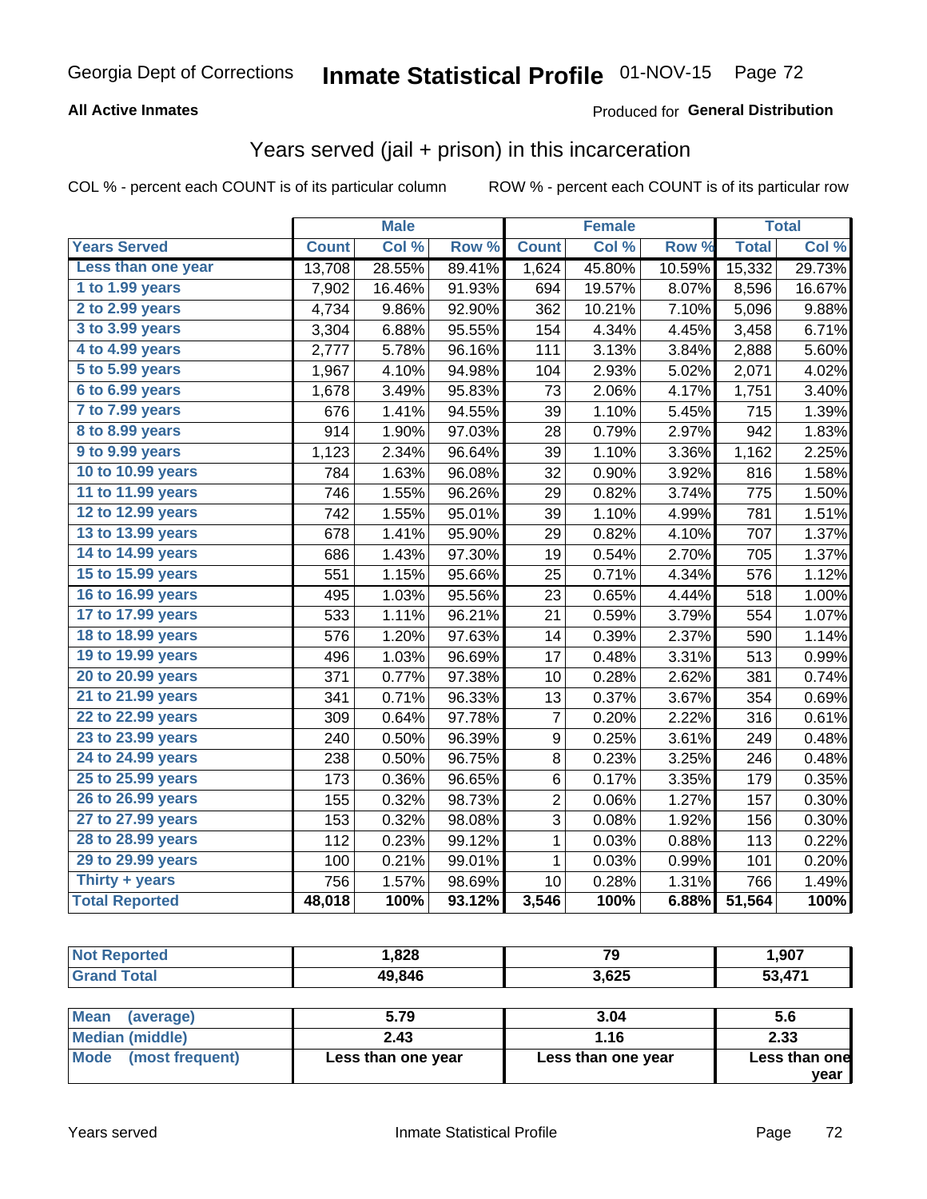Georgia Dept of Corrections **Inmate Statistical Profile** 01-NOV-15 Page 72

**All Active Inmates**

Produced for **General Distribution**

## Years served (jail + prison) in this incarceration

COL % - percent each COUNT is of its particular column

ROW % - percent each COUNT is of its particular row

| | Male | | | Female | | | Total | |
|---|---|---|---|---|---|---|---|---|
| Years Served | Count | Col % | Row % | Count | Col % | Row % | Total | Col % |
| Less than one year | 13,708 | 28.55% | 89.41% | 1,624 | 45.80% | 10.59% | 15,332 | 29.73% |
| 1 to 1.99 years | 7,902 | 16.46% | 91.93% | 694 | 19.57% | 8.07% | 8,596 | 16.67% |
| 2 to 2.99 years | 4,734 | 9.86% | 92.90% | 362 | 10.21% | 7.10% | 5,096 | 9.88% |
| 3 to 3.99 years | 3,304 | 6.88% | 95.55% | 154 | 4.34% | 4.45% | 3,458 | 6.71% |
| 4 to 4.99 years | 2,777 | 5.78% | 96.16% | 111 | 3.13% | 3.84% | 2,888 | 5.60% |
| 5 to 5.99 years | 1,967 | 4.10% | 94.98% | 104 | 2.93% | 5.02% | 2,071 | 4.02% |
| 6 to 6.99 years | 1,678 | 3.49% | 95.83% | 73 | 2.06% | 4.17% | 1,751 | 3.40% |
| 7 to 7.99 years | 676 | 1.41% | 94.55% | 39 | 1.10% | 5.45% | 715 | 1.39% |
| 8 to 8.99 years | 914 | 1.90% | 97.03% | 28 | 0.79% | 2.97% | 942 | 1.83% |
| 9 to 9.99 years | 1,123 | 2.34% | 96.64% | 39 | 1.10% | 3.36% | 1,162 | 2.25% |
| 10 to 10.99 years | 784 | 1.63% | 96.08% | 32 | 0.90% | 3.92% | 816 | 1.58% |
| 11 to 11.99 years | 746 | 1.55% | 96.26% | 29 | 0.82% | 3.74% | 775 | 1.50% |
| 12 to 12.99 years | 742 | 1.55% | 95.01% | 39 | 1.10% | 4.99% | 781 | 1.51% |
| 13 to 13.99 years | 678 | 1.41% | 95.90% | 29 | 0.82% | 4.10% | 707 | 1.37% |
| 14 to 14.99 years | 686 | 1.43% | 97.30% | 19 | 0.54% | 2.70% | 705 | 1.37% |
| 15 to 15.99 years | 551 | 1.15% | 95.66% | 25 | 0.71% | 4.34% | 576 | 1.12% |
| 16 to 16.99 years | 495 | 1.03% | 95.56% | 23 | 0.65% | 4.44% | 518 | 1.00% |
| 17 to 17.99 years | 533 | 1.11% | 96.21% | 21 | 0.59% | 3.79% | 554 | 1.07% |
| 18 to 18.99 years | 576 | 1.20% | 97.63% | 14 | 0.39% | 2.37% | 590 | 1.14% |
| 19 to 19.99 years | 496 | 1.03% | 96.69% | 17 | 0.48% | 3.31% | 513 | 0.99% |
| 20 to 20.99 years | 371 | 0.77% | 97.38% | 10 | 0.28% | 2.62% | 381 | 0.74% |
| 21 to 21.99 years | 341 | 0.71% | 96.33% | 13 | 0.37% | 3.67% | 354 | 0.69% |
| 22 to 22.99 years | 309 | 0.64% | 97.78% | 7 | 0.20% | 2.22% | 316 | 0.61% |
| 23 to 23.99 years | 240 | 0.50% | 96.39% | 9 | 0.25% | 3.61% | 249 | 0.48% |
| 24 to 24.99 years | 238 | 0.50% | 96.75% | 8 | 0.23% | 3.25% | 246 | 0.48% |
| 25 to 25.99 years | 173 | 0.36% | 96.65% | 6 | 0.17% | 3.35% | 179 | 0.35% |
| 26 to 26.99 years | 155 | 0.32% | 98.73% | 2 | 0.06% | 1.27% | 157 | 0.30% |
| 27 to 27.99 years | 153 | 0.32% | 98.08% | 3 | 0.08% | 1.92% | 156 | 0.30% |
| 28 to 28.99 years | 112 | 0.23% | 99.12% | 1 | 0.03% | 0.88% | 113 | 0.22% |
| 29 to 29.99 years | 100 | 0.21% | 99.01% | 1 | 0.03% | 0.99% | 101 | 0.20% |
| Thirty + years | 756 | 1.57% | 98.69% | 10 | 0.28% | 1.31% | 766 | 1.49% |
| **Total Reported** | **48,018** | **100%** | **93.12%** | **3,546** | **100%** | **6.88%** | **51,564** | **100%** |

| | Male | Female | Total |
|---|---|---|---|
| Not Reported | 1,828 | 79 | 1,907 |
| Grand Total | 49,846 | 3,625 | 53,471 |

| | Male | Female | Total |
|---|---|---|---|
| Mean (average) | 5.79 | 3.04 | 5.6 |
| Median (middle) | 2.43 | 1.16 | 2.33 |
| Mode (most frequent) | Less than one year | Less than one year | Less than one year |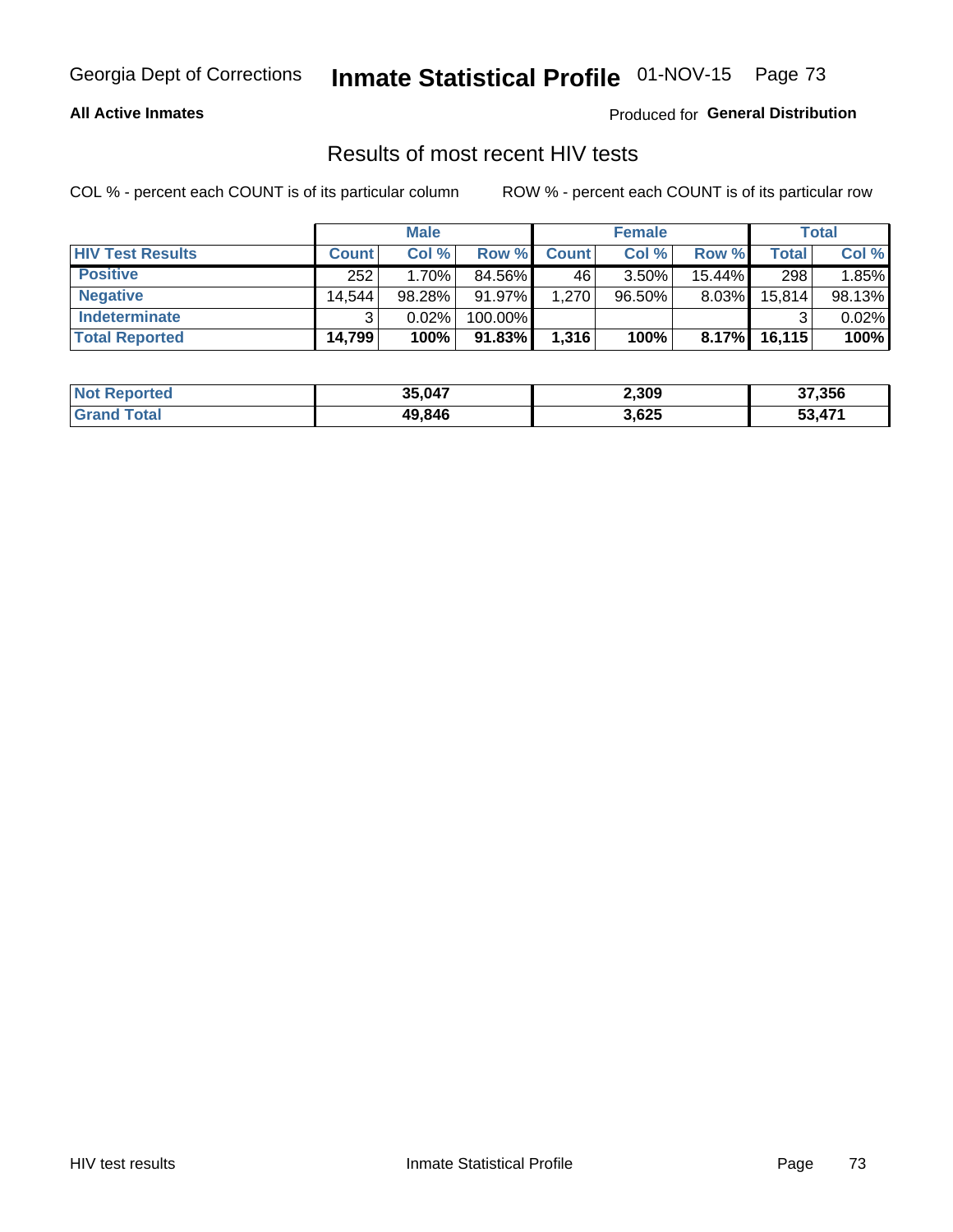**All Active Inmates**

Produced for **General Distribution**

## Results of most recent HIV tests

COL % - percent each COUNT is of its particular column

ROW % - percent each COUNT is of its particular row

| | Male | | | Female | | | Total | |
|---|---|---|---|---|---|---|---|---|
| **HIV Test Results** | **Count** | **Col %** | **Row %** | **Count** | **Col %** | **Row %** | **Total** | **Col %** |
| **Positive** | 252 | 1.70% | 84.56% | 46 | 3.50% | 15.44% | 298 | 1.85% |
| **Negative** | 14,544 | 98.28% | 91.97% | 1,270 | 96.50% | 8.03% | 15,814 | 98.13% |
| **Indeterminate** | 3 | 0.02% | 100.00% | | | | 3 | 0.02% |
| **Total Reported** | **14,799** | **100%** | **91.83%** | **1,316** | **100%** | **8.17%** | **16,115** | **100%** |

| | Male | Female | Total |
|---|---|---|---|
| **Not Reported** | **35,047** | **2,309** | **37,356** |
| **Grand Total** | **49,846** | **3,625** | **53,471** |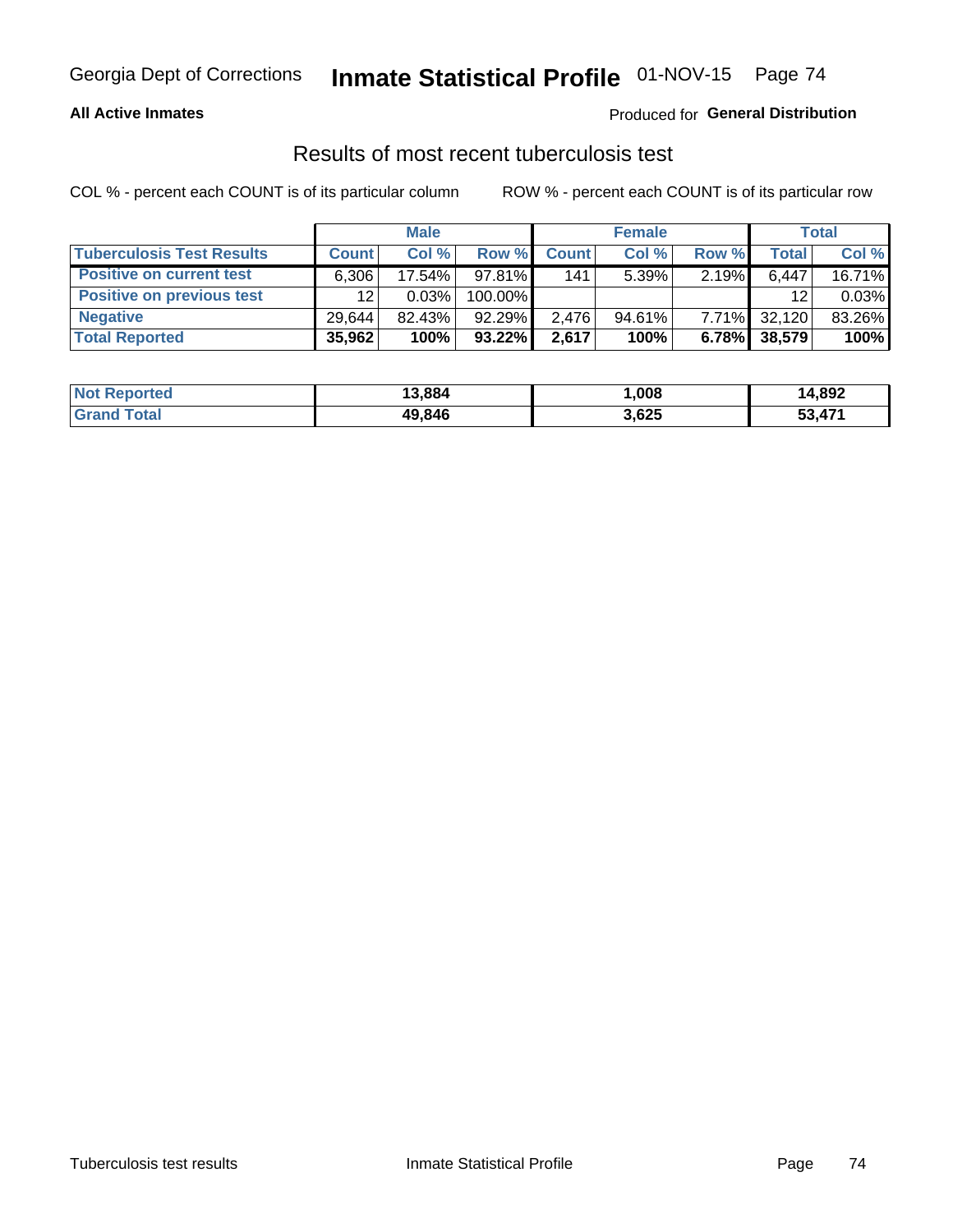Georgia Dept of Corrections **Inmate Statistical Profile** 01-NOV-15

**All Active Inmates**

Produced for **General Distribution**

## Results of most recent tuberculosis test

COL % - percent each COUNT is of its particular column

ROW % - percent each COUNT is of its particular row

| | Male | | | Female | | | Total | |
|---|---|---|---|---|---|---|---|---|
| **Tuberculosis Test Results** | **Count** | **Col %** | **Row %** | **Count** | **Col %** | **Row %** | **Total** | **Col %** |
| **Positive on current test** | 6,306 | 17.54% | 97.81% | 141 | 5.39% | 2.19% | 6,447 | 16.71% |
| **Positive on previous test** | 12 | 0.03% | 100.00% | | | | 12 | 0.03% |
| **Negative** | 29,644 | 82.43% | 92.29% | 2,476 | 94.61% | 7.71% | 32,120 | 83.26% |
| **Total Reported** | **35,962** | **100%** | **93.22%** | **2,617** | **100%** | **6.78%** | **38,579** | **100%** |

| | Male | Female | Total |
|---|---|---|---|
| **Not Reported** | **13,884** | **1,008** | **14,892** |
| **Grand Total** | **49,846** | **3,625** | **53,471** |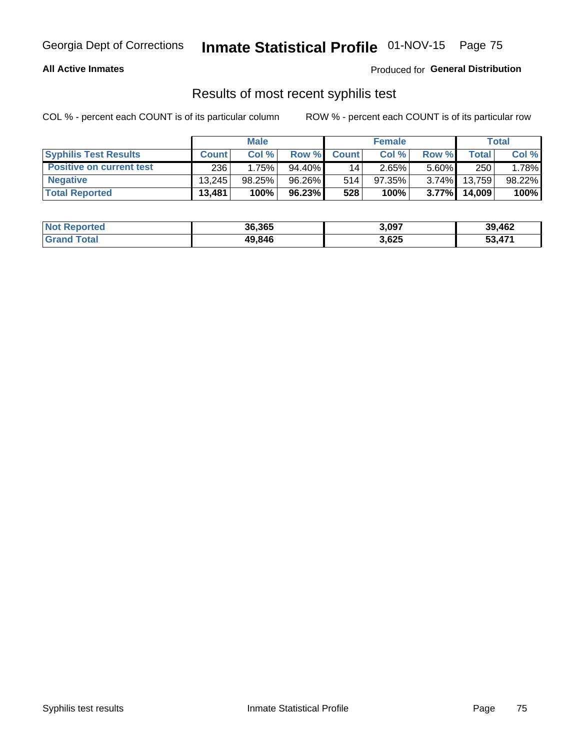Georgia Dept of Corrections **Inmate Statistical Profile** 01-NOV-15 Page 75

**All Active Inmates**

Produced for **General Distribution**

## Results of most recent syphilis test

COL % - percent each COUNT is of its particular column    ROW % - percent each COUNT is of its particular row

| | Male | | | Female | | | Total | |
|---|---|---|---|---|---|---|---|---|
| **Syphilis Test Results** | **Count** | **Col %** | **Row %** | **Count** | **Col %** | **Row %** | **Total** | **Col %** |
| **Positive on current test** | 236 | 1.75% | 94.40% | 14 | 2.65% | 5.60% | 250 | 1.78% |
| **Negative** | 13,245 | 98.25% | 96.26% | 514 | 97.35% | 3.74% | 13,759 | 98.22% |
| **Total Reported** | **13,481** | **100%** | **96.23%** | **528** | **100%** | **3.77%** | **14,009** | **100%** |

| | Male | Female | Total |
|---|---|---|---|
| **Not Reported** | **36,365** | **3,097** | **39,462** |
| **Grand Total** | **49,846** | **3,625** | **53,471** |

Syphilis test results    Inmate Statistical Profile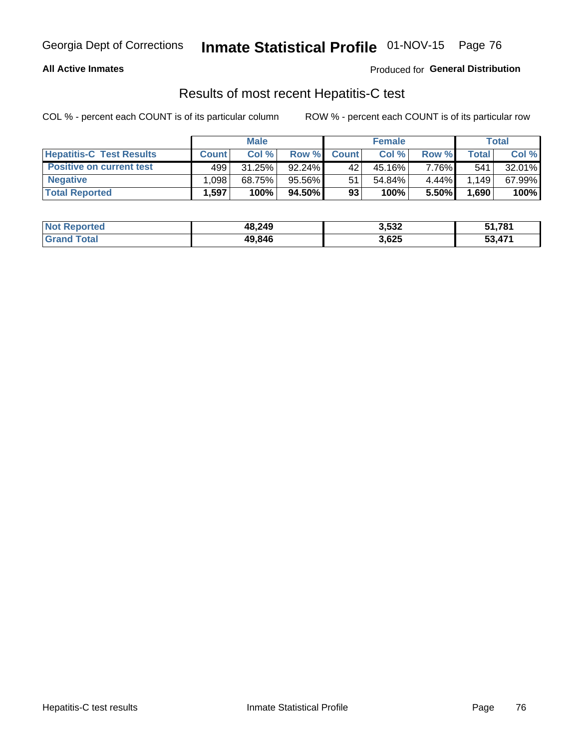Georgia Dept of Corrections **Inmate Statistical Profile** 01-NOV-15

**All Active Inmates**

Produced for **General Distribution**

## Results of most recent Hepatitis-C test

COL % - percent each COUNT is of its particular column

ROW % - percent each COUNT is of its particular row

| | Male | | | Female | | | Total | |
|---|---|---|---|---|---|---|---|---|
| **Hepatitis-C Test Results** | **Count** | **Col %** | **Row %** | **Count** | **Col %** | **Row %** | **Total** | **Col %** |
| **Positive on current test** | 499 | 31.25% | 92.24% | 42 | 45.16% | 7.76% | 541 | 32.01% |
| **Negative** | 1,098 | 68.75% | 95.56% | 51 | 54.84% | 4.44% | 1,149 | 67.99% |
| **Total Reported** | **1,597** | **100%** | **94.50%** | **93** | **100%** | **5.50%** | **1,690** | **100%** |

| | Male | Female | Total |
|---|---|---|---|
| **Not Reported** | **48,249** | **3,532** | **51,781** |
| **Grand Total** | **49,846** | **3,625** | **53,471** |